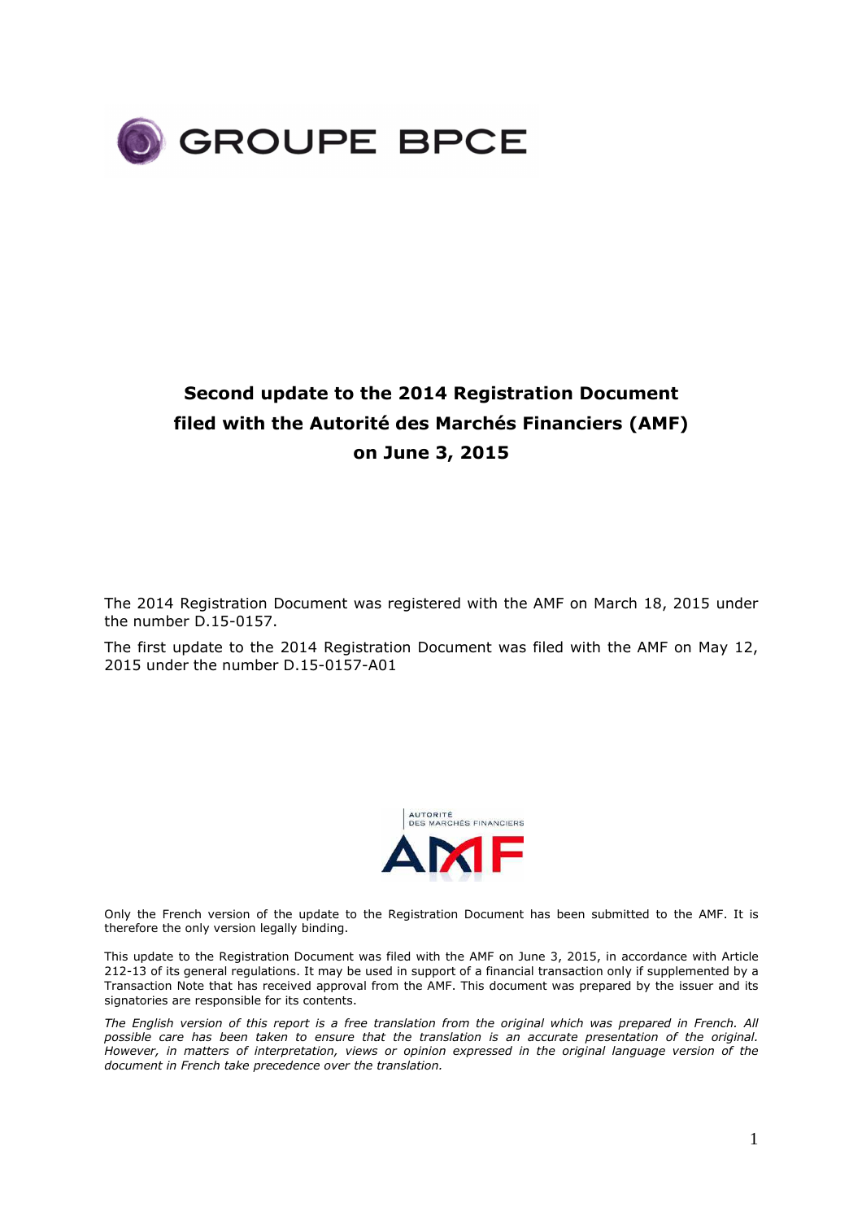GROUPE BPCE

# Second update to the 2014 Registration Document filed with the Autorité des Marchés Financiers (AMF) on June 3, 2015

The 2014 Registration Document was registered with the AMF on March 18, 2015 under the number D.15-0157.

The first update to the 2014 Registration Document was filed with the AMF on May 12, 2015 under the number D.15-0157-A01

AUTORITÉ DES MARCHÉS FINANCIERS

AMF

Only the French version of the update to the Registration Document has been submitted to the AMF. It is therefore the only version legally binding.

This update to the Registration Document was filed with the AMF on June 3, 2015, in accordance with Article 212-13 of its general regulations. It may be used in support of a financial transaction only if supplemented by a Transaction Note that has received approval from the AMF. This document was prepared by the issuer and its signatories are responsible for its contents.

*The English version of this report is a free translation from the original which was prepared in French. All possible care has been taken to ensure that the translation is an accurate presentation of the original. However, in matters of interpretation, views or opinion expressed in the original language version of the document in French take precedence over the translation.*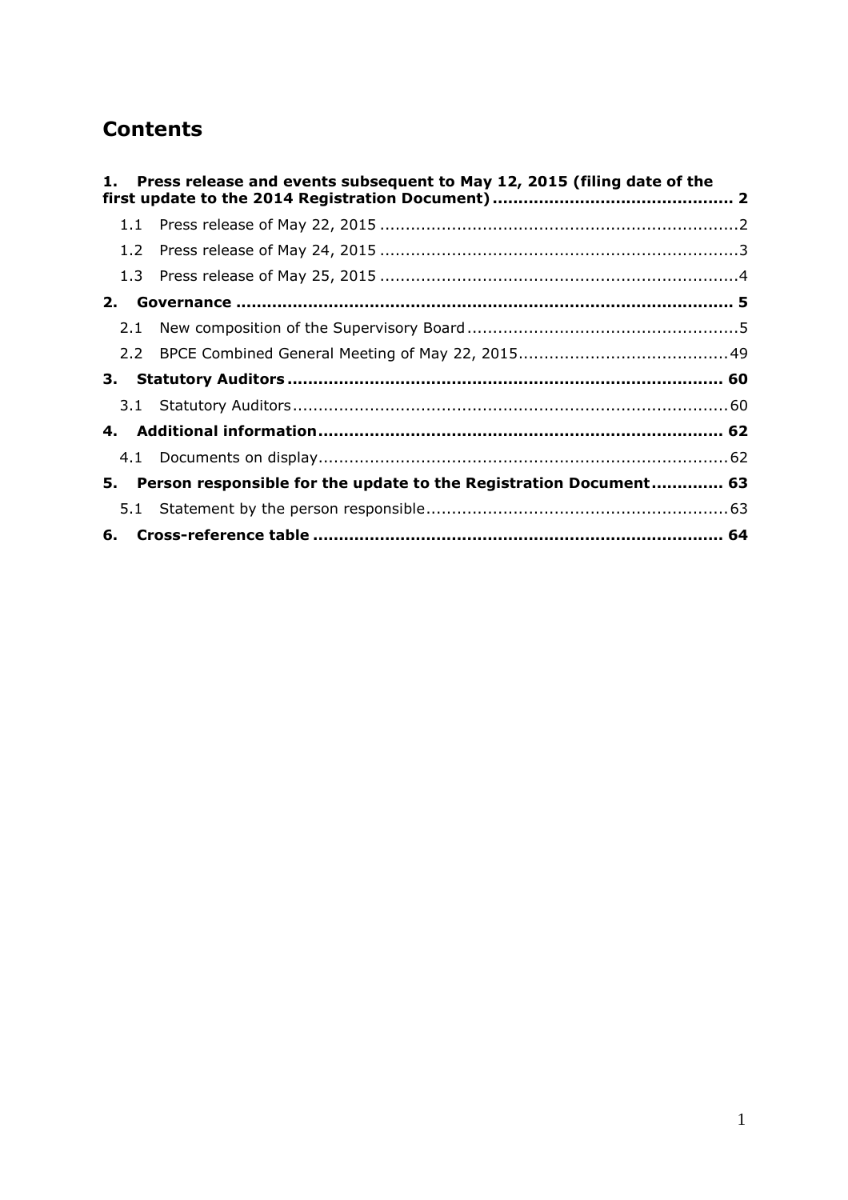# Contents

**1. Press release and events subsequent to May 12, 2015 (filing date of the first update to the 2014 Registration Document) .............................................. 2**

1.1 Press release of May 22, 2015 ....................................................................2

1.2 Press release of May 24, 2015 ....................................................................3

1.3 Press release of May 25, 2015 ....................................................................4

**2. Governance ............................................................................................ 5**

2.1 New composition of the Supervisory Board ....................................................5

2.2 BPCE Combined General Meeting of May 22, 2015........................................49

**3. Statutory Auditors .................................................................................. 60**

3.1 Statutory Auditors.....................................................................................60

**4. Additional information............................................................................ 62**

4.1 Documents on display................................................................................62

**5. Person responsible for the update to the Registration Document............. 63**

5.1 Statement by the person responsible..........................................................63

**6. Cross-reference table ............................................................................. 64**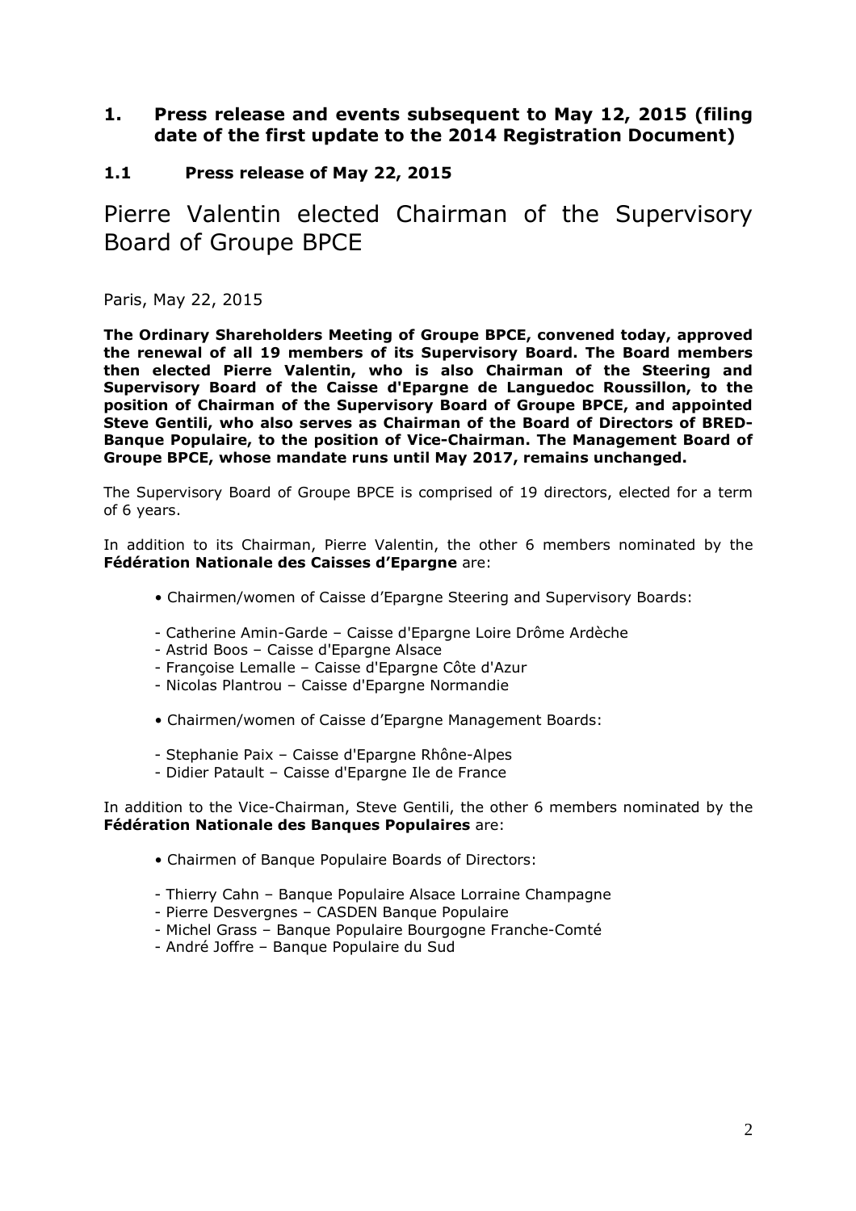## 1. Press release and events subsequent to May 12, 2015 (filing date of the first update to the 2014 Registration Document)

### 1.1 Press release of May 22, 2015

# Pierre Valentin elected Chairman of the Supervisory Board of Groupe BPCE

Paris, May 22, 2015

**The Ordinary Shareholders Meeting of Groupe BPCE, convened today, approved the renewal of all 19 members of its Supervisory Board. The Board members then elected Pierre Valentin, who is also Chairman of the Steering and Supervisory Board of the Caisse d'Epargne de Languedoc Roussillon, to the position of Chairman of the Supervisory Board of Groupe BPCE, and appointed Steve Gentili, who also serves as Chairman of the Board of Directors of BRED-Banque Populaire, to the position of Vice-Chairman. The Management Board of Groupe BPCE, whose mandate runs until May 2017, remains unchanged.**

The Supervisory Board of Groupe BPCE is comprised of 19 directors, elected for a term of 6 years.

In addition to its Chairman, Pierre Valentin, the other 6 members nominated by the **Fédération Nationale des Caisses d'Epargne** are:

- Chairmen/women of Caisse d'Epargne Steering and Supervisory Boards:

- Catherine Amin-Garde – Caisse d'Epargne Loire Drôme Ardèche
- Astrid Boos – Caisse d'Epargne Alsace
- Françoise Lemalle – Caisse d'Epargne Côte d'Azur
- Nicolas Plantrou – Caisse d'Epargne Normandie

- Chairmen/women of Caisse d'Epargne Management Boards:

- Stephanie Paix – Caisse d'Epargne Rhône-Alpes
- Didier Patault – Caisse d'Epargne Ile de France

In addition to the Vice-Chairman, Steve Gentili, the other 6 members nominated by the **Fédération Nationale des Banques Populaires** are:

- Chairmen of Banque Populaire Boards of Directors:

- Thierry Cahn – Banque Populaire Alsace Lorraine Champagne
- Pierre Desvergnes – CASDEN Banque Populaire
- Michel Grass – Banque Populaire Bourgogne Franche-Comté
- André Joffre – Banque Populaire du Sud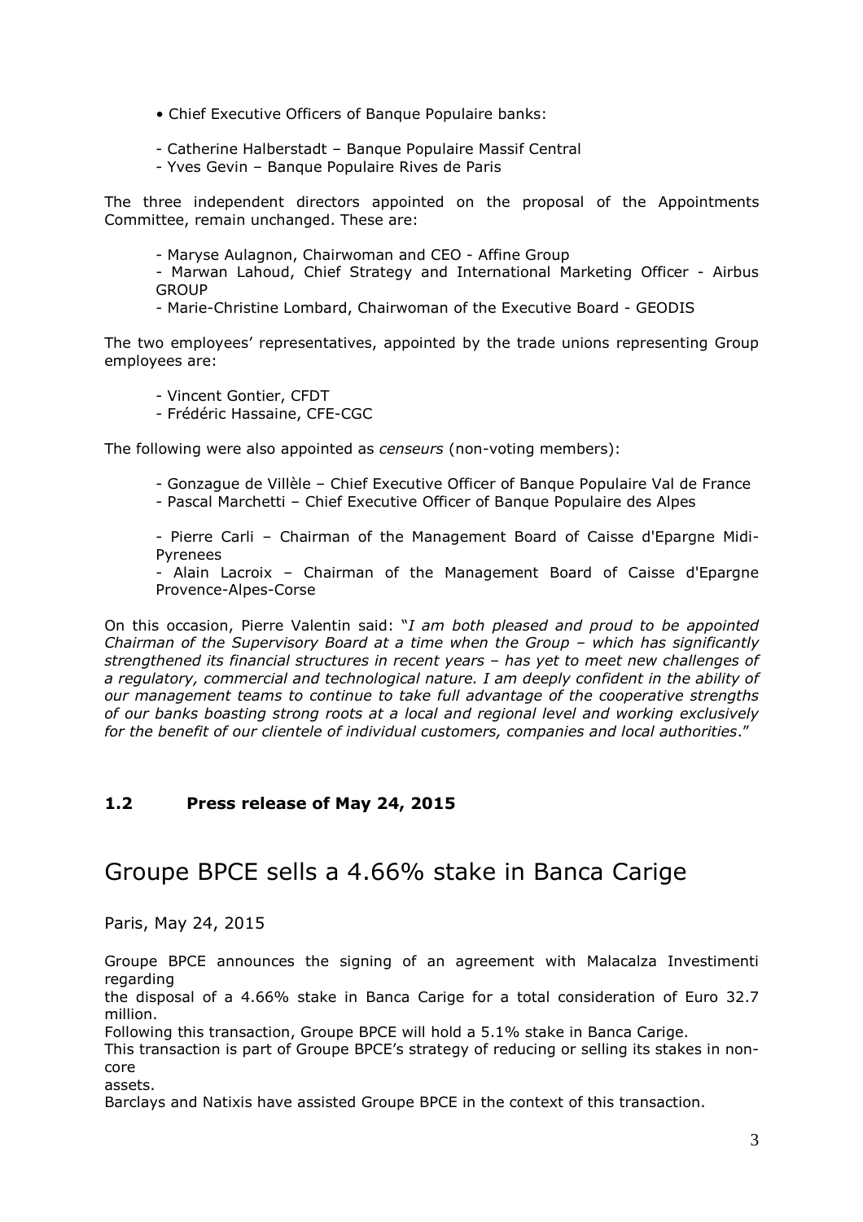- Chief Executive Officers of Banque Populaire banks:

- Catherine Halberstadt – Banque Populaire Massif Central
- Yves Gevin – Banque Populaire Rives de Paris

The three independent directors appointed on the proposal of the Appointments Committee, remain unchanged. These are:

- Maryse Aulagnon, Chairwoman and CEO - Affine Group
- Marwan Lahoud, Chief Strategy and International Marketing Officer - Airbus GROUP
- Marie-Christine Lombard, Chairwoman of the Executive Board - GEODIS

The two employees' representatives, appointed by the trade unions representing Group employees are:

- Vincent Gontier, CFDT
- Frédéric Hassaine, CFE-CGC

The following were also appointed as *censeurs* (non-voting members):

- Gonzague de Villèle – Chief Executive Officer of Banque Populaire Val de France
- Pascal Marchetti – Chief Executive Officer of Banque Populaire des Alpes

- Pierre Carli – Chairman of the Management Board of Caisse d'Epargne Midi-Pyrenees
- Alain Lacroix – Chairman of the Management Board of Caisse d'Epargne Provence-Alpes-Corse

On this occasion, Pierre Valentin said: "*I am both pleased and proud to be appointed Chairman of the Supervisory Board at a time when the Group – which has significantly strengthened its financial structures in recent years – has yet to meet new challenges of a regulatory, commercial and technological nature. I am deeply confident in the ability of our management teams to continue to take full advantage of the cooperative strengths of our banks boasting strong roots at a local and regional level and working exclusively for the benefit of our clientele of individual customers, companies and local authorities*."

### 1.2 Press release of May 24, 2015

## Groupe BPCE sells a 4.66% stake in Banca Carige

Paris, May 24, 2015

Groupe BPCE announces the signing of an agreement with Malacalza Investimenti regarding
the disposal of a 4.66% stake in Banca Carige for a total consideration of Euro 32.7 million.
Following this transaction, Groupe BPCE will hold a 5.1% stake in Banca Carige.
This transaction is part of Groupe BPCE's strategy of reducing or selling its stakes in non-core
assets.
Barclays and Natixis have assisted Groupe BPCE in the context of this transaction.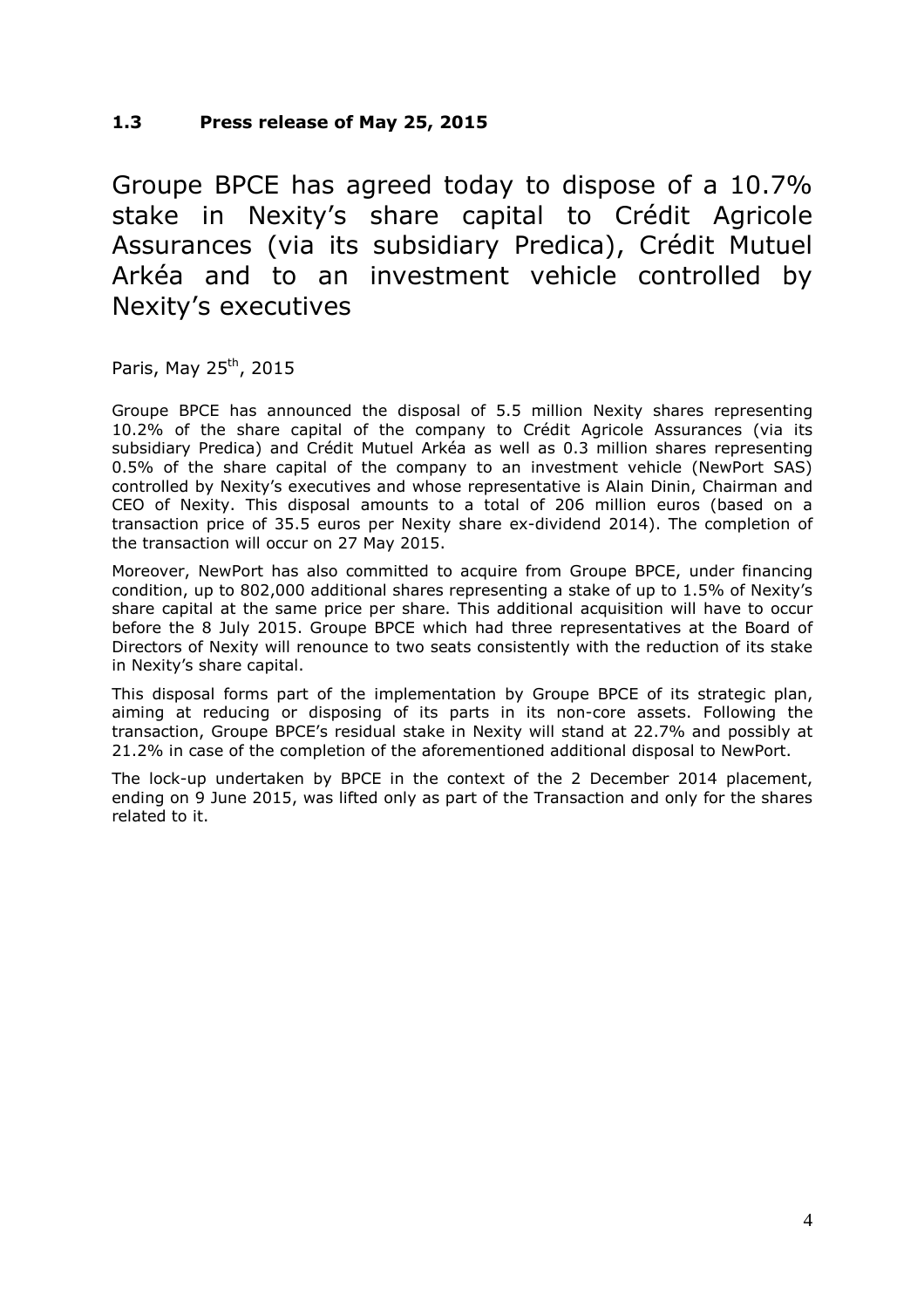### 1.3 Press release of May 25, 2015

# Groupe BPCE has agreed today to dispose of a 10.7% stake in Nexity's share capital to Crédit Agricole Assurances (via its subsidiary Predica), Crédit Mutuel Arkéa and to an investment vehicle controlled by Nexity's executives

Paris, May 25th, 2015

Groupe BPCE has announced the disposal of 5.5 million Nexity shares representing 10.2% of the share capital of the company to Crédit Agricole Assurances (via its subsidiary Predica) and Crédit Mutuel Arkéa as well as 0.3 million shares representing 0.5% of the share capital of the company to an investment vehicle (NewPort SAS) controlled by Nexity's executives and whose representative is Alain Dinin, Chairman and CEO of Nexity. This disposal amounts to a total of 206 million euros (based on a transaction price of 35.5 euros per Nexity share ex-dividend 2014). The completion of the transaction will occur on 27 May 2015.

Moreover, NewPort has also committed to acquire from Groupe BPCE, under financing condition, up to 802,000 additional shares representing a stake of up to 1.5% of Nexity's share capital at the same price per share. This additional acquisition will have to occur before the 8 July 2015. Groupe BPCE which had three representatives at the Board of Directors of Nexity will renounce to two seats consistently with the reduction of its stake in Nexity's share capital.

This disposal forms part of the implementation by Groupe BPCE of its strategic plan, aiming at reducing or disposing of its parts in its non-core assets. Following the transaction, Groupe BPCE's residual stake in Nexity will stand at 22.7% and possibly at 21.2% in case of the completion of the aforementioned additional disposal to NewPort.

The lock-up undertaken by BPCE in the context of the 2 December 2014 placement, ending on 9 June 2015, was lifted only as part of the Transaction and only for the shares related to it.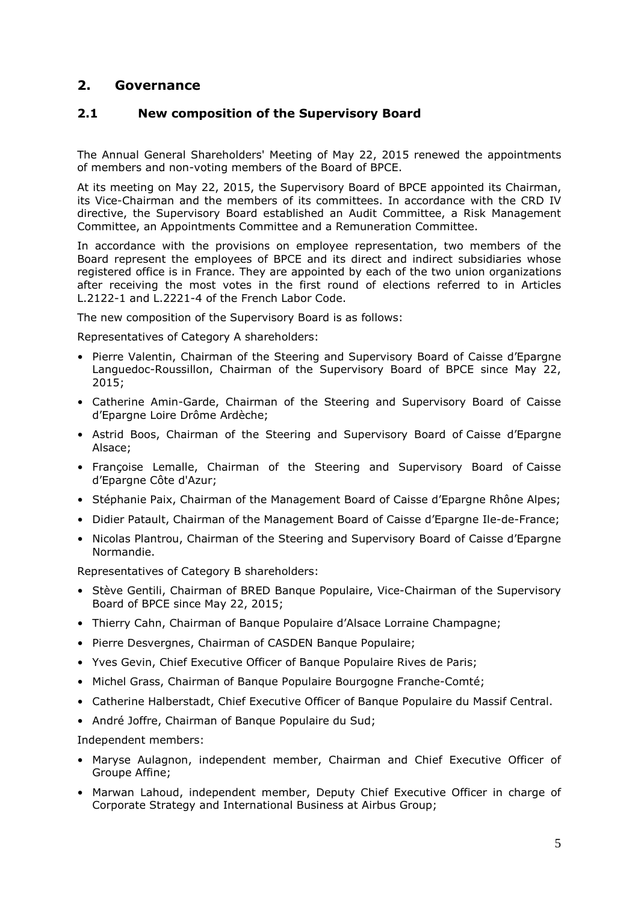## 2. Governance

### 2.1 New composition of the Supervisory Board

The Annual General Shareholders' Meeting of May 22, 2015 renewed the appointments of members and non-voting members of the Board of BPCE.

At its meeting on May 22, 2015, the Supervisory Board of BPCE appointed its Chairman, its Vice-Chairman and the members of its committees. In accordance with the CRD IV directive, the Supervisory Board established an Audit Committee, a Risk Management Committee, an Appointments Committee and a Remuneration Committee.

In accordance with the provisions on employee representation, two members of the Board represent the employees of BPCE and its direct and indirect subsidiaries whose registered office is in France. They are appointed by each of the two union organizations after receiving the most votes in the first round of elections referred to in Articles L.2122-1 and L.2221-4 of the French Labor Code.

The new composition of the Supervisory Board is as follows:

Representatives of Category A shareholders:

- Pierre Valentin, Chairman of the Steering and Supervisory Board of Caisse d'Epargne Languedoc-Roussillon, Chairman of the Supervisory Board of BPCE since May 22, 2015;
- Catherine Amin-Garde, Chairman of the Steering and Supervisory Board of Caisse d'Epargne Loire Drôme Ardèche;
- Astrid Boos, Chairman of the Steering and Supervisory Board of Caisse d'Epargne Alsace;
- Françoise Lemalle, Chairman of the Steering and Supervisory Board of Caisse d'Epargne Côte d'Azur;
- Stéphanie Paix, Chairman of the Management Board of Caisse d'Epargne Rhône Alpes;
- Didier Patault, Chairman of the Management Board of Caisse d'Epargne Ile-de-France;
- Nicolas Plantrou, Chairman of the Steering and Supervisory Board of Caisse d'Epargne Normandie.

Representatives of Category B shareholders:

- Stève Gentili, Chairman of BRED Banque Populaire, Vice-Chairman of the Supervisory Board of BPCE since May 22, 2015;
- Thierry Cahn, Chairman of Banque Populaire d'Alsace Lorraine Champagne;
- Pierre Desvergnes, Chairman of CASDEN Banque Populaire;
- Yves Gevin, Chief Executive Officer of Banque Populaire Rives de Paris;
- Michel Grass, Chairman of Banque Populaire Bourgogne Franche-Comté;
- Catherine Halberstadt, Chief Executive Officer of Banque Populaire du Massif Central.
- André Joffre, Chairman of Banque Populaire du Sud;

Independent members:

- Maryse Aulagnon, independent member, Chairman and Chief Executive Officer of Groupe Affine;
- Marwan Lahoud, independent member, Deputy Chief Executive Officer in charge of Corporate Strategy and International Business at Airbus Group;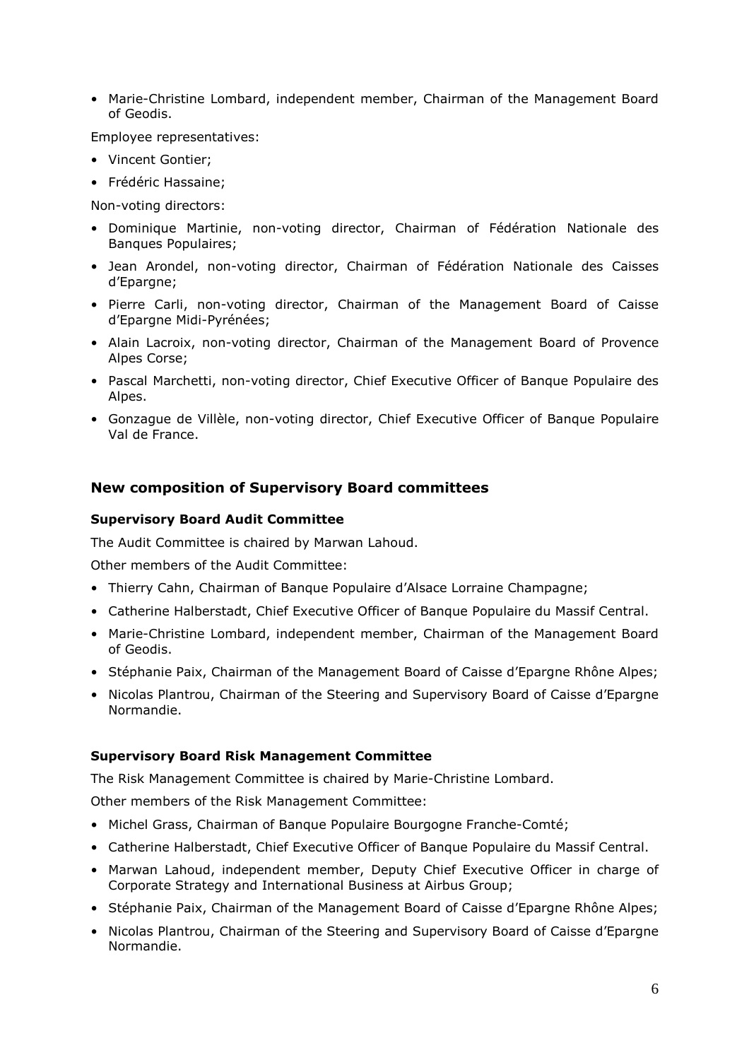- Marie-Christine Lombard, independent member, Chairman of the Management Board of Geodis.

Employee representatives:

- Vincent Gontier;
- Frédéric Hassaine;

Non-voting directors:

- Dominique Martinie, non-voting director, Chairman of Fédération Nationale des Banques Populaires;
- Jean Arondel, non-voting director, Chairman of Fédération Nationale des Caisses d'Epargne;
- Pierre Carli, non-voting director, Chairman of the Management Board of Caisse d'Epargne Midi-Pyrénées;
- Alain Lacroix, non-voting director, Chairman of the Management Board of Provence Alpes Corse;
- Pascal Marchetti, non-voting director, Chief Executive Officer of Banque Populaire des Alpes.
- Gonzague de Villèle, non-voting director, Chief Executive Officer of Banque Populaire Val de France.

## New composition of Supervisory Board committees

### Supervisory Board Audit Committee

The Audit Committee is chaired by Marwan Lahoud.

Other members of the Audit Committee:

- Thierry Cahn, Chairman of Banque Populaire d'Alsace Lorraine Champagne;
- Catherine Halberstadt, Chief Executive Officer of Banque Populaire du Massif Central.
- Marie-Christine Lombard, independent member, Chairman of the Management Board of Geodis.
- Stéphanie Paix, Chairman of the Management Board of Caisse d'Epargne Rhône Alpes;
- Nicolas Plantrou, Chairman of the Steering and Supervisory Board of Caisse d'Epargne Normandie.

### Supervisory Board Risk Management Committee

The Risk Management Committee is chaired by Marie-Christine Lombard.

Other members of the Risk Management Committee:

- Michel Grass, Chairman of Banque Populaire Bourgogne Franche-Comté;
- Catherine Halberstadt, Chief Executive Officer of Banque Populaire du Massif Central.
- Marwan Lahoud, independent member, Deputy Chief Executive Officer in charge of Corporate Strategy and International Business at Airbus Group;
- Stéphanie Paix, Chairman of the Management Board of Caisse d'Epargne Rhône Alpes;
- Nicolas Plantrou, Chairman of the Steering and Supervisory Board of Caisse d'Epargne Normandie.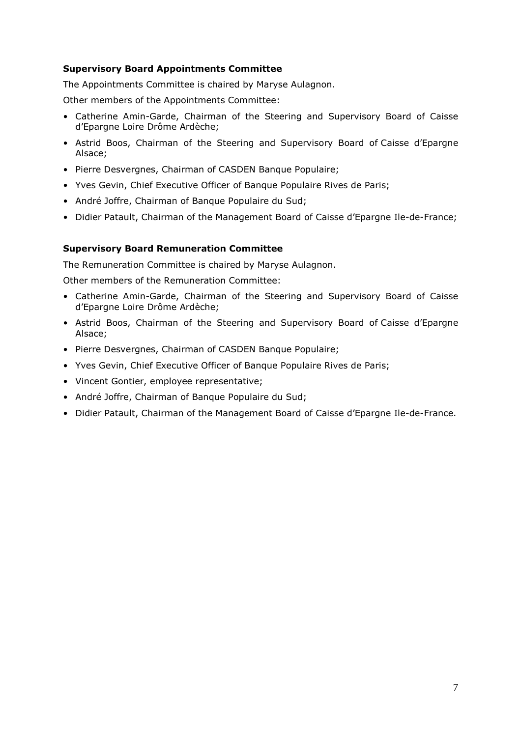**Supervisory Board Appointments Committee**

The Appointments Committee is chaired by Maryse Aulagnon.

Other members of the Appointments Committee:

- Catherine Amin-Garde, Chairman of the Steering and Supervisory Board of Caisse d'Epargne Loire Drôme Ardèche;
- Astrid Boos, Chairman of the Steering and Supervisory Board of Caisse d'Epargne Alsace;
- Pierre Desvergnes, Chairman of CASDEN Banque Populaire;
- Yves Gevin, Chief Executive Officer of Banque Populaire Rives de Paris;
- André Joffre, Chairman of Banque Populaire du Sud;
- Didier Patault, Chairman of the Management Board of Caisse d'Epargne Ile-de-France;

**Supervisory Board Remuneration Committee**

The Remuneration Committee is chaired by Maryse Aulagnon.

Other members of the Remuneration Committee:

- Catherine Amin-Garde, Chairman of the Steering and Supervisory Board of Caisse d'Epargne Loire Drôme Ardèche;
- Astrid Boos, Chairman of the Steering and Supervisory Board of Caisse d'Epargne Alsace;
- Pierre Desvergnes, Chairman of CASDEN Banque Populaire;
- Yves Gevin, Chief Executive Officer of Banque Populaire Rives de Paris;
- Vincent Gontier, employee representative;
- André Joffre, Chairman of Banque Populaire du Sud;
- Didier Patault, Chairman of the Management Board of Caisse d'Epargne Ile-de-France.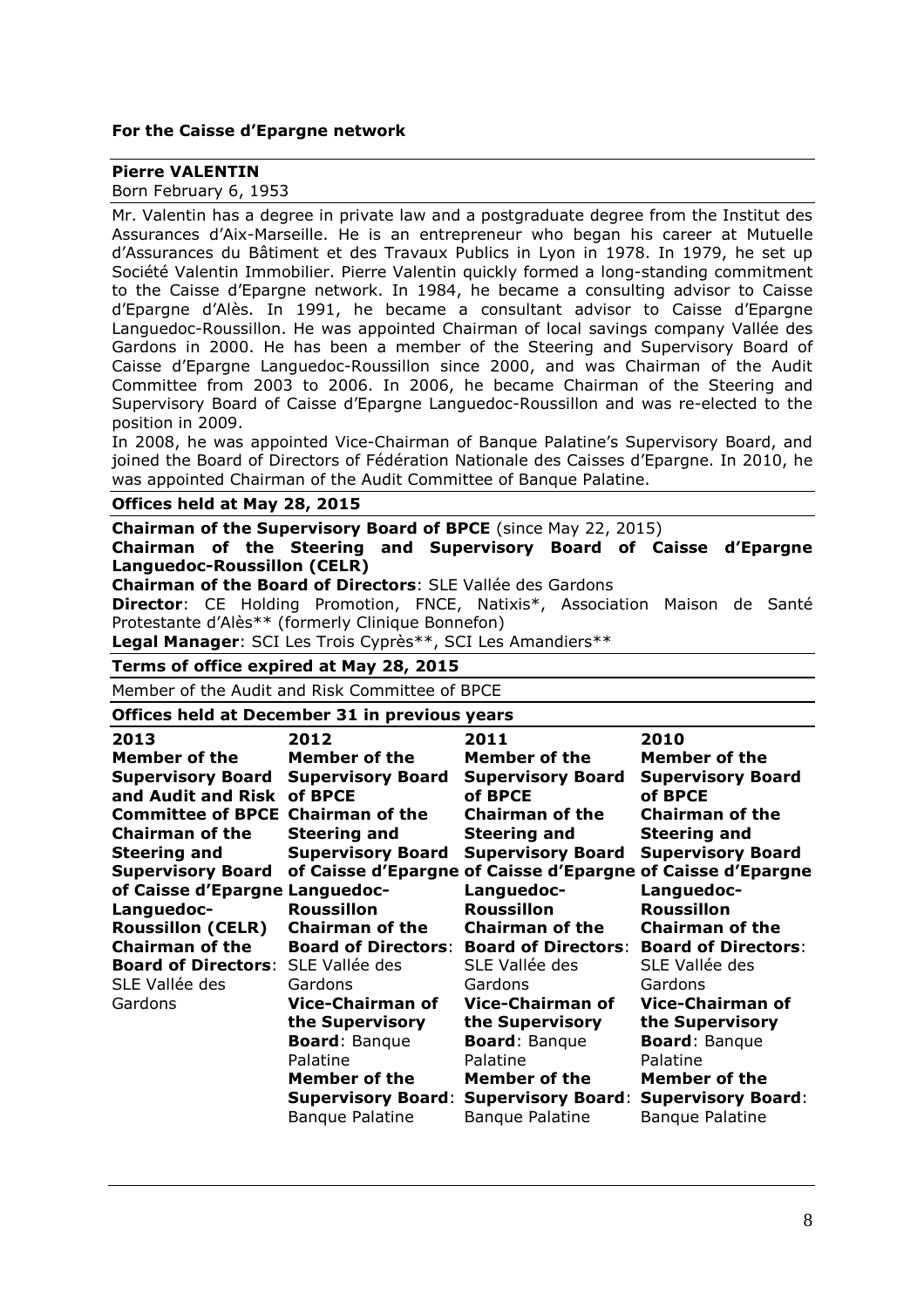**For the Caisse d'Epargne network**

**Pierre VALENTIN**

Born February 6, 1953

Mr. Valentin has a degree in private law and a postgraduate degree from the Institut des Assurances d'Aix-Marseille. He is an entrepreneur who began his career at Mutuelle d'Assurances du Bâtiment et des Travaux Publics in Lyon in 1978. In 1979, he set up Société Valentin Immobilier. Pierre Valentin quickly formed a long-standing commitment to the Caisse d'Epargne network. In 1984, he became a consulting advisor to Caisse d'Epargne d'Alès. In 1991, he became a consultant advisor to Caisse d'Epargne Languedoc-Roussillon. He was appointed Chairman of local savings company Vallée des Gardons in 2000. He has been a member of the Steering and Supervisory Board of Caisse d'Epargne Languedoc-Roussillon since 2000, and was Chairman of the Audit Committee from 2003 to 2006. In 2006, he became Chairman of the Steering and Supervisory Board of Caisse d'Epargne Languedoc-Roussillon and was re-elected to the position in 2009.

In 2008, he was appointed Vice-Chairman of Banque Palatine's Supervisory Board, and joined the Board of Directors of Fédération Nationale des Caisses d'Epargne. In 2010, he was appointed Chairman of the Audit Committee of Banque Palatine.

**Offices held at May 28, 2015**

**Chairman of the Supervisory Board of BPCE** (since May 22, 2015)

**Chairman of the Steering and Supervisory Board of Caisse d'Epargne Languedoc-Roussillon (CELR)**

**Chairman of the Board of Directors**: SLE Vallée des Gardons

**Director**: CE Holding Promotion, FNCE, Natixis*, Association Maison de Santé Protestante d'Alès** (formerly Clinique Bonnefon)

**Legal Manager**: SCI Les Trois Cyprès**, SCI Les Amandiers**

**Terms of office expired at May 28, 2015**

Member of the Audit and Risk Committee of BPCE

**Offices held at December 31 in previous years**

| 2013 | 2012 | 2011 | 2010 |
|---|---|---|---|
| **Member of the Supervisory Board and Audit and Risk Committee of BPCE** | **Member of the Supervisory Board of BPCE** | **Member of the Supervisory Board of BPCE** | **Member of the Supervisory Board of BPCE** |
| **Chairman of the Steering and Supervisory Board of Caisse d'Epargne Languedoc-Roussillon (CELR)** | **Chairman of the Steering and Supervisory Board of Caisse d'Epargne Languedoc-Roussillon** | **Chairman of the Steering and Supervisory Board of Caisse d'Epargne Languedoc-Roussillon** | **Chairman of the Steering and Supervisory Board of Caisse d'Epargne Languedoc-Roussillon** |
| **Chairman of the Board of Directors**: SLE Vallée des Gardons | **Chairman of the Board of Directors**: SLE Vallée des Gardons | **Chairman of the Board of Directors**: SLE Vallée des Gardons | **Chairman of the Board of Directors**: SLE Vallée des Gardons |
| | **Vice-Chairman of the Supervisory Board**: Banque Palatine | **Vice-Chairman of the Supervisory Board**: Banque Palatine | **Vice-Chairman of the Supervisory Board**: Banque Palatine |
| | **Member of the Supervisory Board**: Banque Palatine | **Member of the Supervisory Board**: Banque Palatine | **Member of the Supervisory Board**: Banque Palatine |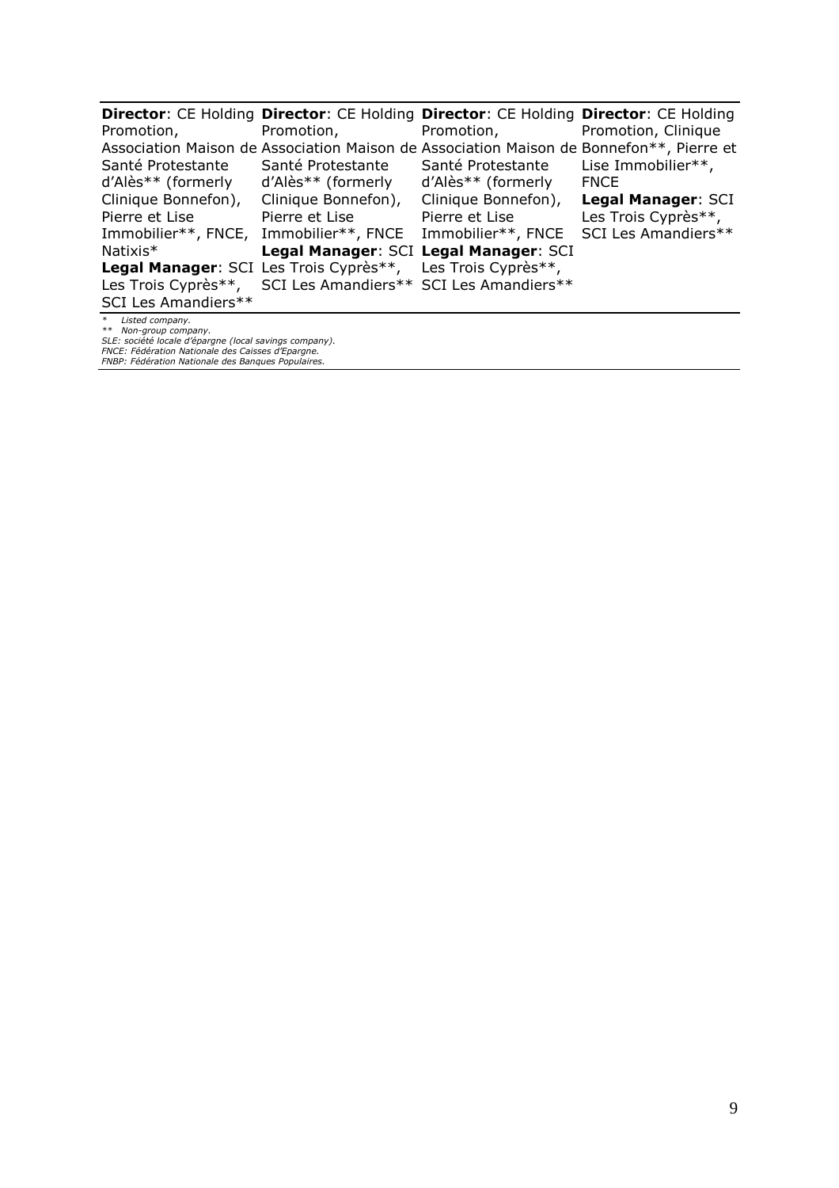| | | | |
|---|---|---|---|
| **Director**: CE Holding Promotion, Association Maison de Santé Protestante d'Alès** (formerly Clinique Bonnefon), Pierre et Lise Immobilier**, FNCE, Natixis* **Legal Manager**: SCI Les Trois Cyprès**, SCI Les Amandiers** | **Director**: CE Holding Promotion, Association Maison de Santé Protestante d'Alès** (formerly Clinique Bonnefon), Pierre et Lise Immobilier**, FNCE **Legal Manager**: SCI Les Trois Cyprès**, SCI Les Amandiers** | **Director**: CE Holding Promotion, Association Maison de Santé Protestante d'Alès** (formerly Clinique Bonnefon), Pierre et Lise Immobilier**, FNCE **Legal Manager**: SCI Les Trois Cyprès**, SCI Les Amandiers** | **Director**: CE Holding Promotion, Clinique Bonnefon**, Pierre et Lise Immobilier**, FNCE **Legal Manager**: SCI Les Trois Cyprès**, SCI Les Amandiers** |

*\* Listed company.*
*\*\* Non-group company.*
*SLE: société locale d'épargne (local savings company).*
*FNCE: Fédération Nationale des Caisses d'Epargne.*
*FNBP: Fédération Nationale des Banques Populaires.*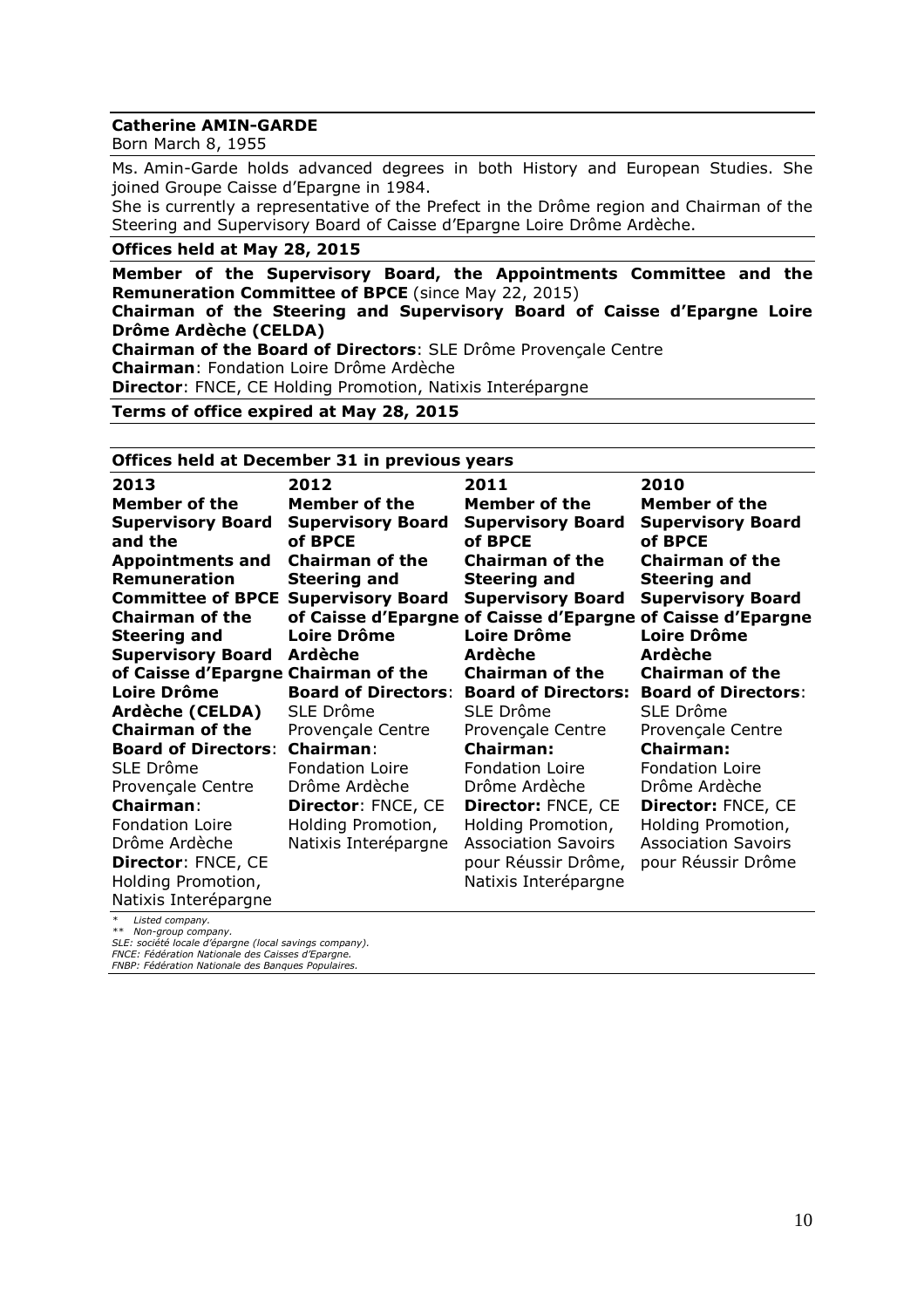**Catherine AMIN-GARDE**

Born March 8, 1955

Ms. Amin-Garde holds advanced degrees in both History and European Studies. She joined Groupe Caisse d'Epargne in 1984.

She is currently a representative of the Prefect in the Drôme region and Chairman of the Steering and Supervisory Board of Caisse d'Epargne Loire Drôme Ardèche.

**Offices held at May 28, 2015**

**Member of the Supervisory Board, the Appointments Committee and the Remuneration Committee of BPCE** (since May 22, 2015)

**Chairman of the Steering and Supervisory Board of Caisse d'Epargne Loire Drôme Ardèche (CELDA)**

**Chairman of the Board of Directors**: SLE Drôme Provençale Centre

**Chairman**: Fondation Loire Drôme Ardèche

**Director**: FNCE, CE Holding Promotion, Natixis Interépargne

**Terms of office expired at May 28, 2015**

**Offices held at December 31 in previous years**

| 2013 | 2012 | 2011 | 2010 |
|---|---|---|---|
| **Member of the Supervisory Board and the Appointments and Remuneration Committee of BPCE**<br>**Chairman of the Steering and Supervisory Board of Caisse d'Epargne Loire Drôme Ardèche (CELDA)**<br>**Chairman of the Board of Directors**: SLE Drôme Provençale Centre<br>**Chairman**: Fondation Loire Drôme Ardèche<br>**Director**: FNCE, CE Holding Promotion, Natixis Interépargne | **Member of the Supervisory Board of BPCE**<br>**Chairman of the Steering and Supervisory Board of Caisse d'Epargne Loire Drôme Ardèche**<br>**Chairman of the Board of Directors**: SLE Drôme Provençale Centre<br>**Chairman**: Fondation Loire Drôme Ardèche<br>**Director**: FNCE, CE Holding Promotion, Natixis Interépargne | **Member of the Supervisory Board of BPCE**<br>**Chairman of the Steering and Supervisory Board of Caisse d'Epargne Loire Drôme Ardèche**<br>**Chairman of the Board of Directors:** SLE Drôme Provençale Centre<br>**Chairman:** Fondation Loire Drôme Ardèche<br>**Director:** FNCE, CE Holding Promotion, Association Savoirs pour Réussir Drôme, Natixis Interépargne | **Member of the Supervisory Board of BPCE**<br>**Chairman of the Steering and Supervisory Board of Caisse d'Epargne Loire Drôme Ardèche**<br>**Chairman of the Board of Directors**: SLE Drôme Provençale Centre<br>**Chairman:** Fondation Loire Drôme Ardèche<br>**Director:** FNCE, CE Holding Promotion, Association Savoirs pour Réussir Drôme |

*\* Listed company.*
*\*\* Non-group company.*
*SLE: société locale d'épargne (local savings company).*
*FNCE: Fédération Nationale des Caisses d'Epargne.*
*FNBP: Fédération Nationale des Banques Populaires.*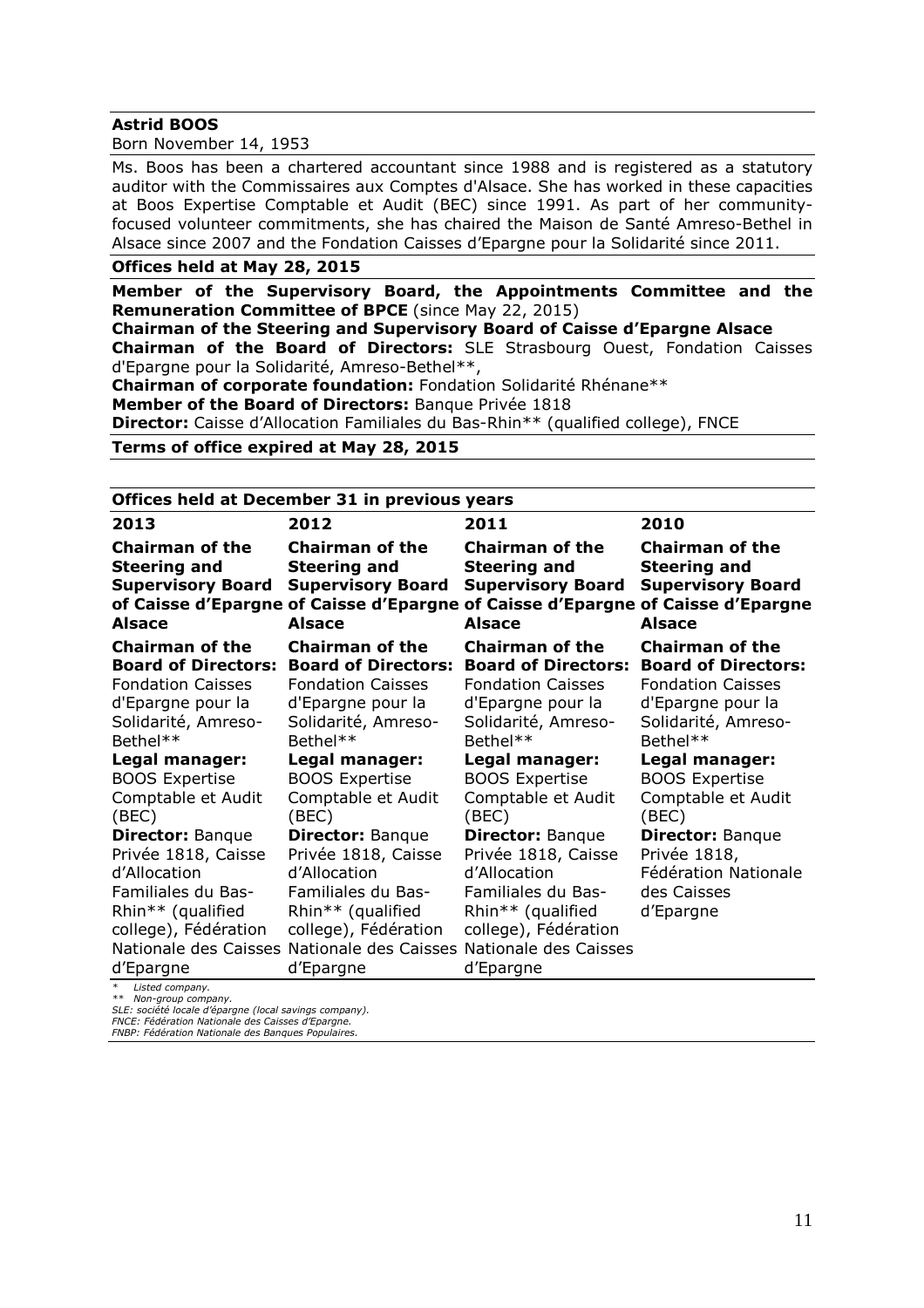**Astrid BOOS**

Born November 14, 1953

Ms. Boos has been a chartered accountant since 1988 and is registered as a statutory auditor with the Commissaires aux Comptes d'Alsace. She has worked in these capacities at Boos Expertise Comptable et Audit (BEC) since 1991. As part of her community-focused volunteer commitments, she has chaired the Maison de Santé Amreso-Bethel in Alsace since 2007 and the Fondation Caisses d'Epargne pour la Solidarité since 2011.

**Offices held at May 28, 2015**

**Member of the Supervisory Board, the Appointments Committee and the Remuneration Committee of BPCE** (since May 22, 2015)
**Chairman of the Steering and Supervisory Board of Caisse d'Epargne Alsace**
**Chairman of the Board of Directors:** SLE Strasbourg Ouest, Fondation Caisses d'Epargne pour la Solidarité, Amreso-Bethel**,
**Chairman of corporate foundation:** Fondation Solidarité Rhénane**
**Member of the Board of Directors:** Banque Privée 1818
**Director:** Caisse d'Allocation Familiales du Bas-Rhin** (qualified college), FNCE

**Terms of office expired at May 28, 2015**

**Offices held at December 31 in previous years**

| 2013 | 2012 | 2011 | 2010 |
|---|---|---|---|
| **Chairman of the Steering and Supervisory Board of Caisse d'Epargne Alsace** | **Chairman of the Steering and Supervisory Board of Caisse d'Epargne Alsace** | **Chairman of the Steering and Supervisory Board of Caisse d'Epargne Alsace** | **Chairman of the Steering and Supervisory Board of Caisse d'Epargne Alsace** |
| **Chairman of the Board of Directors:** Fondation Caisses d'Epargne pour la Solidarité, Amreso-Bethel** **Legal manager:** BOOS Expertise Comptable et Audit (BEC) **Director:** Banque Privée 1818, Caisse d'Allocation Familiales du Bas-Rhin** (qualified college), Fédération Nationale des Caisses d'Epargne | **Chairman of the Board of Directors:** Fondation Caisses d'Epargne pour la Solidarité, Amreso-Bethel** **Legal manager:** BOOS Expertise Comptable et Audit (BEC) **Director:** Banque Privée 1818, Caisse d'Allocation Familiales du Bas-Rhin** (qualified college), Fédération Nationale des Caisses d'Epargne | **Chairman of the Board of Directors:** Fondation Caisses d'Epargne pour la Solidarité, Amreso-Bethel** **Legal manager:** BOOS Expertise Comptable et Audit (BEC) **Director:** Banque Privée 1818, Caisse d'Allocation Familiales du Bas-Rhin** (qualified college), Fédération Nationale des Caisses d'Epargne | **Chairman of the Board of Directors:** Fondation Caisses d'Epargne pour la Solidarité, Amreso-Bethel** **Legal manager:** BOOS Expertise Comptable et Audit (BEC) **Director:** Banque Privée 1818, Fédération Nationale des Caisses d'Epargne |

*\* Listed company.*
*\*\* Non-group company.*
*SLE: société locale d'épargne (local savings company).*
*FNCE: Fédération Nationale des Caisses d'Epargne.*
*FNBP: Fédération Nationale des Banques Populaires.*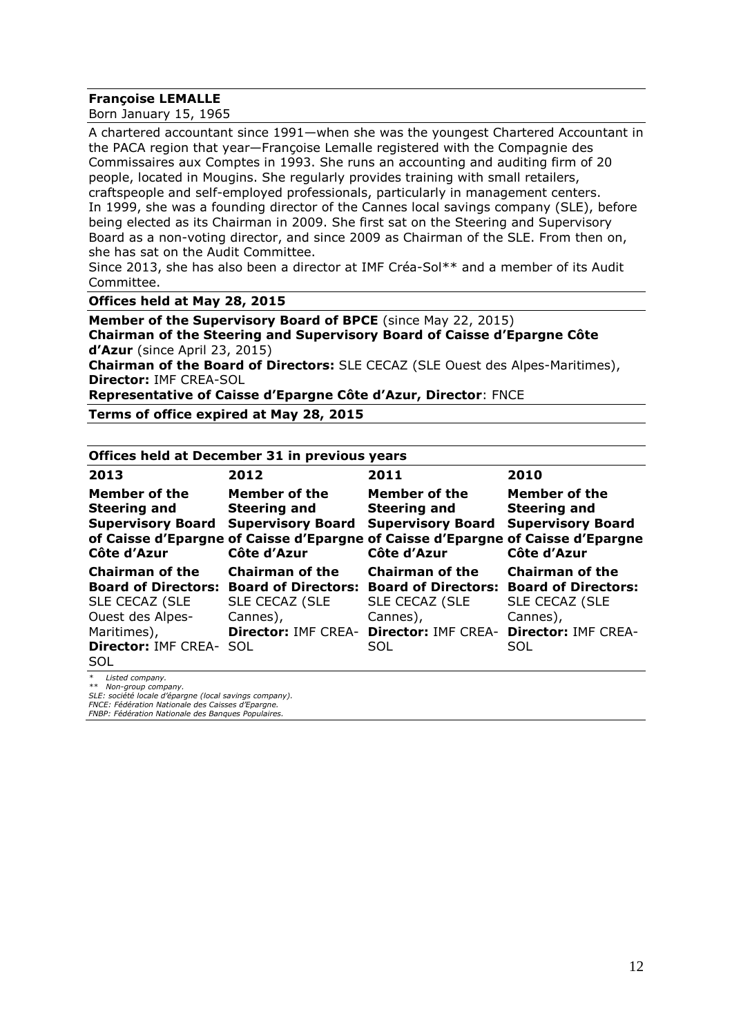**Françoise LEMALLE**

Born January 15, 1965

A chartered accountant since 1991—when she was the youngest Chartered Accountant in the PACA region that year—Françoise Lemalle registered with the Compagnie des Commissaires aux Comptes in 1993. She runs an accounting and auditing firm of 20 people, located in Mougins. She regularly provides training with small retailers, craftspeople and self-employed professionals, particularly in management centers.
In 1999, she was a founding director of the Cannes local savings company (SLE), before being elected as its Chairman in 2009. She first sat on the Steering and Supervisory Board as a non-voting director, and since 2009 as Chairman of the SLE. From then on, she has sat on the Audit Committee.
Since 2013, she has also been a director at IMF Créa-Sol** and a member of its Audit Committee.

**Offices held at May 28, 2015**

**Member of the Supervisory Board of BPCE** (since May 22, 2015)
**Chairman of the Steering and Supervisory Board of Caisse d'Epargne Côte d'Azur** (since April 23, 2015)
**Chairman of the Board of Directors:** SLE CECAZ (SLE Ouest des Alpes-Maritimes),
**Director:** IMF CREA-SOL
**Representative of Caisse d'Epargne Côte d'Azur, Director**: FNCE

**Terms of office expired at May 28, 2015**

**Offices held at December 31 in previous years**

| 2013 | 2012 | 2011 | 2010 |
|---|---|---|---|
| **Member of the Steering and Supervisory Board of Caisse d'Epargne Côte d'Azur** | **Member of the Steering and Supervisory Board of Caisse d'Epargne Côte d'Azur** | **Member of the Steering and Supervisory Board of Caisse d'Epargne Côte d'Azur** | **Member of the Steering and Supervisory Board of Caisse d'Epargne Côte d'Azur** |
| **Chairman of the Board of Directors:** SLE CECAZ (SLE Ouest des Alpes-Maritimes), **Director:** IMF CREA-SOL | **Chairman of the Board of Directors:** SLE CECAZ (SLE Cannes), **Director:** IMF CREA-SOL | **Chairman of the Board of Directors:** SLE CECAZ (SLE Cannes), **Director:** IMF CREA-SOL | **Chairman of the Board of Directors:** SLE CECAZ (SLE Cannes), **Director:** IMF CREA-SOL |

*\* Listed company.*
*\*\* Non-group company.*
*SLE: société locale d'épargne (local savings company).*
*FNCE: Fédération Nationale des Caisses d'Epargne.*
*FNBP: Fédération Nationale des Banques Populaires.*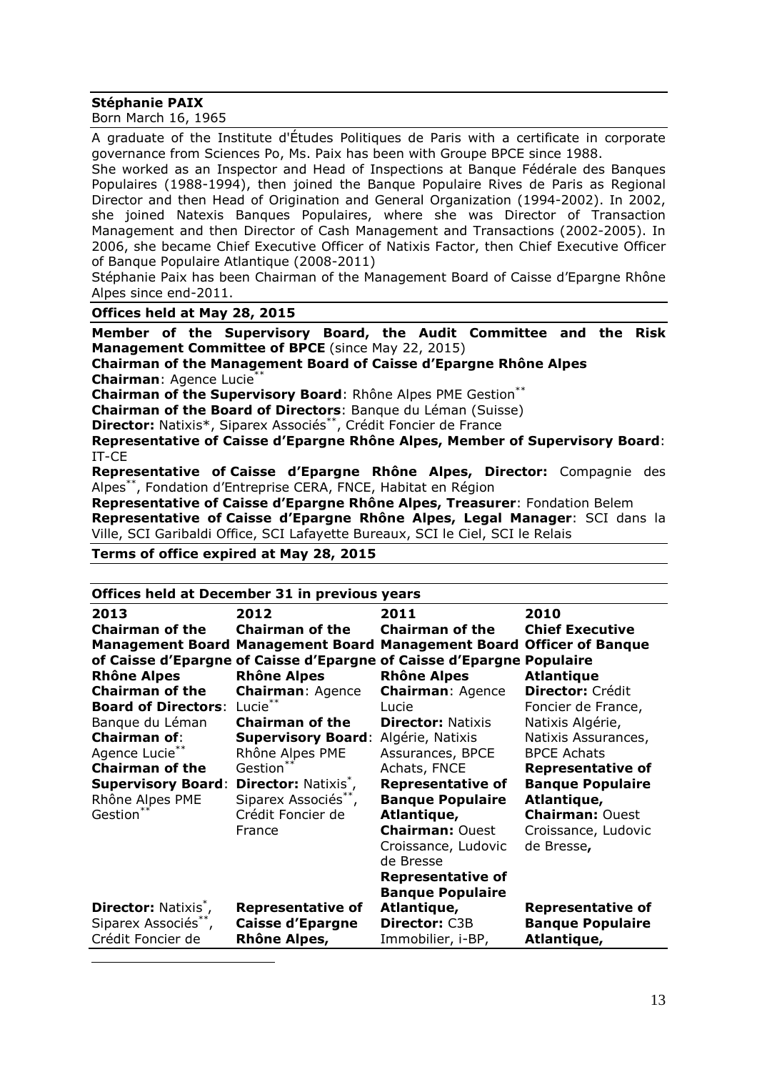**Stéphanie PAIX**
Born March 16, 1965

A graduate of the Institute d'Études Politiques de Paris with a certificate in corporate governance from Sciences Po, Ms. Paix has been with Groupe BPCE since 1988.

She worked as an Inspector and Head of Inspections at Banque Fédérale des Banques Populaires (1988-1994), then joined the Banque Populaire Rives de Paris as Regional Director and then Head of Origination and General Organization (1994-2002). In 2002, she joined Natexis Banques Populaires, where she was Director of Transaction Management and then Director of Cash Management and Transactions (2002-2005). In 2006, she became Chief Executive Officer of Natixis Factor, then Chief Executive Officer of Banque Populaire Atlantique (2008-2011)

Stéphanie Paix has been Chairman of the Management Board of Caisse d'Epargne Rhône Alpes since end-2011.

**Offices held at May 28, 2015**

**Member of the Supervisory Board, the Audit Committee and the Risk Management Committee of BPCE** (since May 22, 2015)

**Chairman of the Management Board of Caisse d'Epargne Rhône Alpes**

**Chairman**: Agence Lucie**

**Chairman of the Supervisory Board**: Rhône Alpes PME Gestion**

**Chairman of the Board of Directors**: Banque du Léman (Suisse)

**Director:** Natixis*, Siparex Associés**, Crédit Foncier de France

**Representative of Caisse d'Epargne Rhône Alpes, Member of Supervisory Board**: IT-CE

**Representative of Caisse d'Epargne Rhône Alpes, Director:** Compagnie des Alpes**, Fondation d'Entreprise CERA, FNCE, Habitat en Région

**Representative of Caisse d'Epargne Rhône Alpes, Treasurer**: Fondation Belem

**Representative of Caisse d'Epargne Rhône Alpes, Legal Manager**: SCI dans la Ville, SCI Garibaldi Office, SCI Lafayette Bureaux, SCI le Ciel, SCI le Relais

**Terms of office expired at May 28, 2015**

**Offices held at December 31 in previous years**

| 2013 | 2012 | 2011 | 2010 |
|---|---|---|---|
| **Chairman of the Management Board of Caisse d'Epargne Rhône Alpes**<br>**Chairman of the Board of Directors**: Banque du Léman<br>**Chairman of**: Agence Lucie**<br>**Chairman of the Supervisory Board**: Rhône Alpes PME Gestion**<br>**Director:** Natixis*, Siparex Associés**, Crédit Foncier de | **Chairman of the Management Board of Caisse d'Epargne Rhône Alpes**<br>**Chairman**: Agence Lucie**<br>**Chairman of the Supervisory Board**: Rhône Alpes PME Gestion**<br>**Director:** Natixis*, Siparex Associés**, Crédit Foncier de France<br>**Representative of Caisse d'Epargne Rhône Alpes,** | **Chairman of the Management Board of Caisse d'Epargne Rhône Alpes**<br>**Chairman**: Agence Lucie<br>**Director:** Natixis Algérie, Natixis Assurances, BPCE Achats, FNCE<br>**Representative of Banque Populaire Atlantique,**<br>**Chairman:** Ouest Croissance, Ludovic de Bresse<br>**Representative of Banque Populaire Atlantique,**<br>**Director:** C3B Immobilier, i-BP, | **Chief Executive Officer of Banque Populaire Atlantique**<br>**Director:** Crédit Foncier de France, Natixis Algérie, Natixis Assurances, BPCE Achats<br>**Representative of Banque Populaire Atlantique,**<br>**Chairman:** Ouest Croissance, Ludovic de Bresse**,**<br>**Representative of Banque Populaire Atlantique,** |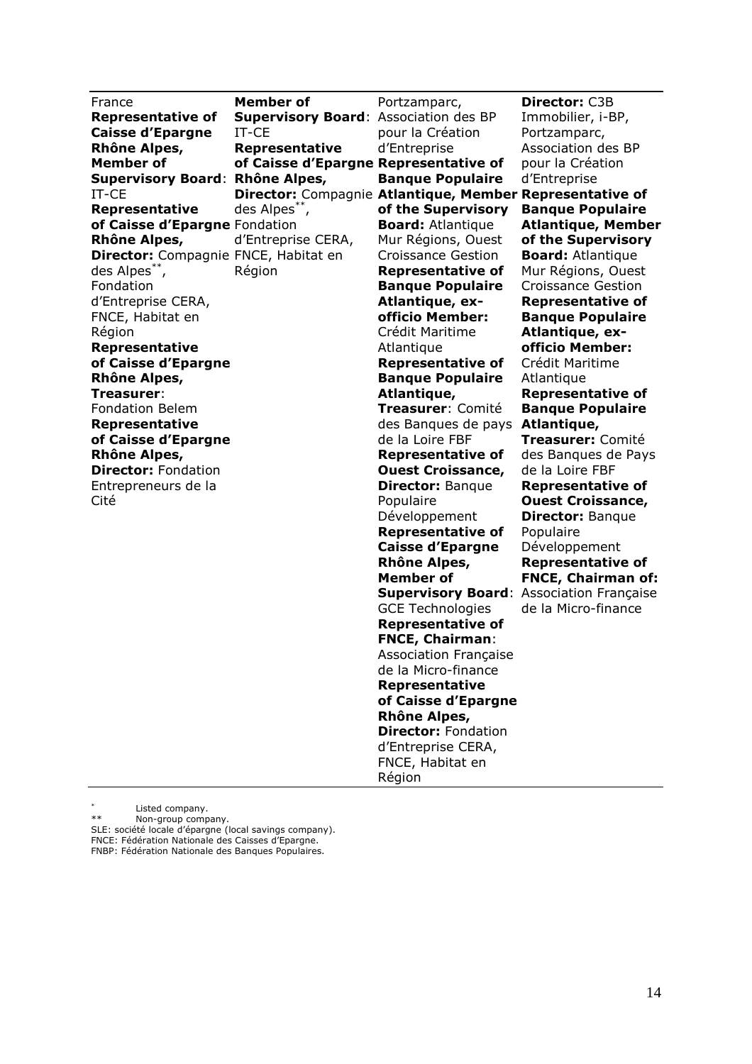| | | | |
|---|---|---|---|
| France<br>**Representative of Caisse d'Epargne Rhône Alpes, Member of Supervisory Board**: IT-CE<br>**Representative of Caisse d'Epargne Rhône Alpes, Director:** Compagnie des Alpes**, Fondation d'Entreprise CERA, FNCE, Habitat en Région<br>**Representative of Caisse d'Epargne Rhône Alpes, Treasurer**: Fondation Belem<br>**Representative of Caisse d'Epargne Rhône Alpes, Director:** Fondation Entrepreneurs de la Cité | **Member of Supervisory Board**: IT-CE<br>**Representative of Caisse d'Epargne Rhône Alpes, Director:** Compagnie des Alpes**, Fondation d'Entreprise CERA, FNCE, Habitat en Région | Portzamparc, Association des BP pour la Création d'Entreprise<br>**Representative of Banque Populaire Atlantique, Member of the Supervisory Board:** Atlantique Mur Régions, Ouest Croissance Gestion<br>**Representative of Banque Populaire Atlantique, ex-officio Member:** Crédit Maritime Atlantique<br>**Representative of Banque Populaire Atlantique, Treasurer**: Comité des Banques de pays de la Loire FBF<br>**Representative of Ouest Croissance, Director:** Banque Populaire Développement<br>**Representative of Caisse d'Epargne Rhône Alpes, Member of Supervisory Board**: GCE Technologies<br>**Representative of FNCE, Chairman**: Association Française de la Micro-finance<br>**Representative of Caisse d'Epargne Rhône Alpes, Director:** Fondation d'Entreprise CERA, FNCE, Habitat en Région | **Director:** C3B Immobilier, i-BP, Portzamparc, Association des BP pour la Création d'Entreprise<br>**Representative of Banque Populaire Atlantique, Member of the Supervisory Board:** Atlantique Mur Régions, Ouest Croissance Gestion<br>**Representative of Banque Populaire Atlantique, ex-officio Member:** Crédit Maritime Atlantique<br>**Representative of Banque Populaire Atlantique, Treasurer:** Comité des Banques de Pays de la Loire FBF<br>**Representative of Ouest Croissance, Director:** Banque Populaire Développement<br>**Representative of FNCE, Chairman of:** Association Française de la Micro-finance |

\* Listed company.
\*\* Non-group company.
SLE: société locale d'épargne (local savings company).
FNCE: Fédération Nationale des Caisses d'Epargne.
FNBP: Fédération Nationale des Banques Populaires.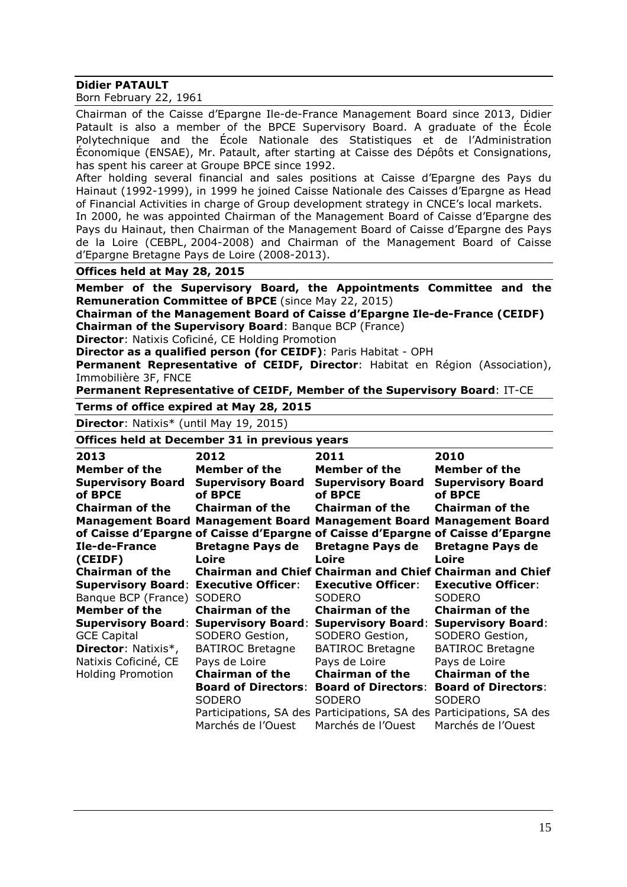**Didier PATAULT**
Born February 22, 1961

Chairman of the Caisse d'Epargne Ile-de-France Management Board since 2013, Didier Patault is also a member of the BPCE Supervisory Board. A graduate of the École Polytechnique and the École Nationale des Statistiques et de l'Administration Économique (ENSAE), Mr. Patault, after starting at Caisse des Dépôts et Consignations, has spent his career at Groupe BPCE since 1992.

After holding several financial and sales positions at Caisse d'Epargne des Pays du Hainaut (1992-1999), in 1999 he joined Caisse Nationale des Caisses d'Epargne as Head of Financial Activities in charge of Group development strategy in CNCE's local markets.

In 2000, he was appointed Chairman of the Management Board of Caisse d'Epargne des Pays du Hainaut, then Chairman of the Management Board of Caisse d'Epargne des Pays de la Loire (CEBPL, 2004-2008) and Chairman of the Management Board of Caisse d'Epargne Bretagne Pays de Loire (2008-2013).

**Offices held at May 28, 2015**

**Member of the Supervisory Board, the Appointments Committee and the Remuneration Committee of BPCE** (since May 22, 2015)
**Chairman of the Management Board of Caisse d'Epargne Ile-de-France (CEIDF)**
**Chairman of the Supervisory Board**: Banque BCP (France)
**Director**: Natixis Coficiné, CE Holding Promotion
**Director as a qualified person (for CEIDF)**: Paris Habitat - OPH
**Permanent Representative of CEIDF, Director**: Habitat en Région (Association), Immobilière 3F, FNCE
**Permanent Representative of CEIDF, Member of the Supervisory Board**: IT-CE

**Terms of office expired at May 28, 2015**

**Director**: Natixis* (until May 19, 2015)

**Offices held at December 31 in previous years**

| 2013 | 2012 | 2011 | 2010 |
|---|---|---|---|
| **Member of the Supervisory Board of BPCE** | **Member of the Supervisory Board of BPCE** | **Member of the Supervisory Board of BPCE** | **Member of the Supervisory Board of BPCE** |
| **Chairman of the Management Board of Caisse d'Epargne Ile-de-France (CEIDF)** | **Chairman of the Management Board of Caisse d'Epargne Bretagne Pays de Loire** | **Chairman of the Management Board of Caisse d'Epargne Bretagne Pays de Loire** | **Chairman of the Management Board of Caisse d'Epargne Bretagne Pays de Loire** |
| **Chairman of the Supervisory Board**: Banque BCP (France) | **Chairman and Chief Executive Officer**: SODERO | **Chairman and Chief Executive Officer**: SODERO | **Chairman and Chief Executive Officer**: SODERO |
| **Member of the Supervisory Board**: GCE Capital | **Chairman of the Supervisory Board**: SODERO Gestion, BATIROC Bretagne Pays de Loire | **Chairman of the Supervisory Board**: SODERO Gestion, BATIROC Bretagne Pays de Loire | **Chairman of the Supervisory Board**: SODERO Gestion, BATIROC Bretagne Pays de Loire |
| **Director**: Natixis*, Natixis Coficiné, CE Holding Promotion | **Chairman of the Board of Directors**: SODERO Participations, SA des Marchés de l'Ouest | **Chairman of the Board of Directors**: SODERO Participations, SA des Marchés de l'Ouest | **Chairman of the Board of Directors**: SODERO Participations, SA des Marchés de l'Ouest |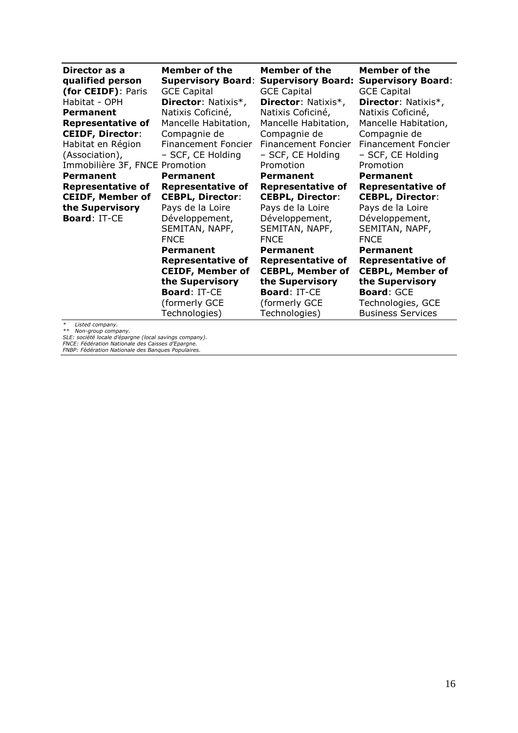| | | | |
|---|---|---|---|
| **Director as a qualified person (for CEIDF)**: Paris Habitat - OPH<br>**Permanent Representative of CEIDF, Director**: Habitat en Région (Association), Immobilière 3F, FNCE<br>**Permanent Representative of CEIDF, Member of the Supervisory Board**: IT-CE | **Member of the Supervisory Board**: GCE Capital<br>**Director**: Natixis*, Natixis Coficiné, Mancelle Habitation, Compagnie de Financement Foncier – SCF, CE Holding Promotion<br>**Permanent Representative of CEBPL, Director**: Pays de la Loire Développement, SEMITAN, NAPF, FNCE<br>**Permanent Representative of CEIDF, Member of the Supervisory Board**: IT-CE (formerly GCE Technologies) | **Member of the Supervisory Board:** GCE Capital<br>**Director**: Natixis*, Natixis Coficiné, Mancelle Habitation, Compagnie de Financement Foncier – SCF, CE Holding Promotion<br>**Permanent Representative of CEBPL, Director**: Pays de la Loire Développement, SEMITAN, NAPF, FNCE<br>**Permanent Representative of CEBPL, Member of the Supervisory Board**: IT-CE (formerly GCE Technologies) | **Member of the Supervisory Board**: GCE Capital<br>**Director**: Natixis*, Natixis Coficiné, Mancelle Habitation, Compagnie de Financement Foncier – SCF, CE Holding Promotion<br>**Permanent Representative of CEBPL, Director**: Pays de la Loire Développement, SEMITAN, NAPF, FNCE<br>**Permanent Representative of CEBPL, Member of the Supervisory Board**: GCE Technologies, GCE Business Services |

*\* Listed company.*
*\*\* Non-group company.*
*SLE: société locale d'épargne (local savings company).*
*FNCE: Fédération Nationale des Caisses d'Epargne.*
*FNBP: Fédération Nationale des Banques Populaires.*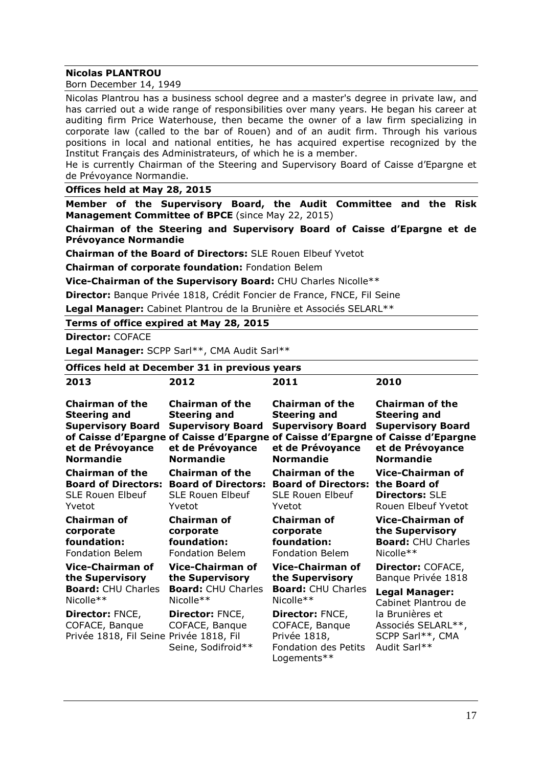**Nicolas PLANTROU**

Born December 14, 1949

Nicolas Plantrou has a business school degree and a master's degree in private law, and has carried out a wide range of responsibilities over many years. He began his career at auditing firm Price Waterhouse, then became the owner of a law firm specializing in corporate law (called to the bar of Rouen) and of an audit firm. Through his various positions in local and national entities, he has acquired expertise recognized by the Institut Français des Administrateurs, of which he is a member.

He is currently Chairman of the Steering and Supervisory Board of Caisse d'Epargne et de Prévoyance Normandie.

**Offices held at May 28, 2015**

**Member of the Supervisory Board, the Audit Committee and the Risk Management Committee of BPCE** (since May 22, 2015)

**Chairman of the Steering and Supervisory Board of Caisse d'Epargne et de Prévoyance Normandie**

**Chairman of the Board of Directors:** SLE Rouen Elbeuf Yvetot

**Chairman of corporate foundation:** Fondation Belem

**Vice-Chairman of the Supervisory Board:** CHU Charles Nicolle**

**Director:** Banque Privée 1818, Crédit Foncier de France, FNCE, Fil Seine

**Legal Manager:** Cabinet Plantrou de la Brunière et Associés SELARL**

**Terms of office expired at May 28, 2015**

**Director:** COFACE

**Legal Manager:** SCPP Sarl**, CMA Audit Sarl**

**Offices held at December 31 in previous years**

| 2013 | 2012 | 2011 | 2010 |
|---|---|---|---|
| **Chairman of the Steering and Supervisory Board of Caisse d'Epargne et de Prévoyance Normandie** | **Chairman of the Steering and Supervisory Board of Caisse d'Epargne et de Prévoyance Normandie** | **Chairman of the Steering and Supervisory Board of Caisse d'Epargne et de Prévoyance Normandie** | **Chairman of the Steering and Supervisory Board of Caisse d'Epargne et de Prévoyance Normandie** |
| **Chairman of the Board of Directors:** SLE Rouen Elbeuf Yvetot | **Chairman of the Board of Directors:** SLE Rouen Elbeuf Yvetot | **Chairman of the Board of Directors:** SLE Rouen Elbeuf Yvetot | **Vice-Chairman of the Board of Directors:** SLE Rouen Elbeuf Yvetot |
| **Chairman of corporate foundation:** Fondation Belem | **Chairman of corporate foundation:** Fondation Belem | **Chairman of corporate foundation:** Fondation Belem | **Vice-Chairman of the Supervisory Board:** CHU Charles Nicolle** |
| **Vice-Chairman of the Supervisory Board:** CHU Charles Nicolle** | **Vice-Chairman of the Supervisory Board:** CHU Charles Nicolle** | **Vice-Chairman of the Supervisory Board:** CHU Charles Nicolle** | **Director:** COFACE, Banque Privée 1818 |
| **Director:** FNCE, COFACE, Banque Privée 1818, Fil Seine | **Director:** FNCE, COFACE, Banque Privée 1818, Fil Seine, Sodifroid** | **Director:** FNCE, COFACE, Banque Privée 1818, Fondation des Petits Logements** | **Legal Manager:** Cabinet Plantrou de la Brunières et Associés SELARL**, SCPP Sarl**, CMA Audit Sarl** |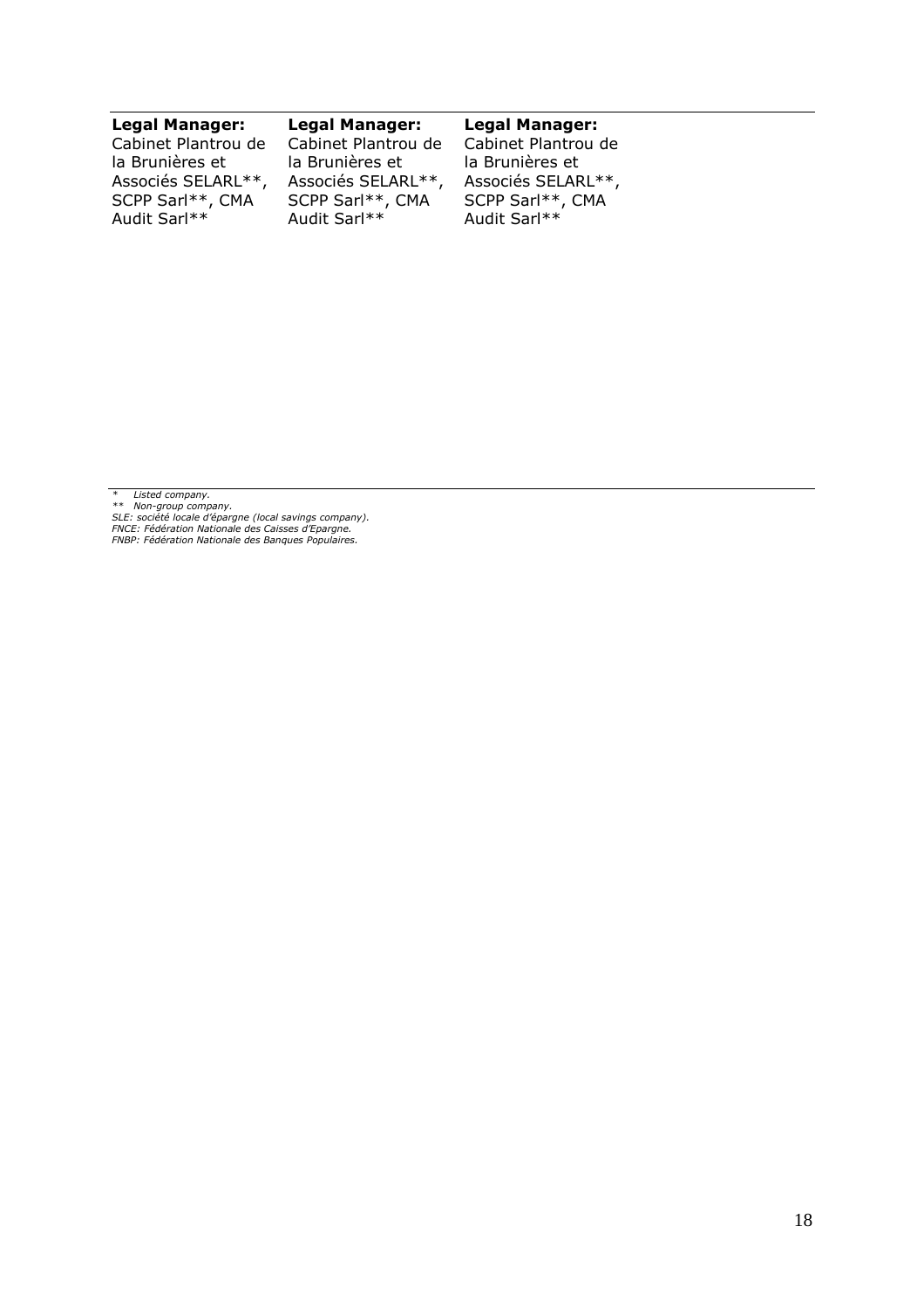| Legal Manager: | Legal Manager: | Legal Manager: |
|---|---|---|
| Cabinet Plantrou de la Brunières et Associés SELARL**, SCPP Sarl**, CMA Audit Sarl** | Cabinet Plantrou de la Brunières et Associés SELARL**, SCPP Sarl**, CMA Audit Sarl** | Cabinet Plantrou de la Brunières et Associés SELARL**, SCPP Sarl**, CMA Audit Sarl** |

*\* Listed company.*
*\*\* Non-group company.*
*SLE: société locale d'épargne (local savings company).*
*FNCE: Fédération Nationale des Caisses d'Epargne.*
*FNBP: Fédération Nationale des Banques Populaires.*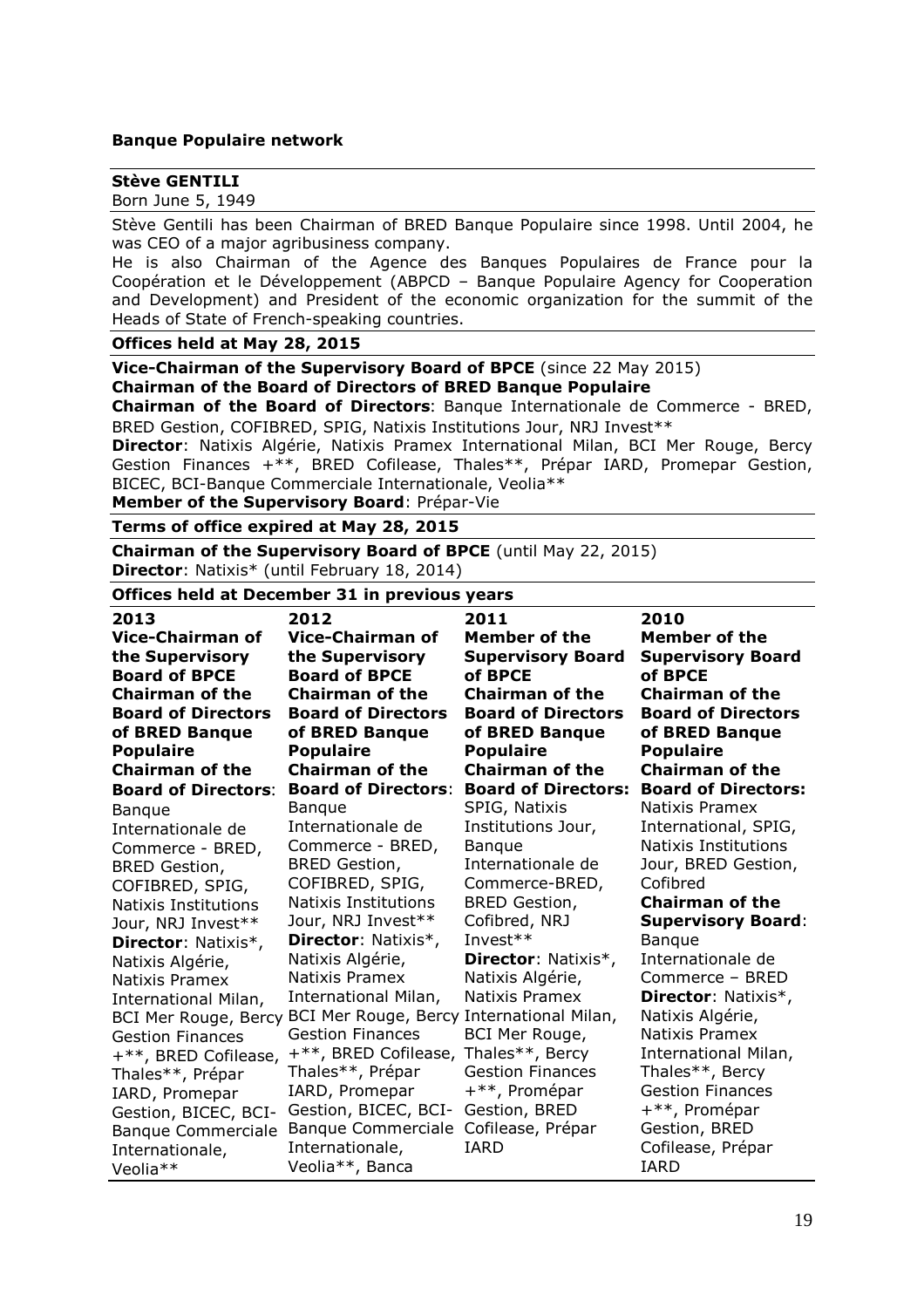**Banque Populaire network**

**Stève GENTILI**

Born June 5, 1949

Stève Gentili has been Chairman of BRED Banque Populaire since 1998. Until 2004, he was CEO of a major agribusiness company.

He is also Chairman of the Agence des Banques Populaires de France pour la Coopération et le Développement (ABPCD – Banque Populaire Agency for Cooperation and Development) and President of the economic organization for the summit of the Heads of State of French-speaking countries.

**Offices held at May 28, 2015**

**Vice-Chairman of the Supervisory Board of BPCE** (since 22 May 2015)
**Chairman of the Board of Directors of BRED Banque Populaire**
**Chairman of the Board of Directors**: Banque Internationale de Commerce - BRED, BRED Gestion, COFIBRED, SPIG, Natixis Institutions Jour, NRJ Invest**
**Director**: Natixis Algérie, Natixis Pramex International Milan, BCI Mer Rouge, Bercy Gestion Finances +**, BRED Cofilease, Thales**, Prépar IARD, Promepar Gestion, BICEC, BCI-Banque Commerciale Internationale, Veolia**
**Member of the Supervisory Board**: Prépar-Vie

**Terms of office expired at May 28, 2015**

**Chairman of the Supervisory Board of BPCE** (until May 22, 2015)
**Director**: Natixis* (until February 18, 2014)

**Offices held at December 31 in previous years**

| 2013 | 2012 | 2011 | 2010 |
|---|---|---|---|
| **Vice-Chairman of the Supervisory Board of BPCE** **Chairman of the Board of Directors of BRED Banque Populaire** **Chairman of the Board of Directors**: Banque Internationale de Commerce - BRED, BRED Gestion, COFIBRED, SPIG, Natixis Institutions Jour, NRJ Invest** **Director**: Natixis*, Natixis Algérie, Natixis Pramex International Milan, BCI Mer Rouge, Bercy Gestion Finances +**, BRED Cofilease, Thales**, Prépar IARD, Promepar Gestion, BICEC, BCI-Banque Commerciale Internationale, Veolia** | **Vice-Chairman of the Supervisory Board of BPCE** **Chairman of the Board of Directors of BRED Banque Populaire** **Chairman of the Board of Directors**: Banque Internationale de Commerce - BRED, BRED Gestion, COFIBRED, SPIG, Natixis Institutions Jour, NRJ Invest** **Director**: Natixis*, Natixis Algérie, Natixis Pramex International Milan, BCI Mer Rouge, Bercy Gestion Finances +**, BRED Cofilease, Thales**, Prépar IARD, Promepar Gestion, BICEC, BCI-Banque Commerciale Internationale, Veolia**, Banca | **Member of the Supervisory Board of BPCE** **Chairman of the Board of Directors of BRED Banque Populaire** **Chairman of the Board of Directors:** SPIG, Natixis Institutions Jour, Banque Internationale de Commerce-BRED, BRED Gestion, Cofibred, NRJ Invest** **Director**: Natixis*, Natixis Algérie, Natixis Pramex International Milan, BCI Mer Rouge, Bercy Gestion Finances +**, Promépar Gestion, BRED Cofilease, Prépar IARD | **Member of the Supervisory Board of BPCE** **Chairman of the Board of Directors of BRED Banque Populaire** **Chairman of the Board of Directors:** Natixis Pramex International, SPIG, Natixis Institutions Jour, BRED Gestion, Cofibred **Chairman of the Supervisory Board**: Banque Internationale de Commerce – BRED **Director**: Natixis*, Natixis Algérie, Natixis Pramex International Milan, Thales**, Bercy Gestion Finances +**, Promépar Gestion, BRED Cofilease, Prépar IARD |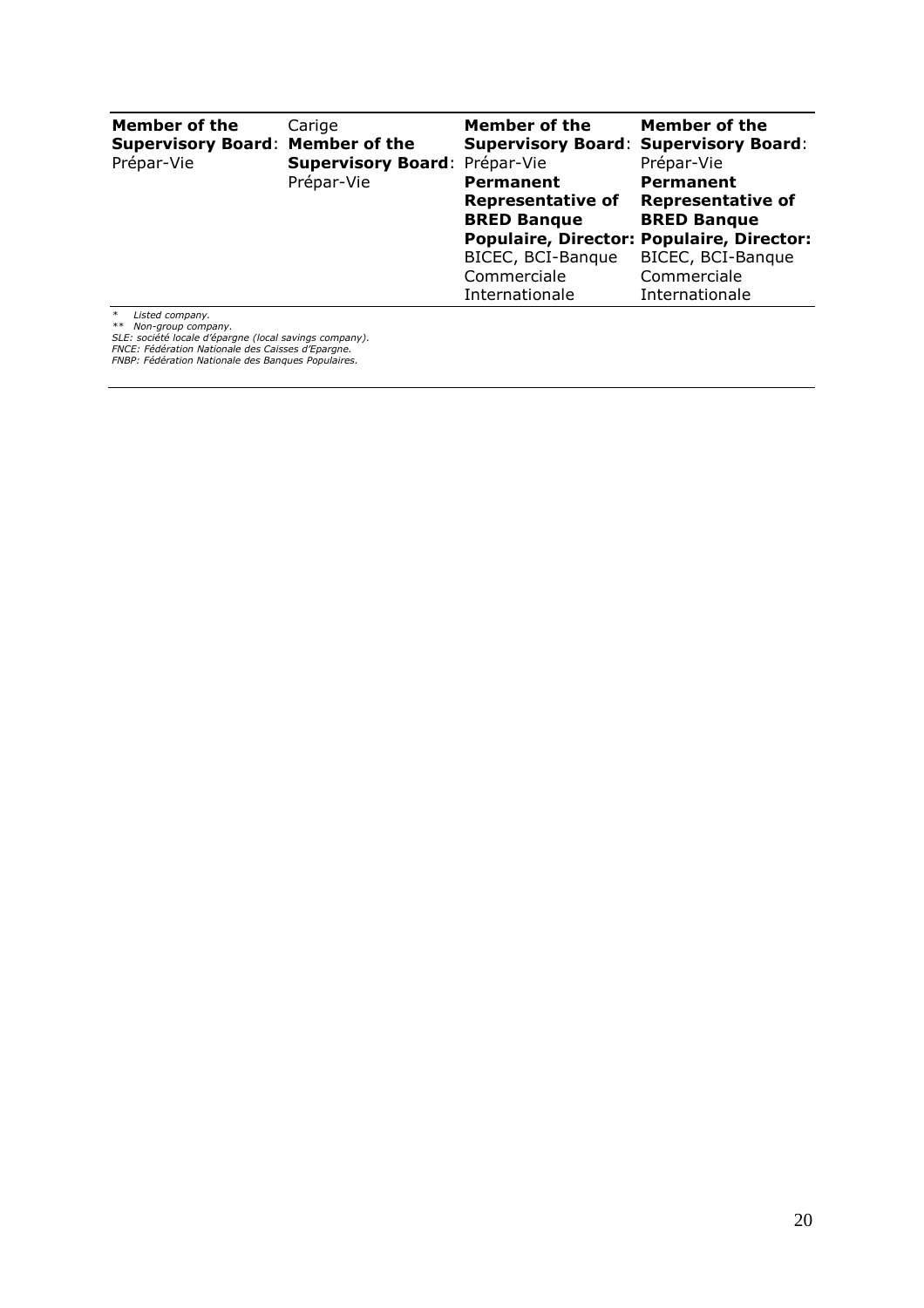| | | | |
|---|---|---|---|
| **Member of the Supervisory Board**: Prépar-Vie | Carige **Member of the Supervisory Board**: Prépar-Vie | **Member of the Supervisory Board**: Prépar-Vie **Permanent Representative of BRED Banque Populaire, Director:** BICEC, BCI-Banque Commerciale Internationale | **Member of the Supervisory Board**: Prépar-Vie **Permanent Representative of BRED Banque Populaire, Director:** BICEC, BCI-Banque Commerciale Internationale |

*\* Listed company.*
*\*\* Non-group company.*
*SLE: société locale d'épargne (local savings company).*
*FNCE: Fédération Nationale des Caisses d'Epargne.*
*FNBP: Fédération Nationale des Banques Populaires.*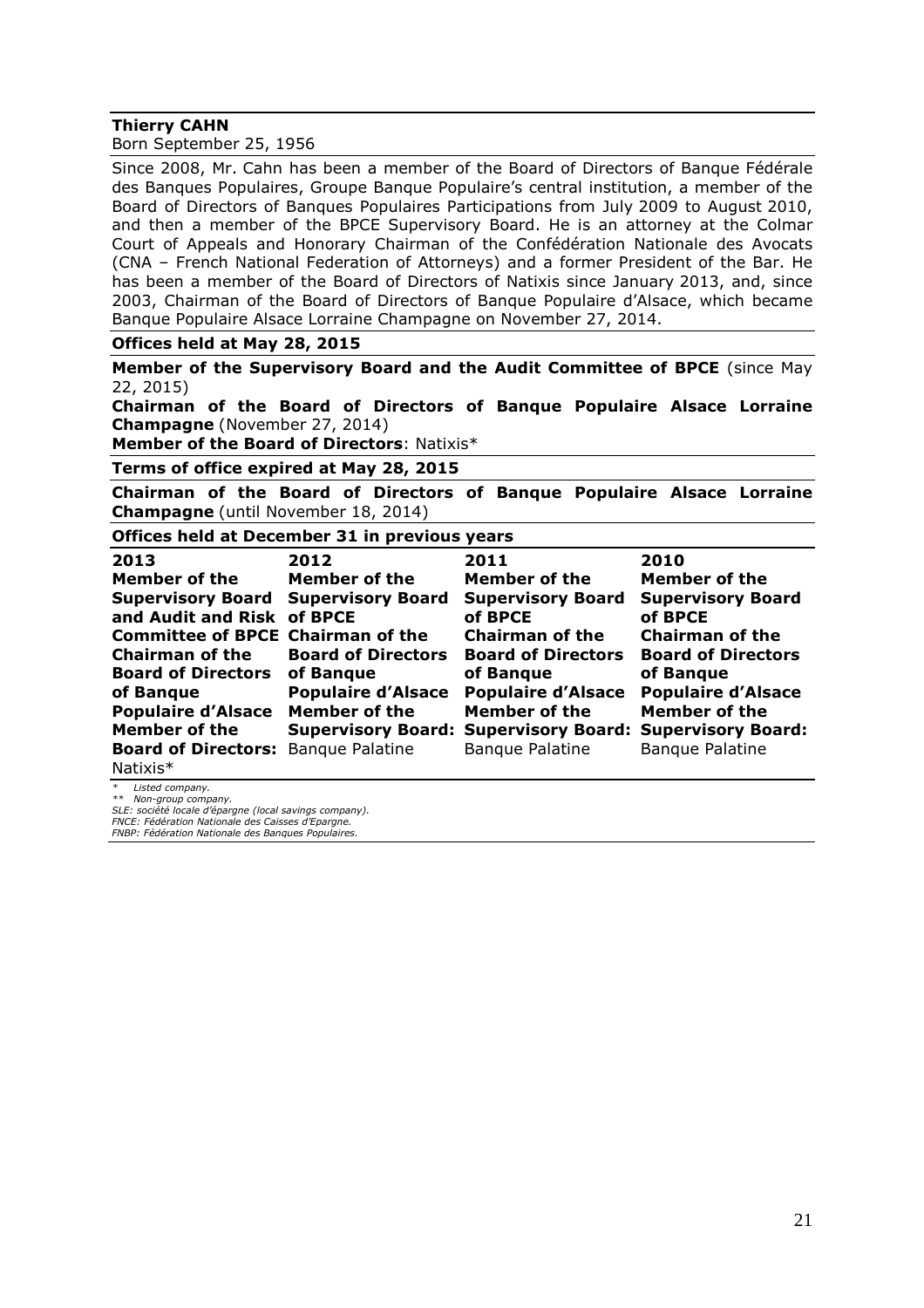**Thierry CAHN**

Born September 25, 1956

Since 2008, Mr. Cahn has been a member of the Board of Directors of Banque Fédérale des Banques Populaires, Groupe Banque Populaire's central institution, a member of the Board of Directors of Banques Populaires Participations from July 2009 to August 2010, and then a member of the BPCE Supervisory Board. He is an attorney at the Colmar Court of Appeals and Honorary Chairman of the Confédération Nationale des Avocats (CNA – French National Federation of Attorneys) and a former President of the Bar. He has been a member of the Board of Directors of Natixis since January 2013, and, since 2003, Chairman of the Board of Directors of Banque Populaire d'Alsace, which became Banque Populaire Alsace Lorraine Champagne on November 27, 2014.

**Offices held at May 28, 2015**

**Member of the Supervisory Board and the Audit Committee of BPCE** (since May 22, 2015)

**Chairman of the Board of Directors of Banque Populaire Alsace Lorraine Champagne** (November 27, 2014)

**Member of the Board of Directors**: Natixis*

**Terms of office expired at May 28, 2015**

**Chairman of the Board of Directors of Banque Populaire Alsace Lorraine Champagne** (until November 18, 2014)

**Offices held at December 31 in previous years**

| 2013 | 2012 | 2011 | 2010 |
|---|---|---|---|
| **Member of the Supervisory Board and Audit and Risk Committee of BPCE** | **Member of the Supervisory Board of BPCE** | **Member of the Supervisory Board of BPCE** | **Member of the Supervisory Board of BPCE** |
| **Chairman of the Board of Directors of Banque Populaire d'Alsace** | **Chairman of the Board of Directors of Banque Populaire d'Alsace** | **Chairman of the Board of Directors of Banque Populaire d'Alsace** | **Chairman of the Board of Directors of Banque Populaire d'Alsace** |
| **Member of the Board of Directors:** Natixis* | **Member of the Supervisory Board:** Banque Palatine | **Member of the Supervisory Board:** Banque Palatine | **Member of the Supervisory Board:** Banque Palatine |

*\* Listed company.*
*\*\* Non-group company.*
*SLE: société locale d'épargne (local savings company).*
*FNCE: Fédération Nationale des Caisses d'Epargne.*
*FNBP: Fédération Nationale des Banques Populaires.*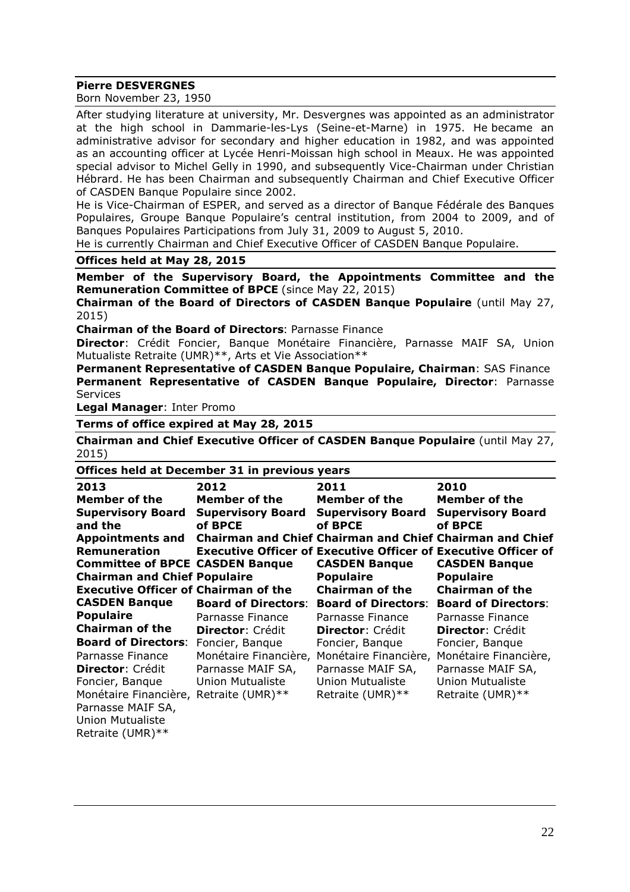**Pierre DESVERGNES**

Born November 23, 1950

After studying literature at university, Mr. Desvergnes was appointed as an administrator at the high school in Dammarie-les-Lys (Seine-et-Marne) in 1975. He became an administrative advisor for secondary and higher education in 1982, and was appointed as an accounting officer at Lycée Henri-Moissan high school in Meaux. He was appointed special advisor to Michel Gelly in 1990, and subsequently Vice-Chairman under Christian Hébrard. He has been Chairman and subsequently Chairman and Chief Executive Officer of CASDEN Banque Populaire since 2002.

He is Vice-Chairman of ESPER, and served as a director of Banque Fédérale des Banques Populaires, Groupe Banque Populaire's central institution, from 2004 to 2009, and of Banques Populaires Participations from July 31, 2009 to August 5, 2010.

He is currently Chairman and Chief Executive Officer of CASDEN Banque Populaire.

**Offices held at May 28, 2015**

**Member of the Supervisory Board, the Appointments Committee and the Remuneration Committee of BPCE** (since May 22, 2015)

**Chairman of the Board of Directors of CASDEN Banque Populaire** (until May 27, 2015)

**Chairman of the Board of Directors**: Parnasse Finance

**Director**: Crédit Foncier, Banque Monétaire Financière, Parnasse MAIF SA, Union Mutualiste Retraite (UMR)**, Arts et Vie Association**

**Permanent Representative of CASDEN Banque Populaire, Chairman**: SAS Finance

**Permanent Representative of CASDEN Banque Populaire, Director**: Parnasse Services

**Legal Manager**: Inter Promo

**Terms of office expired at May 28, 2015**

**Chairman and Chief Executive Officer of CASDEN Banque Populaire** (until May 27, 2015)

**Offices held at December 31 in previous years**

| 2013 | 2012 | 2011 | 2010 |
|---|---|---|---|
| **Member of the Supervisory Board and the Appointments and Remuneration Committee of BPCE**<br>**Chairman and Chief Executive Officer of CASDEN Banque Populaire**<br>**Chairman of the Board of Directors**: Parnasse Finance<br>**Director**: Crédit Foncier, Banque Monétaire Financière, Parnasse MAIF SA, Union Mutualiste Retraite (UMR)** | **Member of the Supervisory Board of BPCE**<br>**Chairman and Chief Executive Officer of CASDEN Banque Populaire**<br>**Chairman of the Board of Directors**: Parnasse Finance<br>**Director**: Crédit Foncier, Banque Monétaire Financière, Parnasse MAIF SA, Union Mutualiste Retraite (UMR)** | **Member of the Supervisory Board of BPCE**<br>**Chairman and Chief Executive Officer of CASDEN Banque Populaire**<br>**Chairman of the Board of Directors**: Parnasse Finance<br>**Director**: Crédit Foncier, Banque Monétaire Financière, Parnasse MAIF SA, Union Mutualiste Retraite (UMR)** | **Member of the Supervisory Board of BPCE**<br>**Chairman and Chief Executive Officer of CASDEN Banque Populaire**<br>**Chairman of the Board of Directors**: Parnasse Finance<br>**Director**: Crédit Foncier, Banque Monétaire Financière, Parnasse MAIF SA, Union Mutualiste Retraite (UMR)** |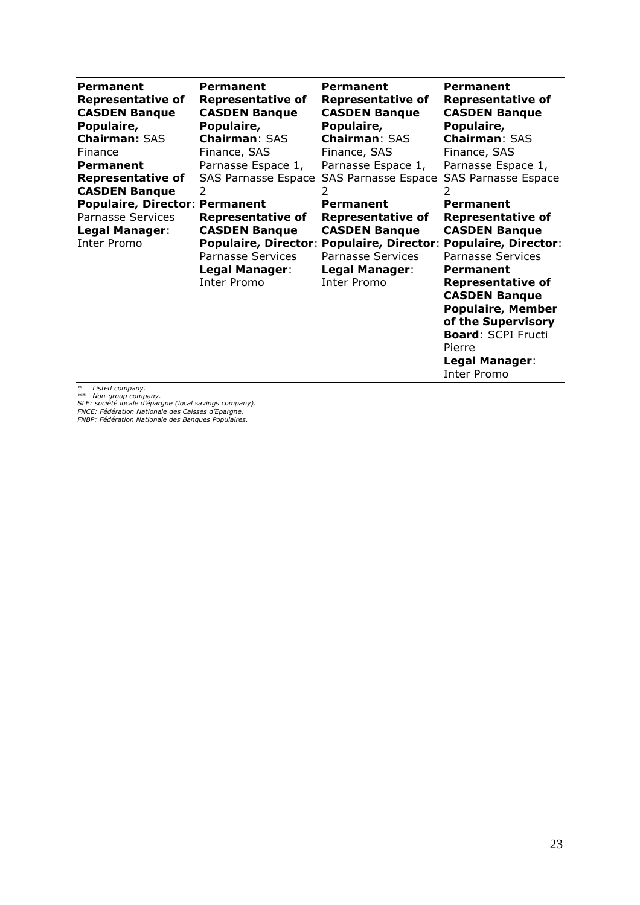| | | | |
|---|---|---|---|
| **Permanent Representative of CASDEN Banque Populaire, Chairman:** SAS Finance<br>**Permanent Representative of CASDEN Banque Populaire, Director**: Parnasse Services<br>**Legal Manager**: Inter Promo | **Permanent Representative of CASDEN Banque Populaire, Chairman**: SAS Finance, SAS Parnasse Espace 1, SAS Parnasse Espace 2<br>**Permanent Representative of CASDEN Banque Populaire, Director**: Parnasse Services<br>**Legal Manager**: Inter Promo | **Permanent Representative of CASDEN Banque Populaire, Chairman**: SAS Finance, SAS Parnasse Espace 1, SAS Parnasse Espace 2<br>**Permanent Representative of CASDEN Banque Populaire, Director**: Parnasse Services<br>**Legal Manager**: Inter Promo | **Permanent Representative of CASDEN Banque Populaire, Chairman**: SAS Finance, SAS Parnasse Espace 1, SAS Parnasse Espace 2<br>**Permanent Representative of CASDEN Banque Populaire, Director**: Parnasse Services<br>**Permanent Representative of CASDEN Banque Populaire, Member of the Supervisory Board**: SCPI Fructi Pierre<br>**Legal Manager**: Inter Promo |

*\* Listed company.*
*\*\* Non-group company.*
*SLE: société locale d'épargne (local savings company).*
*FNCE: Fédération Nationale des Caisses d'Epargne.*
*FNBP: Fédération Nationale des Banques Populaires.*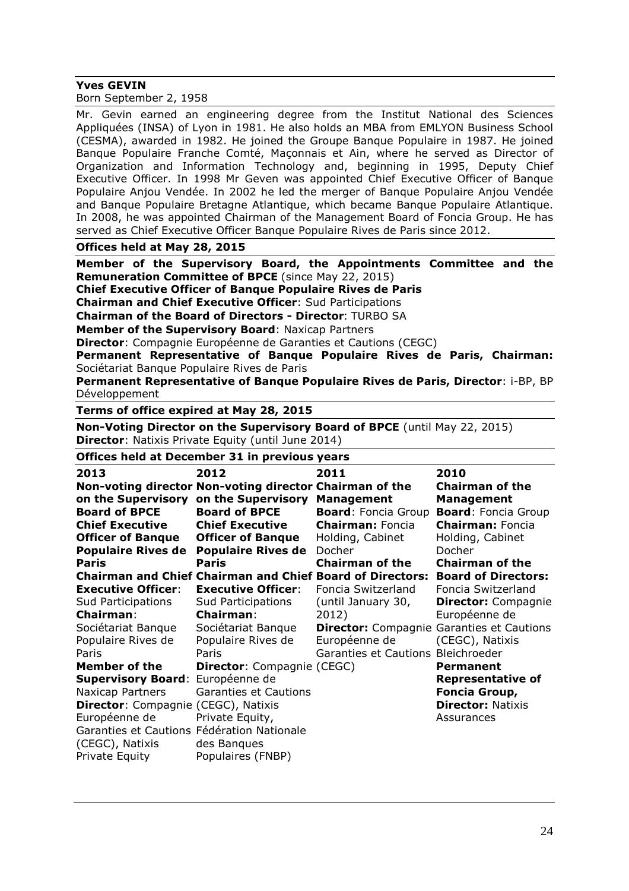**Yves GEVIN**
Born September 2, 1958

Mr. Gevin earned an engineering degree from the Institut National des Sciences Appliquées (INSA) of Lyon in 1981. He also holds an MBA from EMLYON Business School (CESMA), awarded in 1982. He joined the Groupe Banque Populaire in 1987. He joined Banque Populaire Franche Comté, Maçonnais et Ain, where he served as Director of Organization and Information Technology and, beginning in 1995, Deputy Chief Executive Officer. In 1998 Mr Geven was appointed Chief Executive Officer of Banque Populaire Anjou Vendée. In 2002 he led the merger of Banque Populaire Anjou Vendée and Banque Populaire Bretagne Atlantique, which became Banque Populaire Atlantique. In 2008, he was appointed Chairman of the Management Board of Foncia Group. He has served as Chief Executive Officer Banque Populaire Rives de Paris since 2012.

**Offices held at May 28, 2015**

**Member of the Supervisory Board, the Appointments Committee and the Remuneration Committee of BPCE** (since May 22, 2015)
**Chief Executive Officer of Banque Populaire Rives de Paris**
**Chairman and Chief Executive Officer**: Sud Participations
**Chairman of the Board of Directors - Director**: TURBO SA
**Member of the Supervisory Board**: Naxicap Partners
**Director**: Compagnie Européenne de Garanties et Cautions (CEGC)
**Permanent Representative of Banque Populaire Rives de Paris, Chairman:** Sociétariat Banque Populaire Rives de Paris
**Permanent Representative of Banque Populaire Rives de Paris, Director**: i-BP, BP Développement

**Terms of office expired at May 28, 2015**

**Non-Voting Director on the Supervisory Board of BPCE** (until May 22, 2015)
**Director**: Natixis Private Equity (until June 2014)

**Offices held at December 31 in previous years**

| 2013 | 2012 | 2011 | 2010 |
|---|---|---|---|
| **Non-voting director on the Supervisory Board of BPCE**<br>**Chief Executive Officer of Banque Populaire Rives de Paris**<br>**Chairman and Chief Executive Officer**: Sud Participations<br>**Chairman**: Sociétariat Banque Populaire Rives de Paris<br>**Member of the Supervisory Board**: Naxicap Partners<br>**Director**: Compagnie Européenne de Garanties et Cautions (CEGC), Natixis Private Equity | **Non-voting director on the Supervisory Board of BPCE**<br>**Chief Executive Officer of Banque Populaire Rives de Paris**<br>**Chairman and Chief Executive Officer**: Sud Participations<br>**Chairman**: Sociétariat Banque Populaire Rives de Paris<br>**Director**: Compagnie Européenne de Garanties et Cautions (CEGC), Natixis Private Equity, Fédération Nationale des Banques Populaires (FNBP) | **Chairman of the Management Board**: Foncia Group<br>**Chairman:** Foncia Holding, Cabinet Docher<br>**Chairman of the Board of Directors:** Foncia Switzerland (until January 30, 2012)<br>**Director:** Compagnie Européenne de Garanties et Cautions | **Chairman of the Management Board**: Foncia Group<br>**Chairman:** Foncia Holding, Cabinet Docher<br>**Chairman of the Board of Directors:** Foncia Switzerland<br>**Director:** Compagnie Européenne de Garanties et Cautions (CEGC), Natixis Bleichroeder<br>**Permanent Representative of Foncia Group, Director:** Natixis Assurances |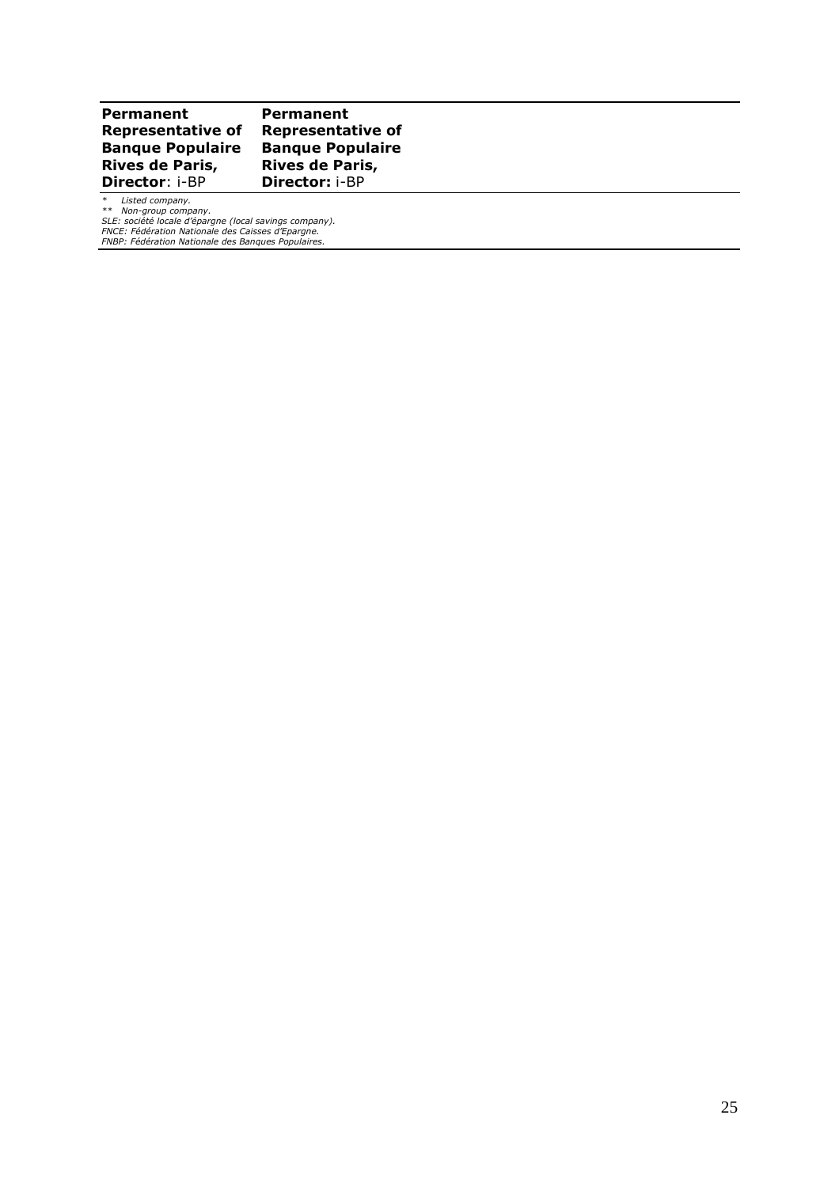| **Permanent Representative of Banque Populaire Rives de Paris, Director**: i-BP | **Permanent Representative of Banque Populaire Rives de Paris, Director:** i-BP | |
|---|---|---|

*&nbsp;&nbsp;&nbsp;Listed company.*
*\*\*&nbsp;&nbsp;Non-group company.*
*SLE: société locale d'épargne (local savings company).*
*FNCE: Fédération Nationale des Caisses d'Epargne.*
*FNBP: Fédération Nationale des Banques Populaires.*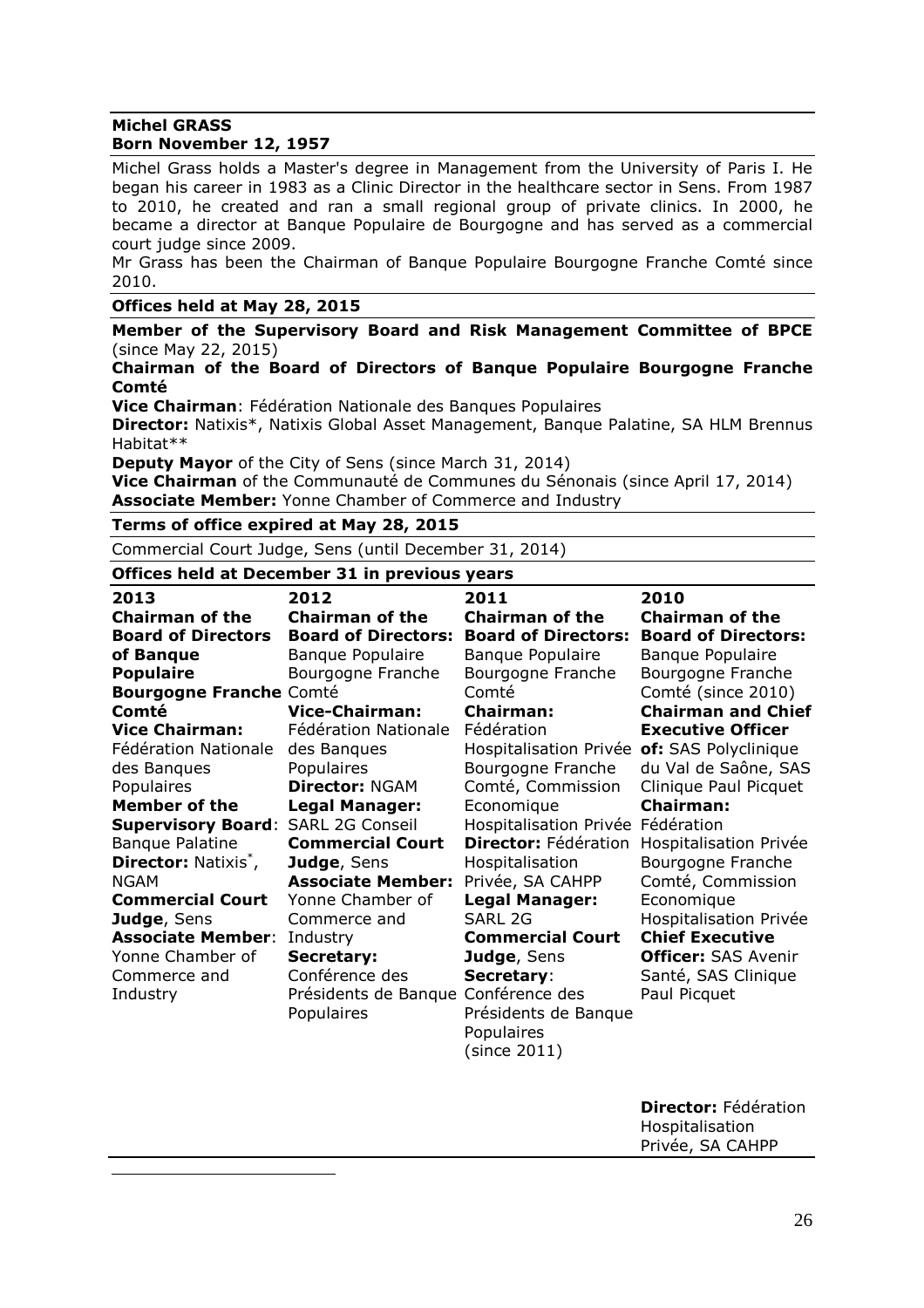**Michel GRASS**
**Born November 12, 1957**

Michel Grass holds a Master's degree in Management from the University of Paris I. He began his career in 1983 as a Clinic Director in the healthcare sector in Sens. From 1987 to 2010, he created and ran a small regional group of private clinics. In 2000, he became a director at Banque Populaire de Bourgogne and has served as a commercial court judge since 2009.
Mr Grass has been the Chairman of Banque Populaire Bourgogne Franche Comté since 2010.

**Offices held at May 28, 2015**

**Member of the Supervisory Board and Risk Management Committee of BPCE** (since May 22, 2015)
**Chairman of the Board of Directors of Banque Populaire Bourgogne Franche Comté**
**Vice Chairman**: Fédération Nationale des Banques Populaires
**Director:** Natixis*, Natixis Global Asset Management, Banque Palatine, SA HLM Brennus Habitat**
**Deputy Mayor** of the City of Sens (since March 31, 2014)
**Vice Chairman** of the Communauté de Communes du Sénonais (since April 17, 2014)
**Associate Member:** Yonne Chamber of Commerce and Industry

**Terms of office expired at May 28, 2015**

Commercial Court Judge, Sens (until December 31, 2014)

**Offices held at December 31 in previous years**

| 2013 | 2012 | 2011 | 2010 |
|---|---|---|---|
| **Chairman of the Board of Directors of Banque Populaire Bourgogne Franche Comté**<br>**Vice Chairman:** Fédération Nationale des Banques Populaires<br>**Member of the Supervisory Board**: Banque Palatine<br>**Director:** Natixis*, NGAM<br>**Commercial Court Judge**, Sens<br>**Associate Member**: Yonne Chamber of Commerce and Industry | **Chairman of the Board of Directors:** Banque Populaire Bourgogne Franche Comté<br>**Vice-Chairman:** Fédération Nationale des Banques Populaires<br>**Director:** NGAM<br>**Legal Manager:** SARL 2G Conseil<br>**Commercial Court Judge**, Sens<br>**Associate Member:** Yonne Chamber of Commerce and Industry<br>**Secretary:** Conférence des Présidents de Banque Populaires | **Chairman of the Board of Directors:** Banque Populaire Bourgogne Franche Comté<br>**Chairman:** Fédération Hospitalisation Privée Bourgogne Franche Comté, Commission Economique Hospitalisation Privée<br>**Director:** Fédération Hospitalisation Privée, SA CAHPP<br>**Legal Manager:** SARL 2G<br>**Commercial Court Judge**, Sens<br>**Secretary**: Conférence des Présidents de Banque Populaires (since 2011) | **Chairman of the Board of Directors:** Banque Populaire Bourgogne Franche Comté (since 2010)<br>**Chairman and Chief Executive Officer of:** SAS Polyclinique du Val de Saône, SAS Clinique Paul Picquet<br>**Chairman:** Fédération Hospitalisation Privée Bourgogne Franche Comté, Commission Economique Hospitalisation Privée<br>**Chief Executive Officer:** SAS Avenir Santé, SAS Clinique Paul Picquet<br>**Director:** Fédération Hospitalisation Privée, SA CAHPP |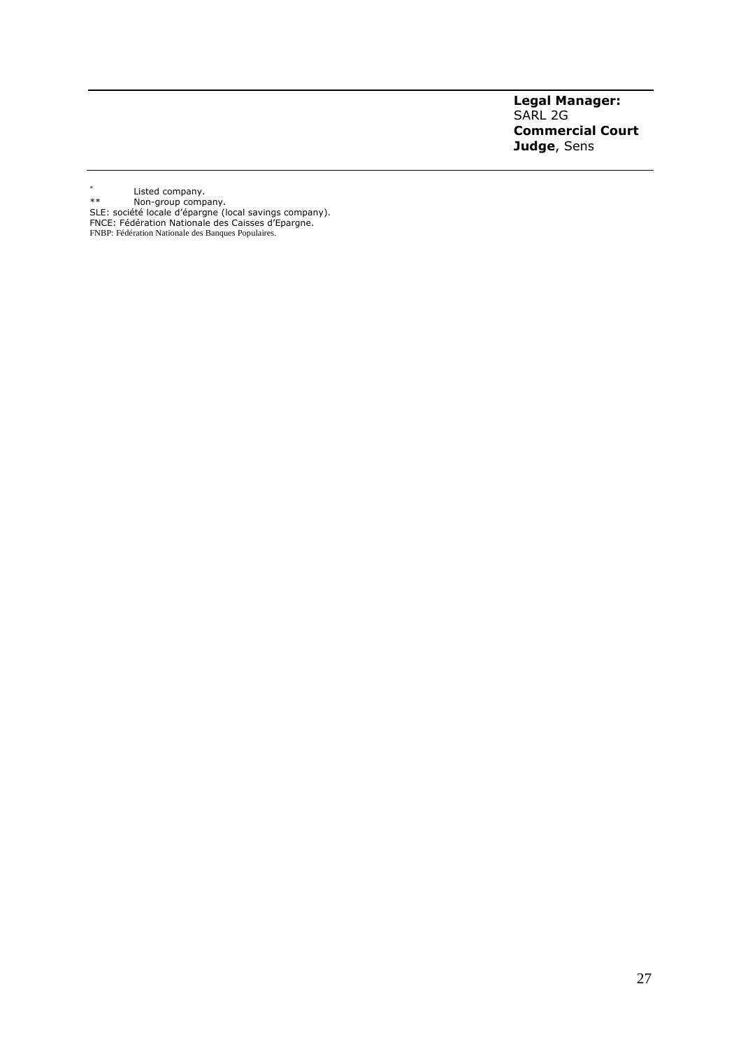| | |
|---|---|
| | **Legal Manager:** SARL 2G<br>**Commercial Court Judge**, Sens |

* Listed company.
** Non-group company.
SLE: société locale d'épargne (local savings company).
FNCE: Fédération Nationale des Caisses d'Epargne.
FNBP: Fédération Nationale des Banques Populaires.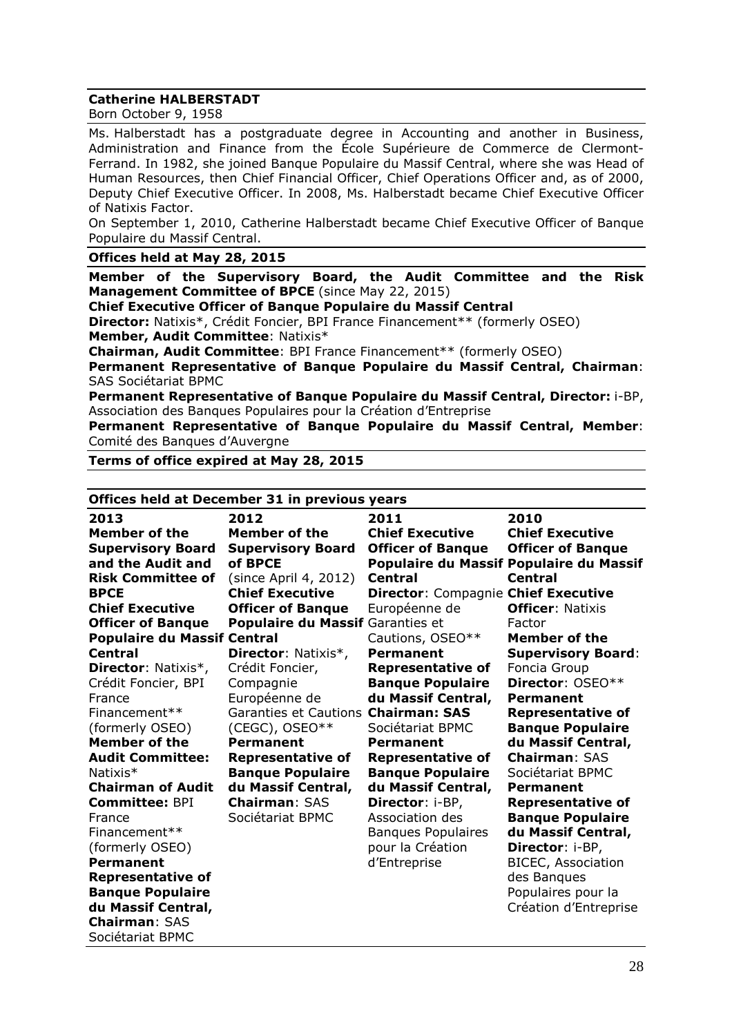**Catherine HALBERSTADT**
Born October 9, 1958

Ms. Halberstadt has a postgraduate degree in Accounting and another in Business, Administration and Finance from the École Supérieure de Commerce de Clermont-Ferrand. In 1982, she joined Banque Populaire du Massif Central, where she was Head of Human Resources, then Chief Financial Officer, Chief Operations Officer and, as of 2000, Deputy Chief Executive Officer. In 2008, Ms. Halberstadt became Chief Executive Officer of Natixis Factor.

On September 1, 2010, Catherine Halberstadt became Chief Executive Officer of Banque Populaire du Massif Central.

**Offices held at May 28, 2015**

**Member of the Supervisory Board, the Audit Committee and the Risk Management Committee of BPCE** (since May 22, 2015)
**Chief Executive Officer of Banque Populaire du Massif Central**
**Director:** Natixis*, Crédit Foncier, BPI France Financement** (formerly OSEO)
**Member, Audit Committee**: Natixis*
**Chairman, Audit Committee**: BPI France Financement** (formerly OSEO)
**Permanent Representative of Banque Populaire du Massif Central, Chairman**: SAS Sociétariat BPMC
**Permanent Representative of Banque Populaire du Massif Central, Director:** i-BP, Association des Banques Populaires pour la Création d'Entreprise
**Permanent Representative of Banque Populaire du Massif Central, Member**: Comité des Banques d'Auvergne

**Terms of office expired at May 28, 2015**

**Offices held at December 31 in previous years**

| 2013 | 2012 | 2011 | 2010 |
|---|---|---|---|
| **Member of the Supervisory Board and the Audit and Risk Committee of BPCE**<br>**Chief Executive Officer of Banque Populaire du Massif Central**<br>**Director**: Natixis*, Crédit Foncier, BPI France Financement** (formerly OSEO)<br>**Member of the Audit Committee:** Natixis*<br>**Chairman of Audit Committee:** BPI France Financement** (formerly OSEO)<br>**Permanent Representative of Banque Populaire du Massif Central, Chairman**: SAS Sociétariat BPMC | **Member of the Supervisory Board of BPCE** (since April 4, 2012)<br>**Chief Executive Officer of Banque Populaire du Massif Central**<br>**Director**: Natixis*, Crédit Foncier, Compagnie Européenne de Garanties et Cautions (CEGC), OSEO**<br>**Permanent Representative of Banque Populaire du Massif Central, Chairman**: SAS Sociétariat BPMC | **Chief Executive Officer of Banque Populaire du Massif Central**<br>**Director**: Compagnie Européenne de Garanties et Cautions, OSEO**<br>**Permanent Representative of Banque Populaire du Massif Central, Chairman: SAS** Sociétariat BPMC<br>**Permanent Representative of Banque Populaire du Massif Central, Director**: i-BP, Association des Banques Populaires pour la Création d'Entreprise | **Chief Executive Officer of Banque Populaire du Massif Central**<br>**Chief Executive Officer**: Natixis Factor<br>**Member of the Supervisory Board**: Foncia Group<br>**Director**: OSEO**<br>**Permanent Representative of Banque Populaire du Massif Central, Chairman**: SAS Sociétariat BPMC<br>**Permanent Representative of Banque Populaire du Massif Central, Director**: i-BP, BICEC, Association des Banques Populaires pour la Création d'Entreprise |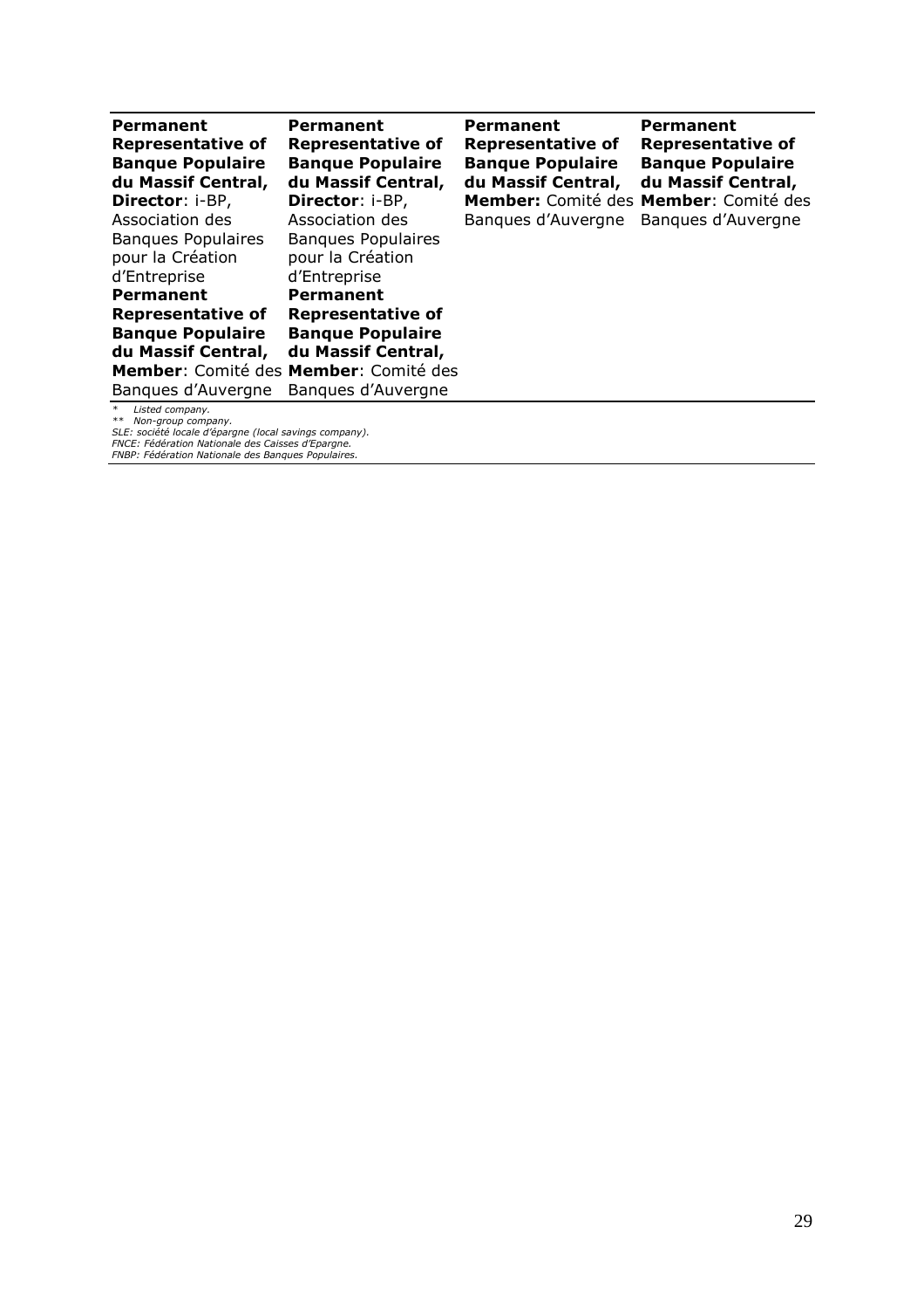| | | | |
|---|---|---|---|
| **Permanent Representative of Banque Populaire du Massif Central, Director**: i-BP, Association des Banques Populaires pour la Création d'Entreprise<br>**Permanent Representative of Banque Populaire du Massif Central, Member**: Comité des Banques d'Auvergne | **Permanent Representative of Banque Populaire du Massif Central, Director**: i-BP, Association des Banques Populaires pour la Création d'Entreprise<br>**Permanent Representative of Banque Populaire du Massif Central, Member**: Comité des Banques d'Auvergne | **Permanent Representative of Banque Populaire du Massif Central, Member:** Comité des Banques d'Auvergne | **Permanent Representative of Banque Populaire du Massif Central, Member**: Comité des Banques d'Auvergne |

*\* Listed company.*
*\*\* Non-group company.*
*SLE: société locale d'épargne (local savings company).*
*FNCE: Fédération Nationale des Caisses d'Epargne.*
*FNBP: Fédération Nationale des Banques Populaires.*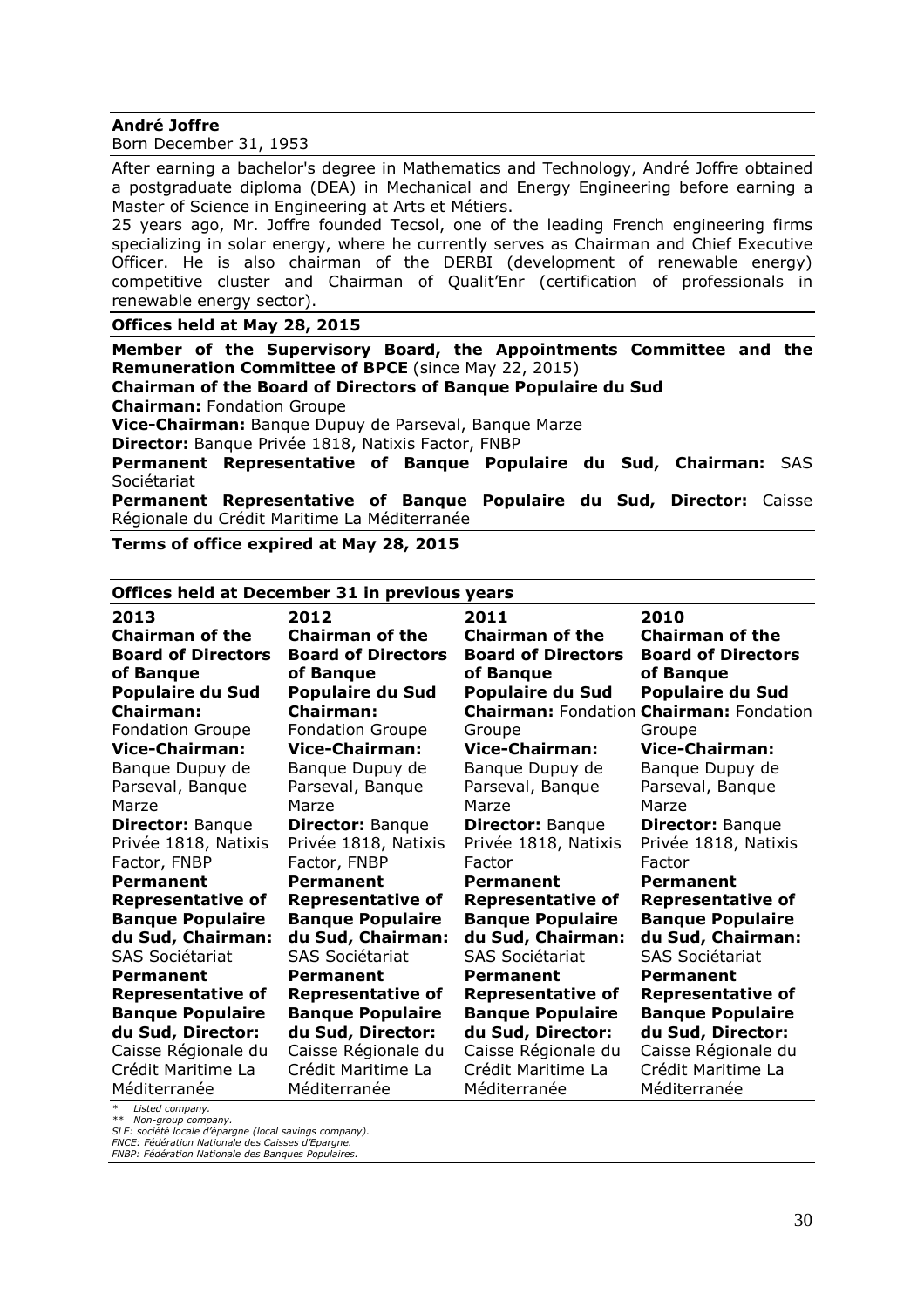**André Joffre**

Born December 31, 1953

After earning a bachelor's degree in Mathematics and Technology, André Joffre obtained a postgraduate diploma (DEA) in Mechanical and Energy Engineering before earning a Master of Science in Engineering at Arts et Métiers.

25 years ago, Mr. Joffre founded Tecsol, one of the leading French engineering firms specializing in solar energy, where he currently serves as Chairman and Chief Executive Officer. He is also chairman of the DERBI (development of renewable energy) competitive cluster and Chairman of Qualit'Enr (certification of professionals in renewable energy sector).

**Offices held at May 28, 2015**

**Member of the Supervisory Board, the Appointments Committee and the Remuneration Committee of BPCE** (since May 22, 2015)

**Chairman of the Board of Directors of Banque Populaire du Sud**

**Chairman:** Fondation Groupe

**Vice-Chairman:** Banque Dupuy de Parseval, Banque Marze

**Director:** Banque Privée 1818, Natixis Factor, FNBP

**Permanent Representative of Banque Populaire du Sud, Chairman:** SAS Sociétariat

**Permanent Representative of Banque Populaire du Sud, Director:** Caisse Régionale du Crédit Maritime La Méditerranée

**Terms of office expired at May 28, 2015**

**Offices held at December 31 in previous years**

| 2013 | 2012 | 2011 | 2010 |
|---|---|---|---|
| **Chairman of the Board of Directors of Banque Populaire du Sud** | **Chairman of the Board of Directors of Banque Populaire du Sud** | **Chairman of the Board of Directors of Banque Populaire du Sud** | **Chairman of the Board of Directors of Banque Populaire du Sud** |
| **Chairman:** Fondation Groupe | **Chairman:** Fondation Groupe | **Chairman:** Fondation Groupe | **Chairman:** Fondation Groupe |
| **Vice-Chairman:** Banque Dupuy de Parseval, Banque Marze | **Vice-Chairman:** Banque Dupuy de Parseval, Banque Marze | **Vice-Chairman:** Banque Dupuy de Parseval, Banque Marze | **Vice-Chairman:** Banque Dupuy de Parseval, Banque Marze |
| **Director:** Banque Privée 1818, Natixis Factor, FNBP | **Director:** Banque Privée 1818, Natixis Factor, FNBP | **Director:** Banque Privée 1818, Natixis Factor | **Director:** Banque Privée 1818, Natixis Factor |
| **Permanent Representative of Banque Populaire du Sud, Chairman:** SAS Sociétariat | **Permanent Representative of Banque Populaire du Sud, Chairman:** SAS Sociétariat | **Permanent Representative of Banque Populaire du Sud, Chairman:** SAS Sociétariat | **Permanent Representative of Banque Populaire du Sud, Chairman:** SAS Sociétariat |
| **Permanent Representative of Banque Populaire du Sud, Director:** Caisse Régionale du Crédit Maritime La Méditerranée | **Permanent Representative of Banque Populaire du Sud, Director:** Caisse Régionale du Crédit Maritime La Méditerranée | **Permanent Representative of Banque Populaire du Sud, Director:** Caisse Régionale du Crédit Maritime La Méditerranée | **Permanent Representative of Banque Populaire du Sud, Director:** Caisse Régionale du Crédit Maritime La Méditerranée |

*\* Listed company.*
*\*\* Non-group company.*
*SLE: société locale d'épargne (local savings company).*
*FNCE: Fédération Nationale des Caisses d'Epargne.*
*FNBP: Fédération Nationale des Banques Populaires.*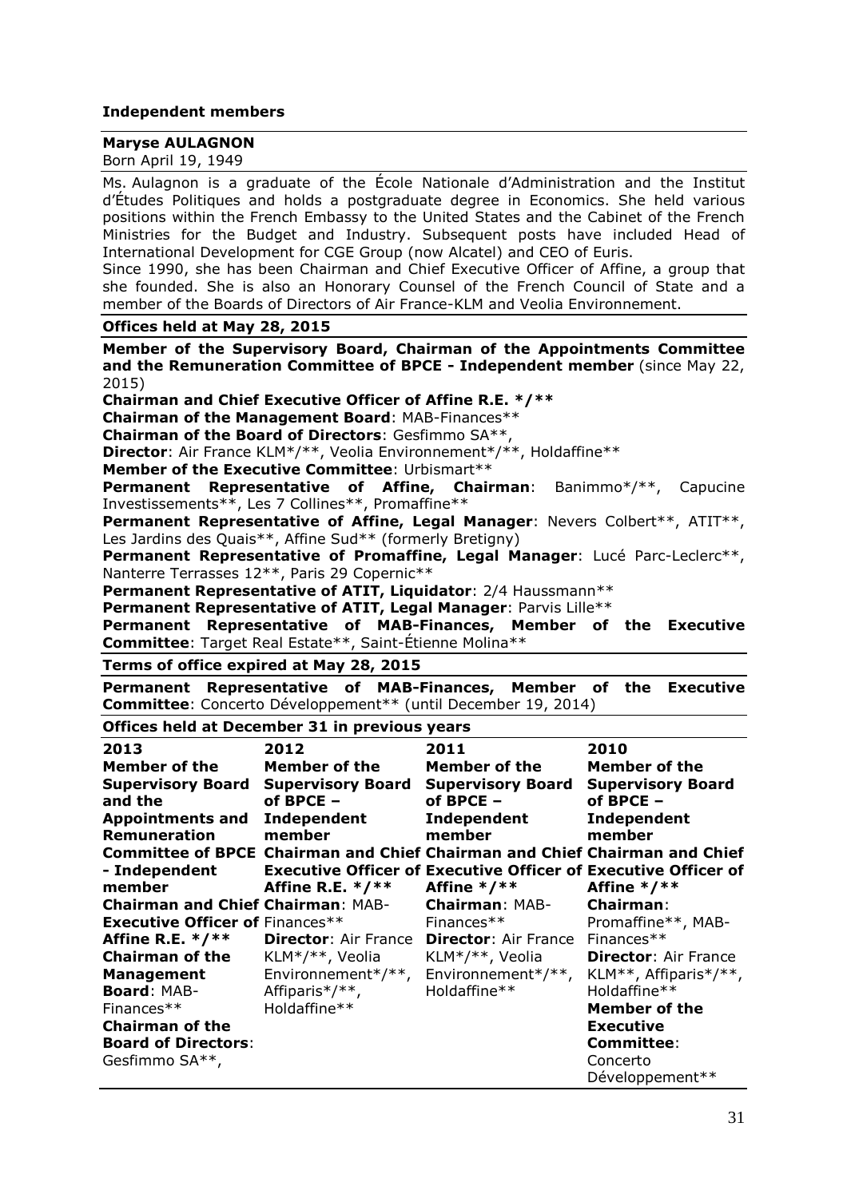**Independent members**

**Maryse AULAGNON**
Born April 19, 1949

Ms. Aulagnon is a graduate of the École Nationale d'Administration and the Institut d'Études Politiques and holds a postgraduate degree in Economics. She held various positions within the French Embassy to the United States and the Cabinet of the French Ministries for the Budget and Industry. Subsequent posts have included Head of International Development for CGE Group (now Alcatel) and CEO of Euris.

Since 1990, she has been Chairman and Chief Executive Officer of Affine, a group that she founded. She is also an Honorary Counsel of the French Council of State and a member of the Boards of Directors of Air France-KLM and Veolia Environnement.

**Offices held at May 28, 2015**

**Member of the Supervisory Board, Chairman of the Appointments Committee and the Remuneration Committee of BPCE - Independent member** (since May 22, 2015)
**Chairman and Chief Executive Officer of Affine R.E. \*/\*\***
**Chairman of the Management Board**: MAB-Finances\*\*
**Chairman of the Board of Directors**: Gesfimmo SA\*\*,
**Director**: Air France KLM\*/\*\*, Veolia Environnement\*/\*\*, Holdaffine\*\*
**Member of the Executive Committee**: Urbismart\*\*
**Permanent Representative of Affine, Chairman**: Banimmo\*/\*\*, Capucine Investissements\*\*, Les 7 Collines\*\*, Promaffine\*\*
**Permanent Representative of Affine, Legal Manager**: Nevers Colbert\*\*, ATIT\*\*, Les Jardins des Quais\*\*, Affine Sud\*\* (formerly Bretigny)
**Permanent Representative of Promaffine, Legal Manager**: Lucé Parc-Leclerc\*\*, Nanterre Terrasses 12\*\*, Paris 29 Copernic\*\*
**Permanent Representative of ATIT, Liquidator**: 2/4 Haussmann\*\*
**Permanent Representative of ATIT, Legal Manager**: Parvis Lille\*\*
**Permanent Representative of MAB-Finances, Member of the Executive Committee**: Target Real Estate\*\*, Saint-Étienne Molina\*\*

**Terms of office expired at May 28, 2015**

**Permanent Representative of MAB-Finances, Member of the Executive Committee**: Concerto Développement\*\* (until December 19, 2014)

**Offices held at December 31 in previous years**

| 2013 | 2012 | 2011 | 2010 |
|---|---|---|---|
| **Member of the Supervisory Board and the Appointments and Remuneration Committee of BPCE - Independent member**<br>**Chairman and Chief Executive Officer of Affine R.E. \*/\*\***<br>**Chairman of the Management Board**: MAB-Finances\*\*<br>**Chairman of the Board of Directors**: Gesfimmo SA\*\*, | **Member of the Supervisory Board of BPCE – Independent member**<br>**Chairman and Chief Executive Officer of Affine R.E. \*/\*\***<br>**Chairman**: MAB-Finances\*\*<br>**Director**: Air France KLM\*/\*\*, Veolia Environnement\*/\*\*, Affiparis\*/\*\*, Holdaffine\*\* | **Member of the Supervisory Board of BPCE – Independent member**<br>**Chairman and Chief Executive Officer of Affine \*/\*\***<br>**Chairman**: MAB-Finances\*\*<br>**Director**: Air France KLM\*/\*\*, Veolia Environnement\*/\*\*, Holdaffine\*\* | **Member of the Supervisory Board of BPCE – Independent member**<br>**Chairman and Chief Executive Officer of Affine \*/\*\***<br>**Chairman**: Promaffine\*\*, MAB-Finances\*\*<br>**Director**: Air France KLM\*\*, Affiparis\*/\*\*, Holdaffine\*\*<br>**Member of the Executive Committee**: Concerto Développement\*\* |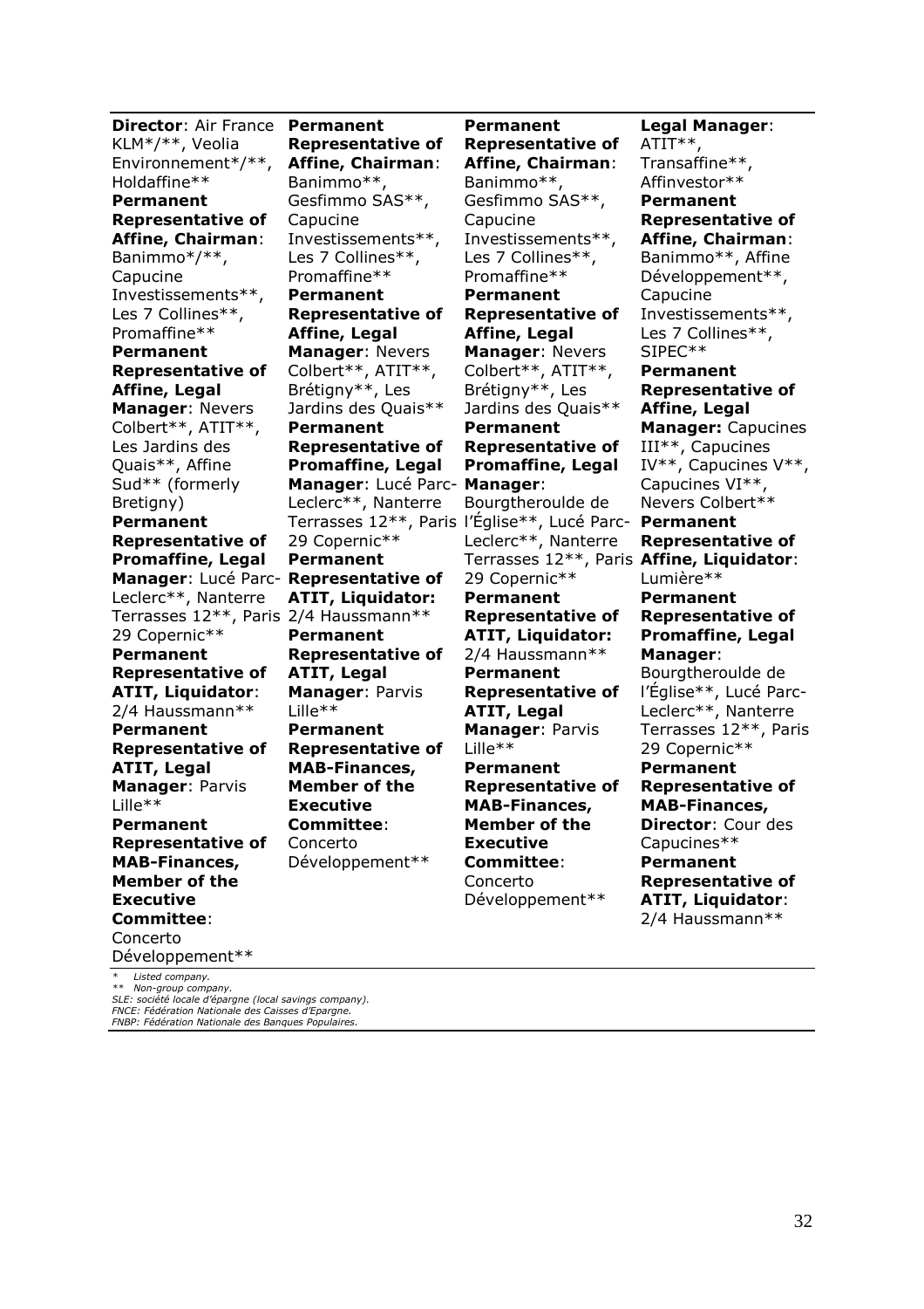| | | | |
|---|---|---|---|
| **Director**: Air France KLM*/**, Veolia Environnement*/**, Holdaffine** **Permanent Representative of Affine, Chairman**: Banimmo*/**, Capucine Investissements**, Les 7 Collines**, Promaffine** **Permanent Representative of Affine, Legal Manager**: Nevers Colbert**, ATIT**, Les Jardins des Quais**, Affine Sud** (formerly Bretigny) **Permanent Representative of Promaffine, Legal Manager**: Lucé Parc-Leclerc**, Nanterre Terrasses 12**, Paris 29 Copernic** **Permanent Representative of ATIT, Liquidator**: 2/4 Haussmann** **Permanent Representative of ATIT, Legal Manager**: Parvis Lille** **Permanent Representative of MAB-Finances, Member of the Executive Committee**: Concerto Développement** | **Permanent Representative of Affine, Chairman**: Banimmo**, Gesfimmo SAS**, Capucine Investissements**, Les 7 Collines**, Promaffine** **Permanent Representative of Affine, Legal Manager**: Nevers Colbert**, ATIT**, Brétigny**, Les Jardins des Quais** **Permanent Representative of Promaffine, Legal Manager**: Lucé Parc-Leclerc**, Nanterre Terrasses 12**, Paris 29 Copernic** **Permanent Representative of ATIT, Liquidator:** 2/4 Haussmann** **Permanent Representative of ATIT, Legal Manager**: Parvis Lille** **Permanent Representative of MAB-Finances, Member of the Executive Committee**: Concerto Développement** | **Permanent Representative of Affine, Chairman**: Banimmo**, Gesfimmo SAS**, Capucine Investissements**, Les 7 Collines**, Promaffine** **Permanent Representative of Affine, Legal Manager**: Nevers Colbert**, ATIT**, Brétigny**, Les Jardins des Quais** **Permanent Representative of Promaffine, Legal Manager**: Bourgtheroulde de l'Église**, Lucé Parc-Leclerc**, Nanterre Terrasses 12**, Paris 29 Copernic** **Permanent Representative of ATIT, Liquidator:** 2/4 Haussmann** **Permanent Representative of ATIT, Legal Manager**: Parvis Lille** **Permanent Representative of MAB-Finances, Member of the Executive Committee**: Concerto Développement** | **Legal Manager**: ATIT**, Transaffine**, Affinvestor** **Permanent Representative of Affine, Chairman**: Banimmo**, Affine Développement**, Capucine Investissements**, Les 7 Collines**, SIPEC** **Permanent Representative of Affine, Legal Manager:** Capucines III**, Capucines IV**, Capucines V**, Capucines VI**, Nevers Colbert** **Permanent Representative of Affine, Liquidator**: Lumière** **Permanent Representative of Promaffine, Legal Manager**: Bourgtheroulde de l'Église**, Lucé Parc-Leclerc**, Nanterre Terrasses 12**, Paris 29 Copernic** **Permanent Representative of MAB-Finances, Director**: Cour des Capucines** **Permanent Representative of ATIT, Liquidator**: 2/4 Haussmann** |

*\* Listed company.*
*\*\* Non-group company.*
*SLE: société locale d'épargne (local savings company).*
*FNCE: Fédération Nationale des Caisses d'Epargne.*
*FNBP: Fédération Nationale des Banques Populaires.*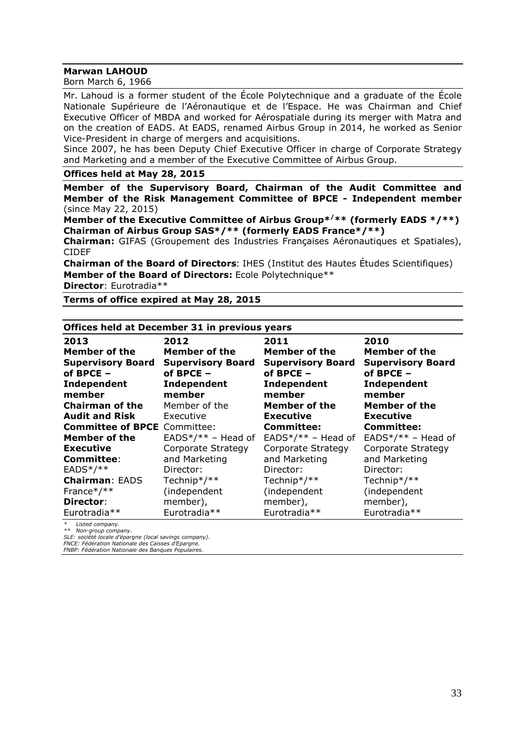**Marwan LAHOUD**
Born March 6, 1966

Mr. Lahoud is a former student of the École Polytechnique and a graduate of the École Nationale Supérieure de l'Aéronautique et de l'Espace. He was Chairman and Chief Executive Officer of MBDA and worked for Aérospatiale during its merger with Matra and on the creation of EADS. At EADS, renamed Airbus Group in 2014, he worked as Senior Vice-President in charge of mergers and acquisitions.
Since 2007, he has been Deputy Chief Executive Officer in charge of Corporate Strategy and Marketing and a member of the Executive Committee of Airbus Group.

**Offices held at May 28, 2015**

**Member of the Supervisory Board, Chairman of the Audit Committee and Member of the Risk Management Committee of BPCE - Independent member** (since May 22, 2015)
**Member of the Executive Committee of Airbus Group*/** (formerly EADS */**)**
**Chairman of Airbus Group SAS*/** (formerly EADS France*/**)**
**Chairman:** GIFAS (Groupement des Industries Françaises Aéronautiques et Spatiales), CIDEF
**Chairman of the Board of Directors**: IHES (Institut des Hautes Études Scientifiques)
**Member of the Board of Directors:** Ecole Polytechnique**
**Director**: Eurotradia**

**Terms of office expired at May 28, 2015**

**Offices held at December 31 in previous years**

| 2013 | 2012 | 2011 | 2010 |
|---|---|---|---|
| **Member of the Supervisory Board of BPCE – Independent member**<br>**Chairman of the Audit and Risk Committee of BPCE**<br>**Member of the Executive Committee**: EADS*/**<br>**Chairman**: EADS France*/**<br>**Director**: Eurotradia** | **Member of the Supervisory Board of BPCE – Independent member**<br>Member of the Executive Committee: EADS*/** – Head of Corporate Strategy and Marketing<br>Director: Technip*/** (independent member), Eurotradia** | **Member of the Supervisory Board of BPCE – Independent member**<br>**Member of the Executive Committee:** EADS*/** – Head of Corporate Strategy and Marketing<br>Director: Technip*/** (independent member), Eurotradia** | **Member of the Supervisory Board of BPCE – Independent member**<br>**Member of the Executive Committee:** EADS*/** – Head of Corporate Strategy and Marketing<br>Director: Technip*/** (independent member), Eurotradia** |

*\* Listed company.*
*\*\* Non-group company.*
*SLE: société locale d'épargne (local savings company).*
*FNCE: Fédération Nationale des Caisses d'Epargne.*
*FNBP: Fédération Nationale des Banques Populaires.*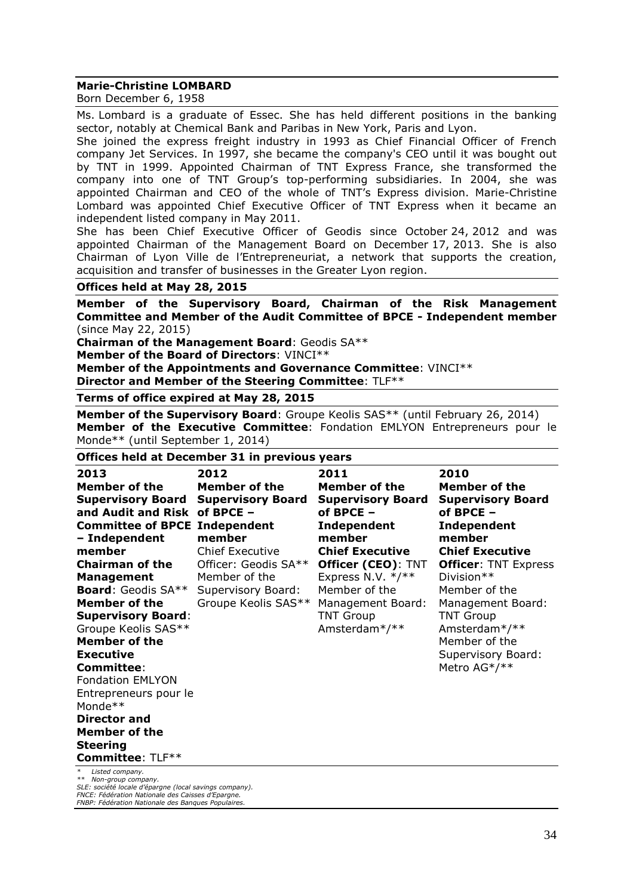**Marie-Christine LOMBARD**

Born December 6, 1958

Ms. Lombard is a graduate of Essec. She has held different positions in the banking sector, notably at Chemical Bank and Paribas in New York, Paris and Lyon.

She joined the express freight industry in 1993 as Chief Financial Officer of French company Jet Services. In 1997, she became the company's CEO until it was bought out by TNT in 1999. Appointed Chairman of TNT Express France, she transformed the company into one of TNT Group's top-performing subsidiaries. In 2004, she was appointed Chairman and CEO of the whole of TNT's Express division. Marie-Christine Lombard was appointed Chief Executive Officer of TNT Express when it became an independent listed company in May 2011.

She has been Chief Executive Officer of Geodis since October 24, 2012 and was appointed Chairman of the Management Board on December 17, 2013. She is also Chairman of Lyon Ville de l'Entrepreneuriat, a network that supports the creation, acquisition and transfer of businesses in the Greater Lyon region.

**Offices held at May 28, 2015**

**Member of the Supervisory Board, Chairman of the Risk Management Committee and Member of the Audit Committee of BPCE - Independent member** (since May 22, 2015)
**Chairman of the Management Board**: Geodis SA**
**Member of the Board of Directors**: VINCI**
**Member of the Appointments and Governance Committee**: VINCI**
**Director and Member of the Steering Committee**: TLF**

**Terms of office expired at May 28, 2015**

**Member of the Supervisory Board**: Groupe Keolis SAS** (until February 26, 2014)
**Member of the Executive Committee**: Fondation EMLYON Entrepreneurs pour le Monde** (until September 1, 2014)

**Offices held at December 31 in previous years**

| 2013 | 2012 | 2011 | 2010 |
|---|---|---|---|
| **Member of the Supervisory Board and Audit and Risk Committee of BPCE – Independent member**<br>**Chairman of the Management Board**: Geodis SA**<br>**Member of the Supervisory Board**: Groupe Keolis SAS**<br>**Member of the Executive Committee**: Fondation EMLYON Entrepreneurs pour le Monde**<br>**Director and Member of the Steering Committee**: TLF** | **Member of the Supervisory Board of BPCE – Independent member**<br>Chief Executive Officer: Geodis SA**<br>Member of the Supervisory Board: Groupe Keolis SAS** | **Member of the Supervisory Board of BPCE – Independent member**<br>**Chief Executive Officer (CEO)**: TNT Express N.V. */**<br>Member of the Management Board: TNT Group Amsterdam*/** | **Member of the Supervisory Board of BPCE – Independent member**<br>**Chief Executive Officer**: TNT Express Division**<br>Member of the Management Board: TNT Group Amsterdam*/**<br>Member of the Supervisory Board: Metro AG*/** |

\* Listed company.
** Non-group company.
SLE: société locale d'épargne (local savings company).
FNCE: Fédération Nationale des Caisses d'Epargne.
FNBP: Fédération Nationale des Banques Populaires.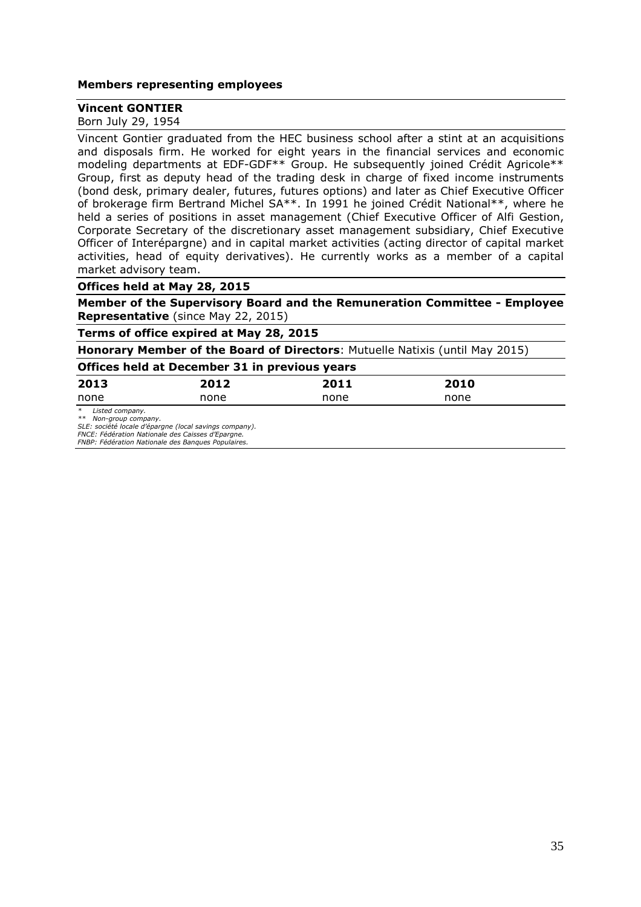**Members representing employees**

**Vincent GONTIER**

Born July 29, 1954

Vincent Gontier graduated from the HEC business school after a stint at an acquisitions and disposals firm. He worked for eight years in the financial services and economic modeling departments at EDF-GDF** Group. He subsequently joined Crédit Agricole** Group, first as deputy head of the trading desk in charge of fixed income instruments (bond desk, primary dealer, futures, futures options) and later as Chief Executive Officer of brokerage firm Bertrand Michel SA**. In 1991 he joined Crédit National**, where he held a series of positions in asset management (Chief Executive Officer of Alfi Gestion, Corporate Secretary of the discretionary asset management subsidiary, Chief Executive Officer of Interépargne) and in capital market activities (acting director of capital market activities, head of equity derivatives). He currently works as a member of a capital market advisory team.

**Offices held at May 28, 2015**

**Member of the Supervisory Board and the Remuneration Committee - Employee Representative** (since May 22, 2015)

**Terms of office expired at May 28, 2015**

**Honorary Member of the Board of Directors**: Mutuelle Natixis (until May 2015)

**Offices held at December 31 in previous years**

| 2013 | 2012 | 2011 | 2010 |
|---|---|---|---|
| none | none | none | none |

*&nbsp;&nbsp;&nbsp;Listed company.*
*** Non-group company.*
*SLE: société locale d'épargne (local savings company).*
*FNCE: Fédération Nationale des Caisses d'Epargne.*
*FNBP: Fédération Nationale des Banques Populaires.*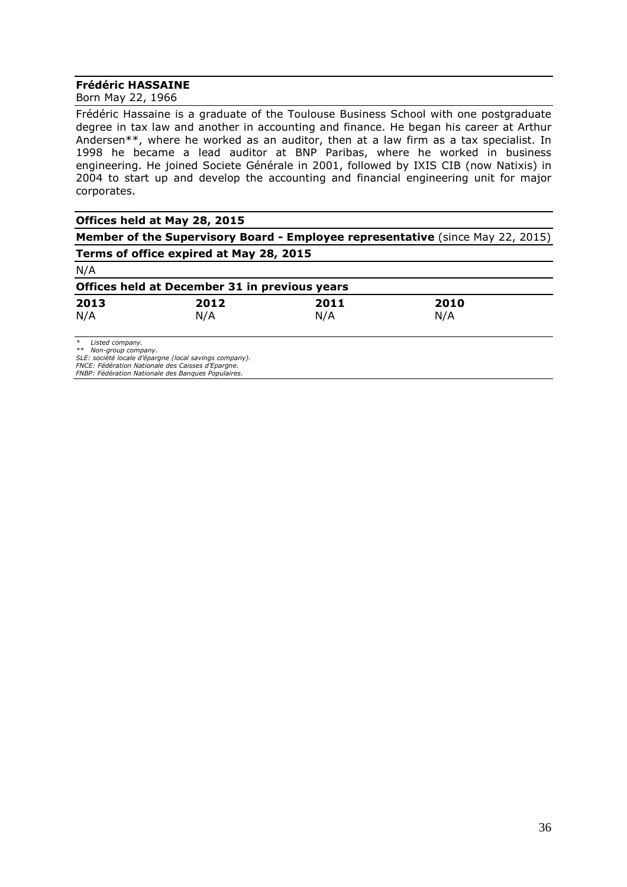**Frédéric HASSAINE**

Born May 22, 1966

Frédéric Hassaine is a graduate of the Toulouse Business School with one postgraduate degree in tax law and another in accounting and finance. He began his career at Arthur Andersen**, where he worked as an auditor, then at a law firm as a tax specialist. In 1998 he became a lead auditor at BNP Paribas, where he worked in business engineering. He joined Societe Générale in 2001, followed by IXIS CIB (now Natixis) in 2004 to start up and develop the accounting and financial engineering unit for major corporates.

**Offices held at May 28, 2015**

**Member of the Supervisory Board - Employee representative** (since May 22, 2015)

**Terms of office expired at May 28, 2015**

N/A

**Offices held at December 31 in previous years**

| 2013 | 2012 | 2011 | 2010 |
|---|---|---|---|
| N/A | N/A | N/A | N/A |

*\* Listed company.*
*\*\* Non-group company.*
*SLE: société locale d'épargne (local savings company).*
*FNCE: Fédération Nationale des Caisses d'Epargne.*
*FNBP: Fédération Nationale des Banques Populaires.*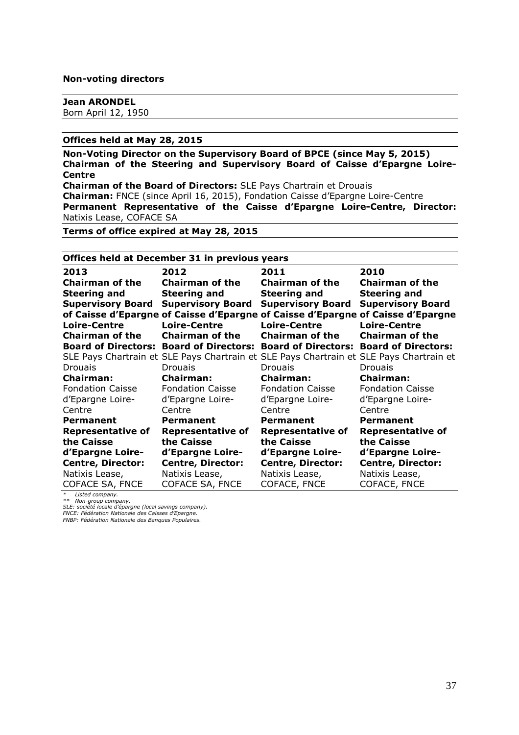**Non-voting directors**

**Jean ARONDEL**
Born April 12, 1950

**Offices held at May 28, 2015**

**Non-Voting Director on the Supervisory Board of BPCE (since May 5, 2015)**
**Chairman of the Steering and Supervisory Board of Caisse d'Epargne Loire-Centre**
**Chairman of the Board of Directors:** SLE Pays Chartrain et Drouais
**Chairman:** FNCE (since April 16, 2015), Fondation Caisse d'Epargne Loire-Centre
**Permanent Representative of the Caisse d'Epargne Loire-Centre, Director:** Natixis Lease, COFACE SA

**Terms of office expired at May 28, 2015**

**Offices held at December 31 in previous years**

| 2013 | 2012 | 2011 | 2010 |
|---|---|---|---|
| **Chairman of the Steering and Supervisory Board of Caisse d'Epargne Loire-Centre** | **Chairman of the Steering and Supervisory Board of Caisse d'Epargne Loire-Centre** | **Chairman of the Steering and Supervisory Board of Caisse d'Epargne Loire-Centre** | **Chairman of the Steering and Supervisory Board of Caisse d'Epargne Loire-Centre** |
| **Chairman of the Board of Directors:** SLE Pays Chartrain et Drouais | **Chairman of the Board of Directors:** SLE Pays Chartrain et Drouais | **Chairman of the Board of Directors:** SLE Pays Chartrain et Drouais | **Chairman of the Board of Directors:** SLE Pays Chartrain et Drouais |
| **Chairman:** Fondation Caisse d'Epargne Loire-Centre | **Chairman:** Fondation Caisse d'Epargne Loire-Centre | **Chairman:** Fondation Caisse d'Epargne Loire-Centre | **Chairman:** Fondation Caisse d'Epargne Loire-Centre |
| **Permanent Representative of the Caisse d'Epargne Loire-Centre, Director:** Natixis Lease, COFACE SA, FNCE | **Permanent Representative of the Caisse d'Epargne Loire-Centre, Director:** Natixis Lease, COFACE SA, FNCE | **Permanent Representative of the Caisse d'Epargne Loire-Centre, Director:** Natixis Lease, COFACE, FNCE | **Permanent Representative of the Caisse d'Epargne Loire-Centre, Director:** Natixis Lease, COFACE, FNCE |

*\* Listed company.*
*\*\* Non-group company.*
*SLE: société locale d'épargne (local savings company).*
*FNCE: Fédération Nationale des Caisses d'Epargne.*
*FNBP: Fédération Nationale des Banques Populaires.*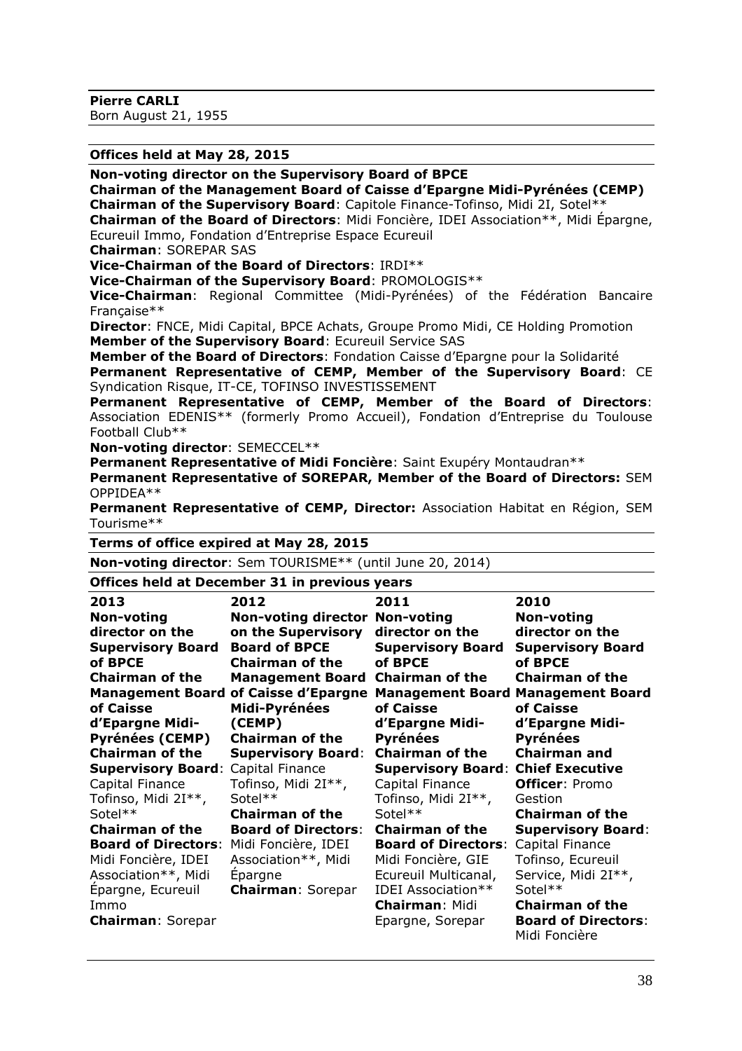**Pierre CARLI**
Born August 21, 1955

**Offices held at May 28, 2015**

**Non-voting director on the Supervisory Board of BPCE**
**Chairman of the Management Board of Caisse d'Epargne Midi-Pyrénées (CEMP)**
**Chairman of the Supervisory Board**: Capitole Finance-Tofinso, Midi 2I, Sotel**
**Chairman of the Board of Directors**: Midi Foncière, IDEI Association**, Midi Épargne, Ecureuil Immo, Fondation d'Entreprise Espace Ecureuil
**Chairman**: SOREPAR SAS
**Vice-Chairman of the Board of Directors**: IRDI**
**Vice-Chairman of the Supervisory Board**: PROMOLOGIS**
**Vice-Chairman**: Regional Committee (Midi-Pyrénées) of the Fédération Bancaire Française**
**Director**: FNCE, Midi Capital, BPCE Achats, Groupe Promo Midi, CE Holding Promotion
**Member of the Supervisory Board**: Ecureuil Service SAS
**Member of the Board of Directors**: Fondation Caisse d'Epargne pour la Solidarité
**Permanent Representative of CEMP, Member of the Supervisory Board**: CE Syndication Risque, IT-CE, TOFINSO INVESTISSEMENT
**Permanent Representative of CEMP, Member of the Board of Directors**: Association EDENIS** (formerly Promo Accueil), Fondation d'Entreprise du Toulouse Football Club**
**Non-voting director**: SEMECCEL**
**Permanent Representative of Midi Foncière**: Saint Exupéry Montaudran**
**Permanent Representative of SOREPAR, Member of the Board of Directors:** SEM OPPIDEA**
**Permanent Representative of CEMP, Director:** Association Habitat en Région, SEM Tourisme**

**Terms of office expired at May 28, 2015**

**Non-voting director**: Sem TOURISME** (until June 20, 2014)

**Offices held at December 31 in previous years**

| 2013 | 2012 | 2011 | 2010 |
|---|---|---|---|
| **Non-voting director on the Supervisory Board of BPCE**<br>**Chairman of the Management Board of Caisse d'Epargne Midi-Pyrénées (CEMP)**<br>**Chairman of the Supervisory Board**: Capital Finance Tofinso, Midi 2I**, Sotel**<br>**Chairman of the Board of Directors**: Midi Foncière, IDEI Association**, Midi Épargne, Ecureuil Immo<br>**Chairman**: Sorepar | **Non-voting director on the Supervisory Board of BPCE**<br>**Chairman of the Management Board of Caisse d'Epargne Midi-Pyrénées (CEMP)**<br>**Chairman of the Supervisory Board**: Capital Finance Tofinso, Midi 2I**, Sotel**<br>**Chairman of the Board of Directors**: Midi Foncière, IDEI Association**, Midi Épargne<br>**Chairman**: Sorepar | **Non-voting director on the Supervisory Board of BPCE**<br>**Chairman of the Management Board of Caisse d'Epargne Midi-Pyrénées**<br>**Chairman of the Supervisory Board**: Capital Finance Tofinso, Midi 2I**, Sotel**<br>**Chairman of the Board of Directors**: Midi Foncière, GIE Ecureuil Multicanal, IDEI Association**<br>**Chairman**: Midi Epargne, Sorepar | **Non-voting director on the Supervisory Board of BPCE**<br>**Chairman of the Management Board of Caisse d'Epargne Midi-Pyrénées**<br>**Chairman and Chief Executive Officer**: Promo Gestion<br>**Chairman of the Supervisory Board**: Capital Finance Tofinso, Ecureuil Service, Midi 2I**, Sotel**<br>**Chairman of the Board of Directors**: Midi Foncière |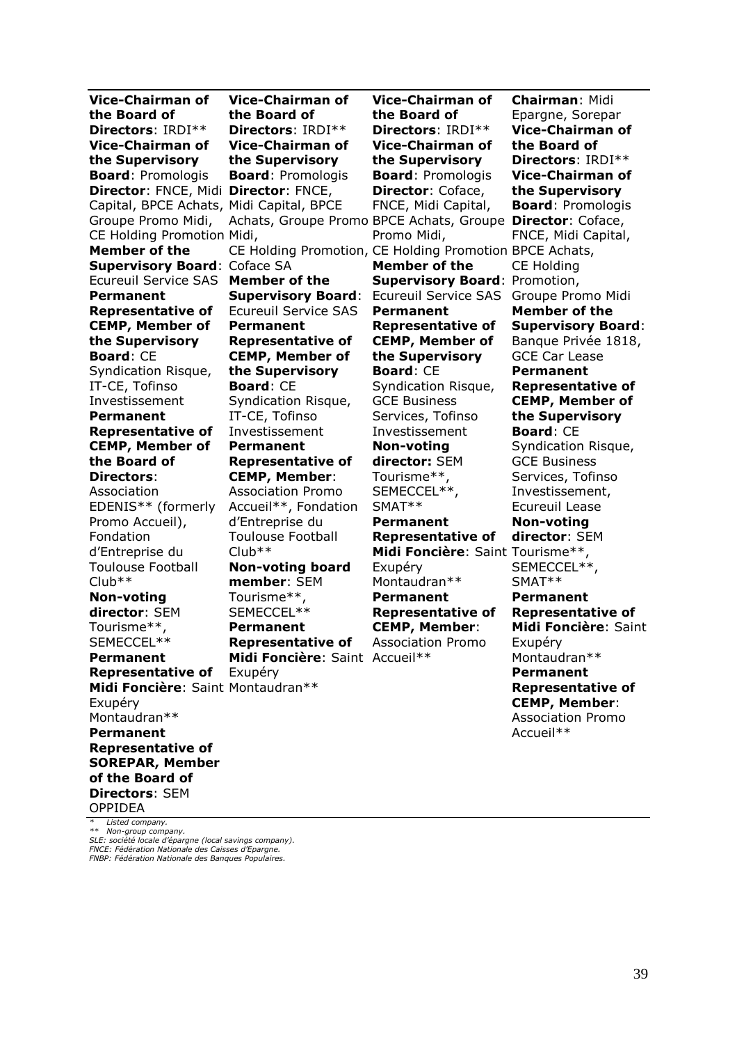| | | | |
|---|---|---|---|
| **Vice-Chairman of the Board of Directors**: IRDI**<br>**Vice-Chairman of the Supervisory Board**: Promologis<br>**Director**: FNCE, Midi Capital, BPCE Achats, Groupe Promo Midi, CE Holding Promotion<br>**Member of the Supervisory Board**: Ecureuil Service SAS<br>**Permanent Representative of CEMP, Member of the Supervisory Board**: CE Syndication Risque, IT-CE, Tofinso Investissement<br>**Permanent Representative of CEMP, Member of the Board of Directors**: Association EDENIS** (formerly Promo Accueil), Fondation d'Entreprise du Toulouse Football Club**<br>**Non-voting director**: SEM Tourisme**, SEMECCEL**<br>**Permanent Representative of Midi Foncière**: Saint Exupéry Montaudran**<br>**Permanent Representative of SOREPAR, Member of the Board of Directors**: SEM OPPIDEA | **Vice-Chairman of the Board of Directors**: IRDI**<br>**Vice-Chairman of the Supervisory Board**: Promologis<br>**Director**: FNCE, Midi Capital, BPCE Achats, Groupe Promo Midi, CE Holding Promotion, Coface SA<br>**Member of the Supervisory Board**: Ecureuil Service SAS<br>**Permanent Representative of CEMP, Member of the Supervisory Board**: CE Syndication Risque, IT-CE, Tofinso Investissement<br>**Permanent Representative of CEMP, Member**: Association Promo Accueil**, Fondation d'Entreprise du Toulouse Football Club**<br>**Non-voting board member**: SEM Tourisme**, SEMECCEL**<br>**Permanent Representative of Midi Foncière**: Saint Exupéry Montaudran** | **Vice-Chairman of the Board of Directors**: IRDI**<br>**Vice-Chairman of the Supervisory Board**: Promologis<br>**Director**: Coface, FNCE, Midi Capital, BPCE Achats, Groupe Promo Midi, CE Holding Promotion<br>**Member of the Supervisory Board**: Ecureuil Service SAS<br>**Permanent Representative of CEMP, Member of the Supervisory Board**: CE Syndication Risque, GCE Business Services, Tofinso Investissement<br>**Non-voting director:** SEM Tourisme**, SEMECCEL**, SMAT**<br>**Permanent Representative of Midi Foncière**: Saint Exupéry Montaudran**<br>**Permanent Representative of CEMP, Member**: Association Promo Accueil** | **Chairman**: Midi Epargne, Sorepar<br>**Vice-Chairman of the Board of Directors**: IRDI**<br>**Vice-Chairman of the Supervisory Board**: Promologis<br>**Director**: Coface, FNCE, Midi Capital, BPCE Achats, CE Holding Promotion, Groupe Promo Midi<br>**Member of the Supervisory Board**: Banque Privée 1818, GCE Car Lease<br>**Permanent Representative of CEMP, Member of the Supervisory Board**: CE Syndication Risque, GCE Business Services, Tofinso Investissement, Ecureuil Lease<br>**Non-voting director**: SEM Tourisme**, SEMECCEL**, SMAT**<br>**Permanent Representative of Midi Foncière**: Saint Exupéry Montaudran**<br>**Permanent Representative of CEMP, Member**: Association Promo Accueil** |

*Listed company.
** Non-group company.
SLE: société locale d'épargne (local savings company).
FNCE: Fédération Nationale des Caisses d'Epargne.
FNBP: Fédération Nationale des Banques Populaires.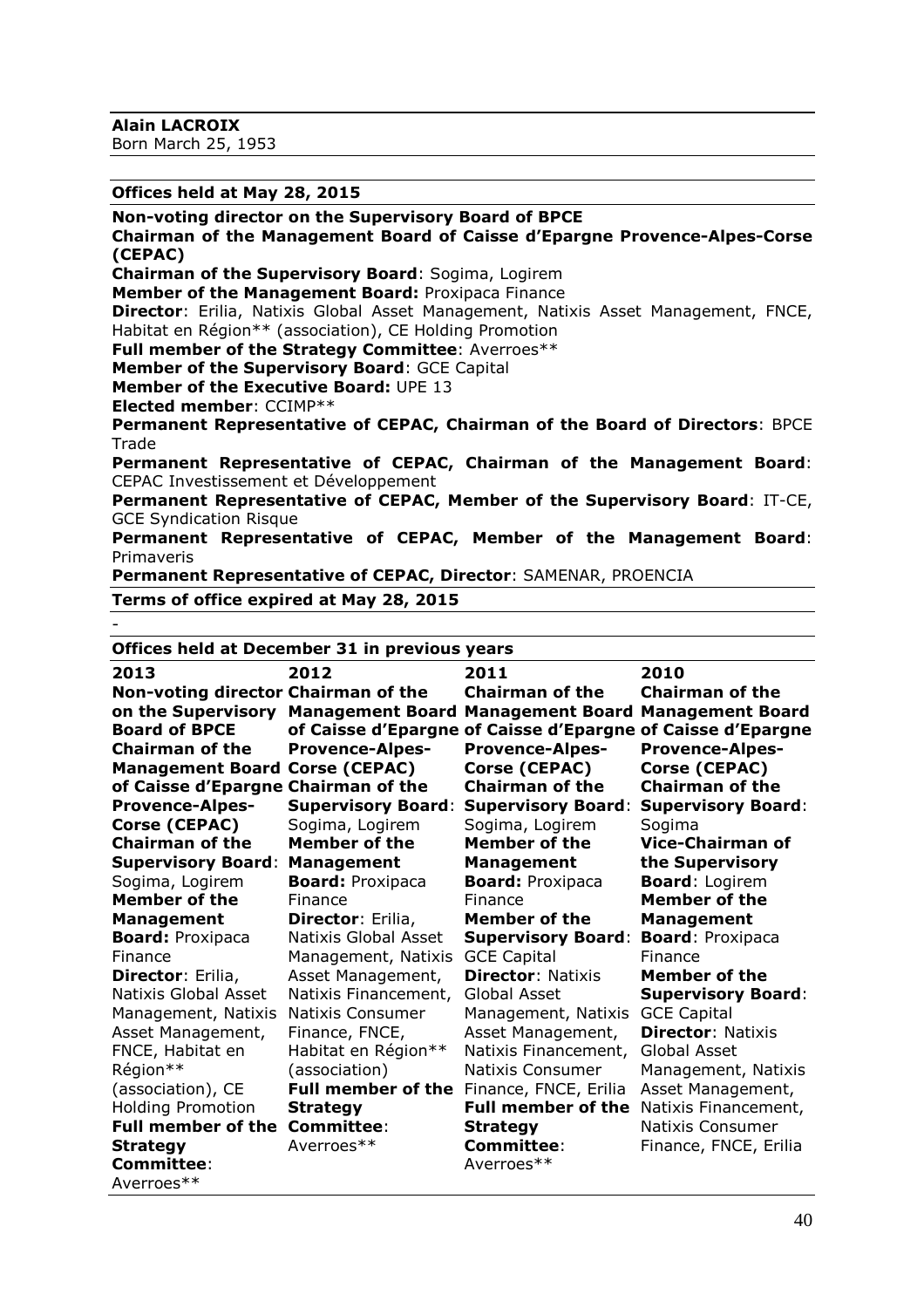**Alain LACROIX**
Born March 25, 1953

**Offices held at May 28, 2015**

**Non-voting director on the Supervisory Board of BPCE**
**Chairman of the Management Board of Caisse d'Epargne Provence-Alpes-Corse (CEPAC)**
**Chairman of the Supervisory Board**: Sogima, Logirem
**Member of the Management Board:** Proxipaca Finance
**Director**: Erilia, Natixis Global Asset Management, Natixis Asset Management, FNCE, Habitat en Région** (association), CE Holding Promotion
**Full member of the Strategy Committee**: Averroes**
**Member of the Supervisory Board**: GCE Capital
**Member of the Executive Board:** UPE 13
**Elected member**: CCIMP**
**Permanent Representative of CEPAC, Chairman of the Board of Directors**: BPCE Trade
**Permanent Representative of CEPAC, Chairman of the Management Board**: CEPAC Investissement et Développement
**Permanent Representative of CEPAC, Member of the Supervisory Board**: IT-CE, GCE Syndication Risque
**Permanent Representative of CEPAC, Member of the Management Board**: Primaveris
**Permanent Representative of CEPAC, Director**: SAMENAR, PROENCIA

**Terms of office expired at May 28, 2015**

-

**Offices held at December 31 in previous years**

| 2013 | 2012 | 2011 | 2010 |
|---|---|---|---|
| **Non-voting director on the Supervisory Board of BPCE** **Chairman of the Management Board of Caisse d'Epargne Provence-Alpes-Corse (CEPAC)** **Chairman of the Supervisory Board**: Sogima, Logirem **Member of the Management Board:** Proxipaca Finance **Director**: Erilia, Natixis Global Asset Management, Natixis Asset Management, FNCE, Habitat en Région** (association), CE Holding Promotion **Full member of the Strategy Committee**: Averroes** | **Chairman of the Management Board of Caisse d'Epargne Provence-Alpes-Corse (CEPAC)** **Chairman of the Supervisory Board**: Sogima, Logirem **Member of the Management Board:** Proxipaca Finance **Director**: Erilia, Natixis Global Asset Management, Natixis Asset Management, Natixis Financement, Natixis Consumer Finance, FNCE, Habitat en Région** (association) **Full member of the Strategy Committee**: Averroes** | **Chairman of the Management Board of Caisse d'Epargne Provence-Alpes-Corse (CEPAC)** **Chairman of the Supervisory Board**: Sogima, Logirem **Member of the Management Board:** Proxipaca Finance **Member of the Supervisory Board**: GCE Capital **Director**: Natixis Global Asset Management, Natixis Asset Management, Natixis Financement, Natixis Consumer Finance, FNCE, Erilia **Full member of the Strategy Committee**: Averroes** | **Chairman of the Management Board of Caisse d'Epargne Provence-Alpes-Corse (CEPAC)** **Chairman of the Supervisory Board**: Sogima **Vice-Chairman of the Supervisory Board**: Logirem **Member of the Management Board**: Proxipaca Finance **Member of the Supervisory Board**: GCE Capital **Director**: Natixis Global Asset Management, Natixis Asset Management, Natixis Financement, Natixis Consumer Finance, FNCE, Erilia |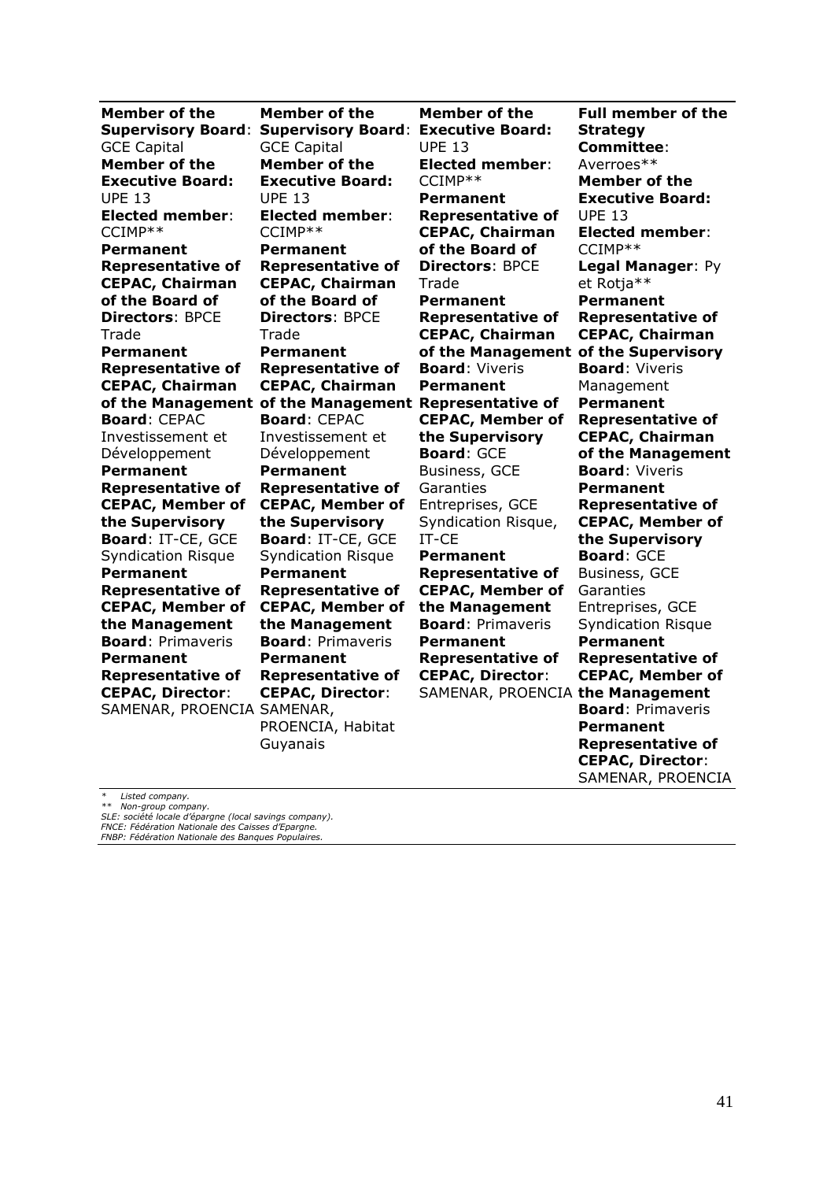| | | | |
|---|---|---|---|
| **Member of the Supervisory Board**: GCE Capital<br>**Member of the Executive Board:** UPE 13<br>**Elected member**: CCIMP**<br>**Permanent Representative of CEPAC, Chairman of the Board of Directors**: BPCE Trade<br>**Permanent Representative of CEPAC, Chairman of the Management Board**: CEPAC Investissement et Développement<br>**Permanent Representative of CEPAC, Member of the Supervisory Board**: IT-CE, GCE Syndication Risque<br>**Permanent Representative of CEPAC, Member of the Management Board**: Primaveris<br>**Permanent Representative of CEPAC, Director**: SAMENAR, PROENCIA | **Member of the Supervisory Board**: GCE Capital<br>**Member of the Executive Board:** UPE 13<br>**Elected member**: CCIMP**<br>**Permanent Representative of CEPAC, Chairman of the Board of Directors**: BPCE Trade<br>**Permanent Representative of CEPAC, Chairman of the Management Board**: CEPAC Investissement et Développement<br>**Permanent Representative of CEPAC, Member of the Supervisory Board**: IT-CE, GCE Syndication Risque<br>**Permanent Representative of CEPAC, Member of the Management Board**: Primaveris<br>**Permanent Representative of CEPAC, Director**: SAMENAR, PROENCIA, Habitat Guyanais | **Member of the Executive Board:** UPE 13<br>**Elected member**: CCIMP**<br>**Permanent Representative of CEPAC, Chairman of the Board of Directors**: BPCE Trade<br>**Permanent Representative of CEPAC, Chairman of the Management Board**: Viveris<br>**Permanent Representative of CEPAC, Member of the Supervisory Board**: GCE Business, GCE Garanties Entreprises, GCE Syndication Risque, IT-CE<br>**Permanent Representative of CEPAC, Member of the Management Board**: Primaveris<br>**Permanent Representative of CEPAC, Director**: SAMENAR, PROENCIA | **Full member of the Strategy Committee**: Averroes**<br>**Member of the Executive Board:** UPE 13<br>**Elected member**: CCIMP**<br>**Legal Manager**: Py et Rotja**<br>**Permanent Representative of CEPAC, Chairman of the Supervisory Board**: Viveris Management<br>**Permanent Representative of CEPAC, Chairman of the Management Board**: Viveris<br>**Permanent Representative of CEPAC, Member of the Supervisory Board**: GCE Business, GCE Garanties Entreprises, GCE Syndication Risque<br>**Permanent Representative of CEPAC, Member of the Management Board**: Primaveris<br>**Permanent Representative of CEPAC, Director**: SAMENAR, PROENCIA |

*&nbsp;&nbsp;&nbsp;*Listed company.*
*\** &nbsp;*Non-group company.*
*SLE: société locale d'épargne (local savings company).*
*FNCE: Fédération Nationale des Caisses d'Epargne.*
*FNBP: Fédération Nationale des Banques Populaires.*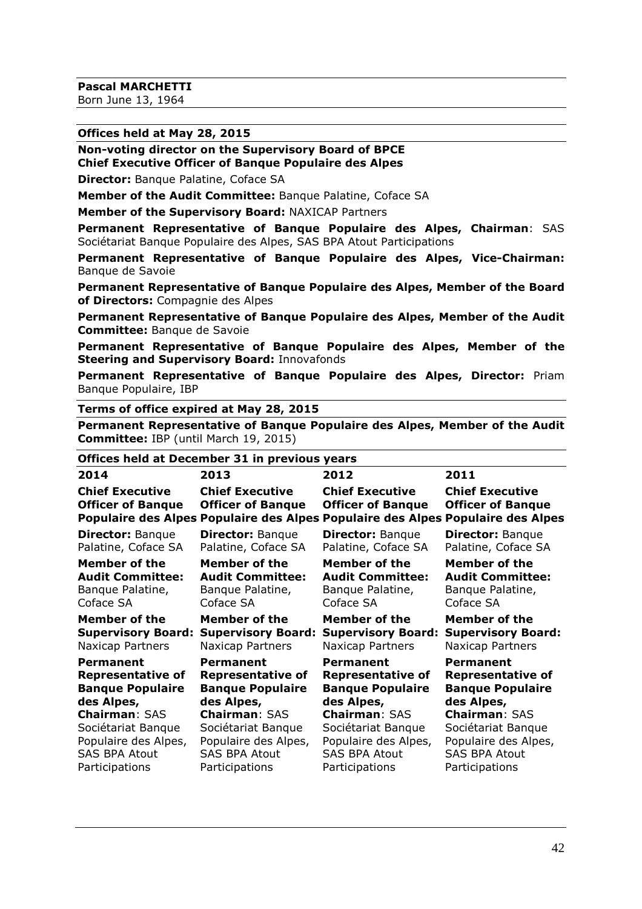**Pascal MARCHETTI**
Born June 13, 1964

**Offices held at May 28, 2015**

**Non-voting director on the Supervisory Board of BPCE**
**Chief Executive Officer of Banque Populaire des Alpes**

**Director:** Banque Palatine, Coface SA

**Member of the Audit Committee:** Banque Palatine, Coface SA

**Member of the Supervisory Board:** NAXICAP Partners

**Permanent Representative of Banque Populaire des Alpes, Chairman**: SAS Sociétariat Banque Populaire des Alpes, SAS BPA Atout Participations

**Permanent Representative of Banque Populaire des Alpes, Vice-Chairman:** Banque de Savoie

**Permanent Representative of Banque Populaire des Alpes, Member of the Board of Directors:** Compagnie des Alpes

**Permanent Representative of Banque Populaire des Alpes, Member of the Audit Committee:** Banque de Savoie

**Permanent Representative of Banque Populaire des Alpes, Member of the Steering and Supervisory Board:** Innovafonds

**Permanent Representative of Banque Populaire des Alpes, Director:** Priam Banque Populaire, IBP

**Terms of office expired at May 28, 2015**

**Permanent Representative of Banque Populaire des Alpes, Member of the Audit Committee:** IBP (until March 19, 2015)

**Offices held at December 31 in previous years**

| 2014 | 2013 | 2012 | 2011 |
|---|---|---|---|
| **Chief Executive Officer of Banque Populaire des Alpes** | **Chief Executive Officer of Banque Populaire des Alpes** | **Chief Executive Officer of Banque Populaire des Alpes** | **Chief Executive Officer of Banque Populaire des Alpes** |
| **Director:** Banque Palatine, Coface SA | **Director:** Banque Palatine, Coface SA | **Director:** Banque Palatine, Coface SA | **Director:** Banque Palatine, Coface SA |
| **Member of the Audit Committee:** Banque Palatine, Coface SA | **Member of the Audit Committee:** Banque Palatine, Coface SA | **Member of the Audit Committee:** Banque Palatine, Coface SA | **Member of the Audit Committee:** Banque Palatine, Coface SA |
| **Member of the Supervisory Board:** Naxicap Partners | **Member of the Supervisory Board:** Naxicap Partners | **Member of the Supervisory Board:** Naxicap Partners | **Member of the Supervisory Board:** Naxicap Partners |
| **Permanent Representative of Banque Populaire des Alpes, Chairman**: SAS Sociétariat Banque Populaire des Alpes, SAS BPA Atout Participations | **Permanent Representative of Banque Populaire des Alpes, Chairman**: SAS Sociétariat Banque Populaire des Alpes, SAS BPA Atout Participations | **Permanent Representative of Banque Populaire des Alpes, Chairman**: SAS Sociétariat Banque Populaire des Alpes, SAS BPA Atout Participations | **Permanent Representative of Banque Populaire des Alpes, Chairman**: SAS Sociétariat Banque Populaire des Alpes, SAS BPA Atout Participations |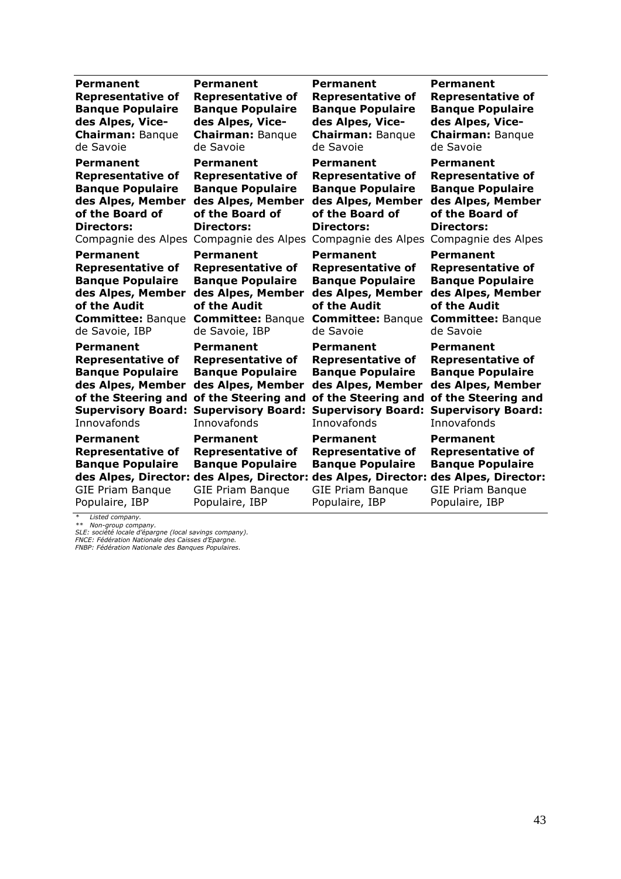| | | | |
|---|---|---|---|
| **Permanent Representative of Banque Populaire des Alpes, Vice-Chairman:** Banque de Savoie | **Permanent Representative of Banque Populaire des Alpes, Vice-Chairman:** Banque de Savoie | **Permanent Representative of Banque Populaire des Alpes, Vice-Chairman:** Banque de Savoie | **Permanent Representative of Banque Populaire des Alpes, Vice-Chairman:** Banque de Savoie |
| **Permanent Representative of Banque Populaire des Alpes, Member of the Board of Directors:** Compagnie des Alpes | **Permanent Representative of Banque Populaire des Alpes, Member of the Board of Directors:** Compagnie des Alpes | **Permanent Representative of Banque Populaire des Alpes, Member of the Board of Directors:** Compagnie des Alpes | **Permanent Representative of Banque Populaire des Alpes, Member of the Board of Directors:** Compagnie des Alpes |
| **Permanent Representative of Banque Populaire des Alpes, Member of the Audit Committee:** Banque de Savoie, IBP | **Permanent Representative of Banque Populaire des Alpes, Member of the Audit Committee:** Banque de Savoie, IBP | **Permanent Representative of Banque Populaire des Alpes, Member of the Audit Committee:** Banque de Savoie | **Permanent Representative of Banque Populaire des Alpes, Member of the Audit Committee:** Banque de Savoie |
| **Permanent Representative of Banque Populaire des Alpes, Member of the Steering and Supervisory Board:** Innovafonds | **Permanent Representative of Banque Populaire des Alpes, Member of the Steering and Supervisory Board:** Innovafonds | **Permanent Representative of Banque Populaire des Alpes, Member of the Steering and Supervisory Board:** Innovafonds | **Permanent Representative of Banque Populaire des Alpes, Member of the Steering and Supervisory Board:** Innovafonds |
| **Permanent Representative of Banque Populaire des Alpes, Director:** GIE Priam Banque Populaire, IBP | **Permanent Representative of Banque Populaire des Alpes, Director:** GIE Priam Banque Populaire, IBP | **Permanent Representative of Banque Populaire des Alpes, Director:** GIE Priam Banque Populaire, IBP | **Permanent Representative of Banque Populaire des Alpes, Director:** GIE Priam Banque Populaire, IBP |

*\* Listed company.*
*\*\* Non-group company.*
*SLE: société locale d'épargne (local savings company).*
*FNCE: Fédération Nationale des Caisses d'Epargne.*
*FNBP: Fédération Nationale des Banques Populaires.*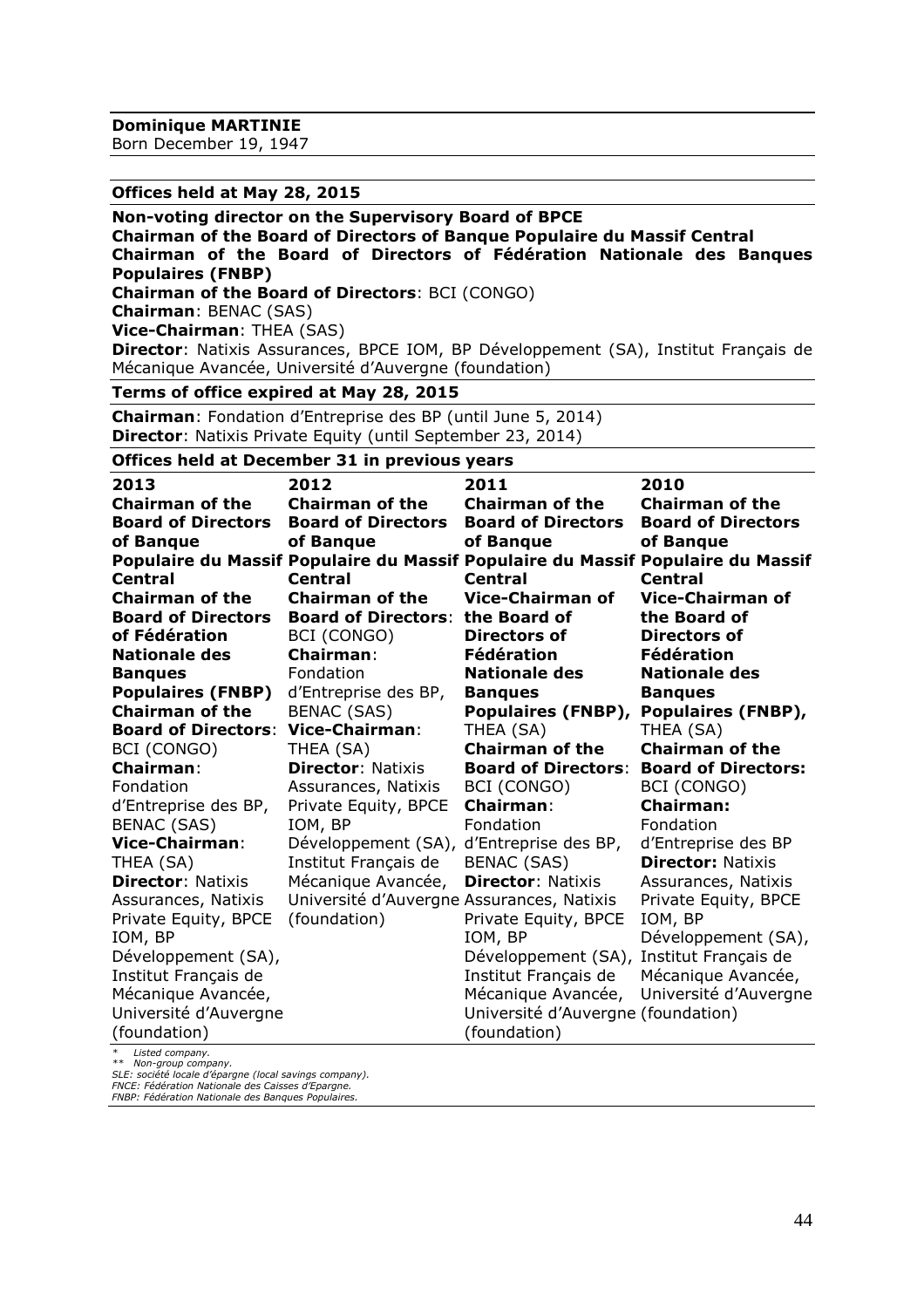**Dominique MARTINIE**
Born December 19, 1947

**Offices held at May 28, 2015**

**Non-voting director on the Supervisory Board of BPCE**
**Chairman of the Board of Directors of Banque Populaire du Massif Central**
**Chairman of the Board of Directors of Fédération Nationale des Banques Populaires (FNBP)**
**Chairman of the Board of Directors**: BCI (CONGO)
**Chairman**: BENAC (SAS)
**Vice-Chairman**: THEA (SAS)
**Director**: Natixis Assurances, BPCE IOM, BP Développement (SA), Institut Français de Mécanique Avancée, Université d'Auvergne (foundation)

**Terms of office expired at May 28, 2015**

**Chairman**: Fondation d'Entreprise des BP (until June 5, 2014)
**Director**: Natixis Private Equity (until September 23, 2014)

**Offices held at December 31 in previous years**

| 2013 | 2012 | 2011 | 2010 |
|---|---|---|---|
| **Chairman of the Board of Directors of Banque Populaire du Massif Central**<br>**Chairman of the Board of Directors of Fédération Nationale des Banques Populaires (FNBP)**<br>**Chairman of the Board of Directors**: BCI (CONGO)<br>**Chairman**: Fondation d'Entreprise des BP, BENAC (SAS)<br>**Vice-Chairman**: THEA (SA)<br>**Director**: Natixis Assurances, Natixis Private Equity, BPCE IOM, BP Développement (SA), Institut Français de Mécanique Avancée, Université d'Auvergne (foundation) | **Chairman of the Board of Directors of Banque Populaire du Massif Central**<br>**Chairman of the Board of Directors**: BCI (CONGO)<br>**Chairman**: Fondation d'Entreprise des BP, BENAC (SAS)<br>**Vice-Chairman**: THEA (SA)<br>**Director**: Natixis Assurances, Natixis Private Equity, BPCE IOM, BP Développement (SA), Institut Français de Mécanique Avancée, Université d'Auvergne (foundation) | **Chairman of the Board of Directors of Banque Populaire du Massif Central**<br>**Vice-Chairman of the Board of Directors of Fédération Nationale des Banques Populaires (FNBP),** THEA (SA)<br>**Chairman of the Board of Directors**: BCI (CONGO)<br>**Chairman**: Fondation d'Entreprise des BP, BENAC (SAS)<br>**Director**: Natixis Assurances, Natixis Private Equity, BPCE IOM, BP Développement (SA), Institut Français de Mécanique Avancée, Université d'Auvergne (foundation) | **Chairman of the Board of Directors of Banque Populaire du Massif Central**<br>**Vice-Chairman of the Board of Directors of Fédération Nationale des Banques Populaires (FNBP),** THEA (SA)<br>**Chairman of the Board of Directors:** BCI (CONGO)<br>**Chairman:** Fondation d'Entreprise des BP<br>**Director:** Natixis Assurances, Natixis Private Equity, BPCE IOM, BP Développement (SA), Institut Français de Mécanique Avancée, Université d'Auvergne (foundation) |

*\* Listed company.*
*\*\* Non-group company.*
*SLE: société locale d'épargne (local savings company).*
*FNCE: Fédération Nationale des Caisses d'Epargne.*
*FNBP: Fédération Nationale des Banques Populaires.*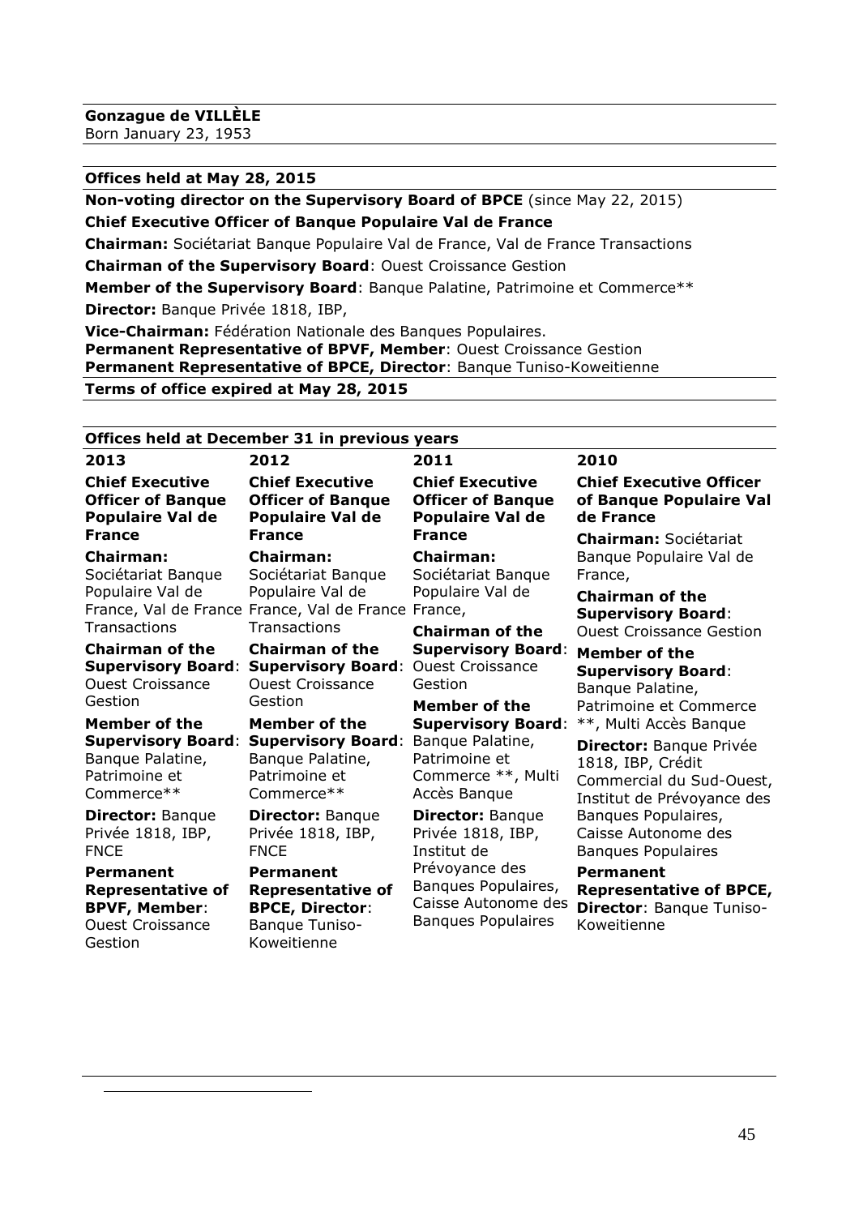**Gonzague de VILLÈLE**
Born January 23, 1953

**Offices held at May 28, 2015**

**Non-voting director on the Supervisory Board of BPCE** (since May 22, 2015)

**Chief Executive Officer of Banque Populaire Val de France**

**Chairman:** Sociétariat Banque Populaire Val de France, Val de France Transactions

**Chairman of the Supervisory Board**: Ouest Croissance Gestion

**Member of the Supervisory Board**: Banque Palatine, Patrimoine et Commerce**

**Director:** Banque Privée 1818, IBP,

**Vice-Chairman:** Fédération Nationale des Banques Populaires.

**Permanent Representative of BPVF, Member**: Ouest Croissance Gestion

**Permanent Representative of BPCE, Director**: Banque Tuniso-Koweitienne

**Terms of office expired at May 28, 2015**

**Offices held at December 31 in previous years**

| 2013 | 2012 | 2011 | 2010 |
|---|---|---|---|
| **Chief Executive Officer of Banque Populaire Val de France**<br>**Chairman:** Sociétariat Banque Populaire Val de France, Val de France Transactions<br>**Chairman of the Supervisory Board**: Ouest Croissance Gestion<br>**Member of the Supervisory Board**: Banque Palatine, Patrimoine et Commerce**<br>**Director:** Banque Privée 1818, IBP, FNCE<br>**Permanent Representative of BPVF, Member**: Ouest Croissance Gestion | **Chief Executive Officer of Banque Populaire Val de France**<br>**Chairman:** Sociétariat Banque Populaire Val de France, Val de France Transactions<br>**Chairman of the Supervisory Board**: Ouest Croissance Gestion<br>**Member of the Supervisory Board**: Banque Palatine, Patrimoine et Commerce**<br>**Director:** Banque Privée 1818, IBP, FNCE<br>**Permanent Representative of BPCE, Director**: Banque Tuniso-Koweitienne | **Chief Executive Officer of Banque Populaire Val de France**<br>**Chairman:** Sociétariat Banque Populaire Val de France,<br>**Chairman of the Supervisory Board**: Ouest Croissance Gestion<br>**Member of the Supervisory Board**: Banque Palatine, Patrimoine et Commerce **, Multi Accès Banque<br>**Director:** Banque Privée 1818, IBP, Institut de Prévoyance des Banques Populaires, Caisse Autonome des Banques Populaires | **Chief Executive Officer of Banque Populaire Val de France**<br>**Chairman:** Sociétariat Banque Populaire Val de France,<br>**Chairman of the Supervisory Board**: Ouest Croissance Gestion<br>**Member of the Supervisory Board**: Banque Palatine, Patrimoine et Commerce **, Multi Accès Banque<br>**Director:** Banque Privée 1818, IBP, Crédit Commercial du Sud-Ouest, Institut de Prévoyance des Banques Populaires, Caisse Autonome des Banques Populaires<br>**Permanent Representative of BPCE, Director**: Banque Tuniso-Koweitienne |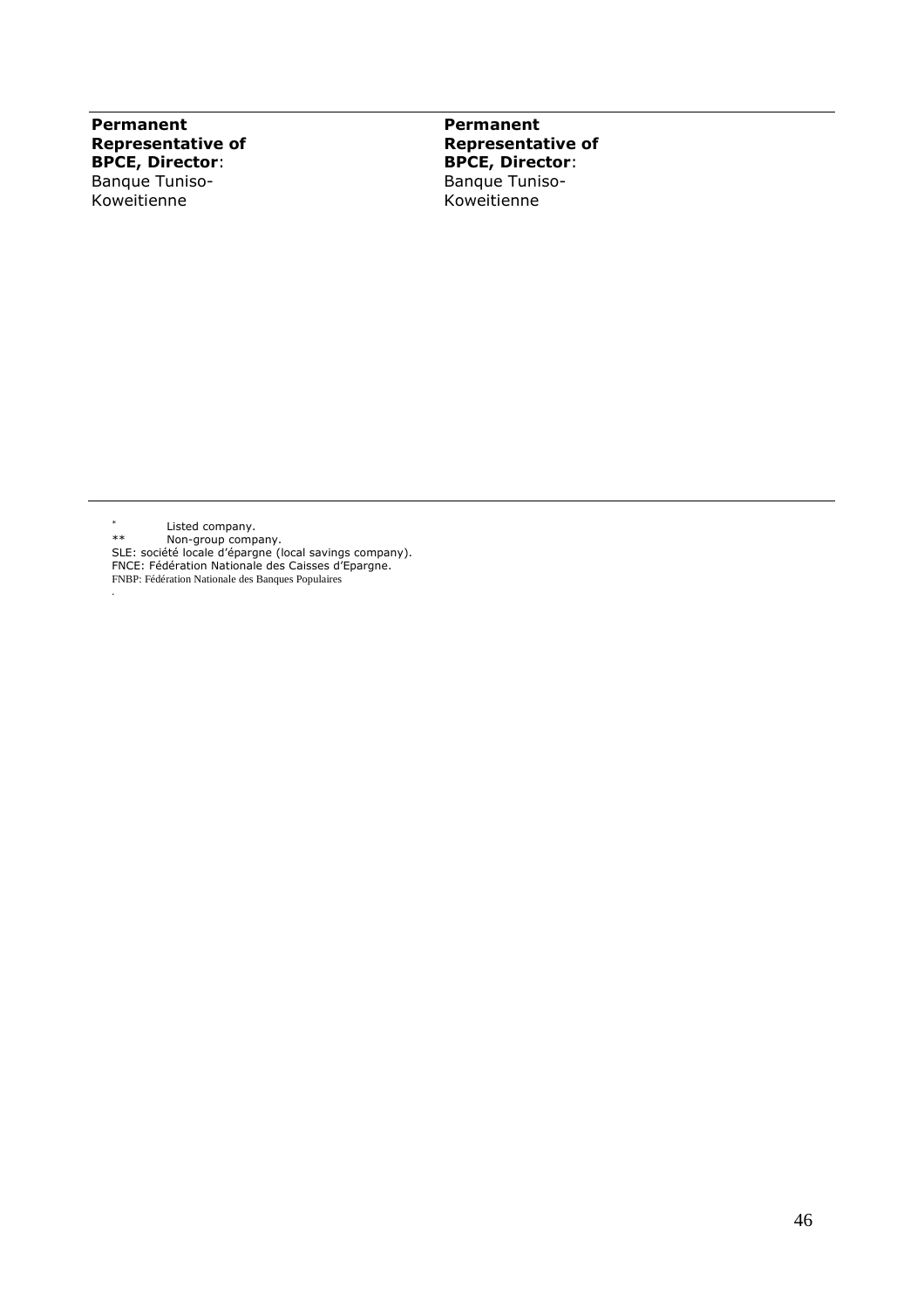| | |
|---|---|
| **Permanent Representative of BPCE, Director**: Banque Tuniso-Koweitienne | **Permanent Representative of BPCE, Director**: Banque Tuniso-Koweitienne |

\* Listed company.
\*\* Non-group company.
SLE: société locale d'épargne (local savings company).
FNCE: Fédération Nationale des Caisses d'Epargne.
FNBP: Fédération Nationale des Banques Populaires
.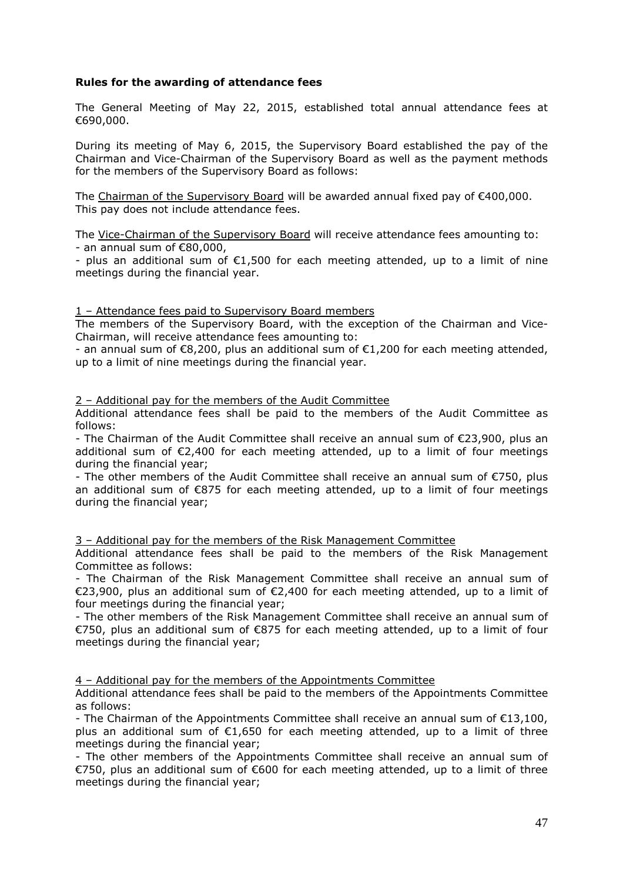**Rules for the awarding of attendance fees**

The General Meeting of May 22, 2015, established total annual attendance fees at €690,000.

During its meeting of May 6, 2015, the Supervisory Board established the pay of the Chairman and Vice-Chairman of the Supervisory Board as well as the payment methods for the members of the Supervisory Board as follows:

The Chairman of the Supervisory Board will be awarded annual fixed pay of €400,000. This pay does not include attendance fees.

The Vice-Chairman of the Supervisory Board will receive attendance fees amounting to:
- an annual sum of €80,000,
- plus an additional sum of €1,500 for each meeting attended, up to a limit of nine meetings during the financial year.

1 – Attendance fees paid to Supervisory Board members

The members of the Supervisory Board, with the exception of the Chairman and Vice-Chairman, will receive attendance fees amounting to:
- an annual sum of €8,200, plus an additional sum of €1,200 for each meeting attended, up to a limit of nine meetings during the financial year.

2 – Additional pay for the members of the Audit Committee

Additional attendance fees shall be paid to the members of the Audit Committee as follows:
- The Chairman of the Audit Committee shall receive an annual sum of €23,900, plus an additional sum of €2,400 for each meeting attended, up to a limit of four meetings during the financial year;
- The other members of the Audit Committee shall receive an annual sum of €750, plus an additional sum of €875 for each meeting attended, up to a limit of four meetings during the financial year;

3 – Additional pay for the members of the Risk Management Committee

Additional attendance fees shall be paid to the members of the Risk Management Committee as follows:
- The Chairman of the Risk Management Committee shall receive an annual sum of €23,900, plus an additional sum of €2,400 for each meeting attended, up to a limit of four meetings during the financial year;
- The other members of the Risk Management Committee shall receive an annual sum of €750, plus an additional sum of €875 for each meeting attended, up to a limit of four meetings during the financial year;

4 – Additional pay for the members of the Appointments Committee

Additional attendance fees shall be paid to the members of the Appointments Committee as follows:
- The Chairman of the Appointments Committee shall receive an annual sum of €13,100, plus an additional sum of €1,650 for each meeting attended, up to a limit of three meetings during the financial year;
- The other members of the Appointments Committee shall receive an annual sum of €750, plus an additional sum of €600 for each meeting attended, up to a limit of three meetings during the financial year;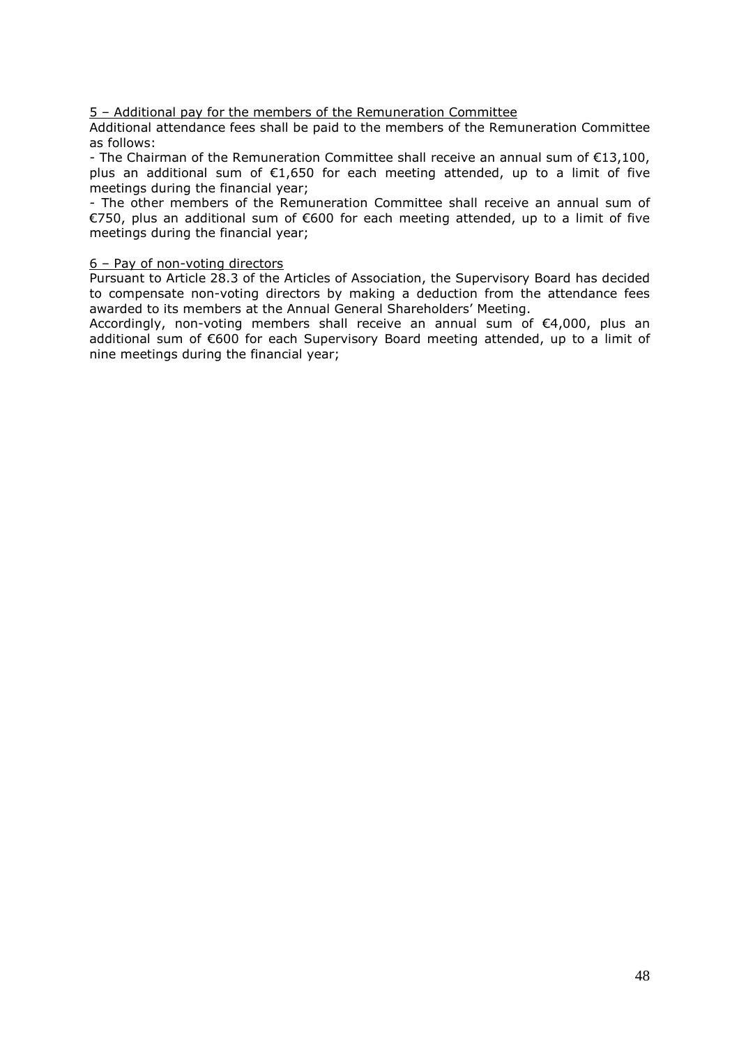<u>5 – Additional pay for the members of the Remuneration Committee</u>

Additional attendance fees shall be paid to the members of the Remuneration Committee as follows:

- The Chairman of the Remuneration Committee shall receive an annual sum of €13,100, plus an additional sum of €1,650 for each meeting attended, up to a limit of five meetings during the financial year;
- The other members of the Remuneration Committee shall receive an annual sum of €750, plus an additional sum of €600 for each meeting attended, up to a limit of five meetings during the financial year;

<u>6 – Pay of non-voting directors</u>

Pursuant to Article 28.3 of the Articles of Association, the Supervisory Board has decided to compensate non-voting directors by making a deduction from the attendance fees awarded to its members at the Annual General Shareholders' Meeting.

Accordingly, non-voting members shall receive an annual sum of €4,000, plus an additional sum of €600 for each Supervisory Board meeting attended, up to a limit of nine meetings during the financial year;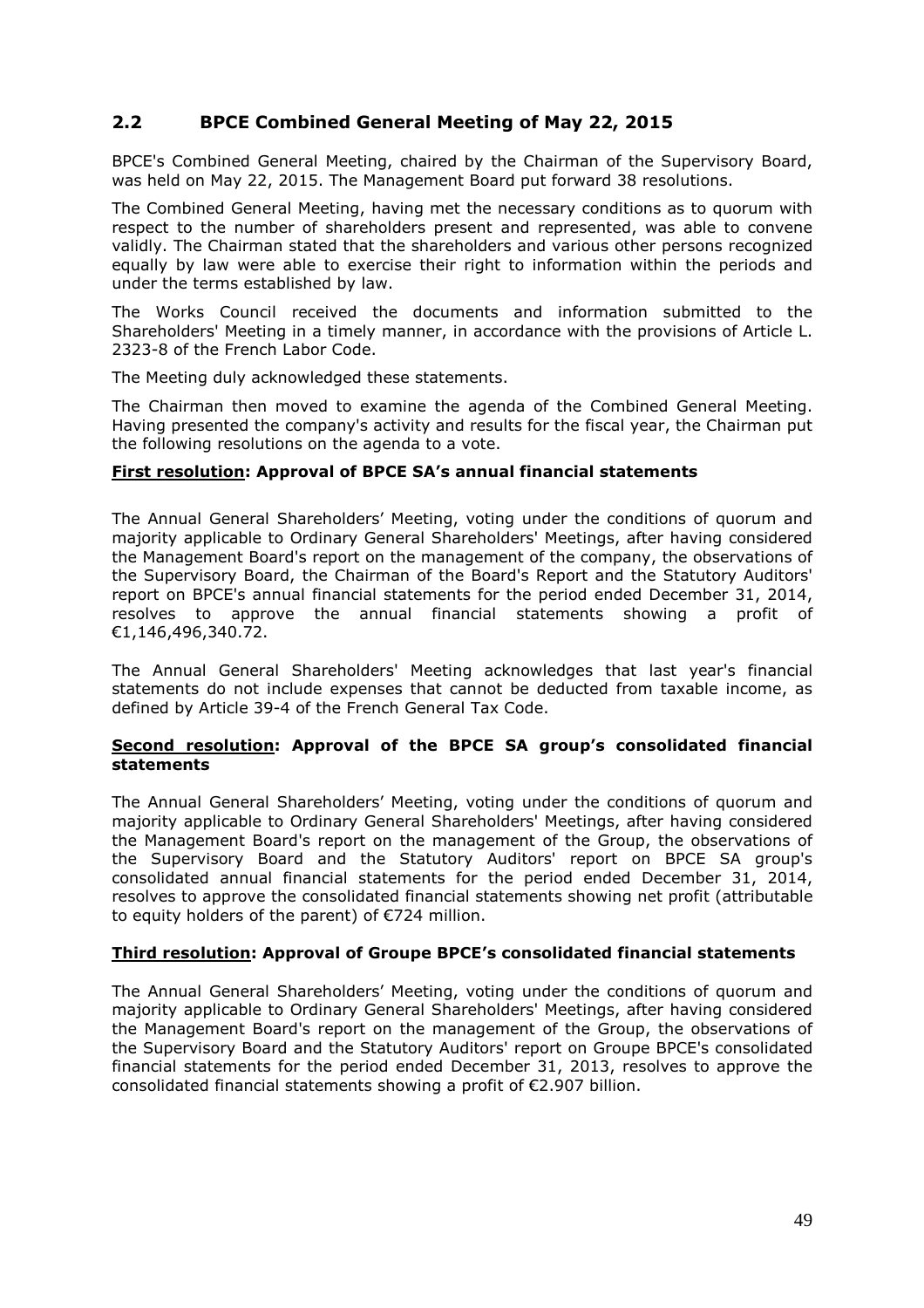## 2.2 BPCE Combined General Meeting of May 22, 2015

BPCE's Combined General Meeting, chaired by the Chairman of the Supervisory Board, was held on May 22, 2015. The Management Board put forward 38 resolutions.

The Combined General Meeting, having met the necessary conditions as to quorum with respect to the number of shareholders present and represented, was able to convene validly. The Chairman stated that the shareholders and various other persons recognized equally by law were able to exercise their right to information within the periods and under the terms established by law.

The Works Council received the documents and information submitted to the Shareholders' Meeting in a timely manner, in accordance with the provisions of Article L. 2323-8 of the French Labor Code.

The Meeting duly acknowledged these statements.

The Chairman then moved to examine the agenda of the Combined General Meeting. Having presented the company's activity and results for the fiscal year, the Chairman put the following resolutions on the agenda to a vote.

**First resolution: Approval of BPCE SA's annual financial statements**

The Annual General Shareholders' Meeting, voting under the conditions of quorum and majority applicable to Ordinary General Shareholders' Meetings, after having considered the Management Board's report on the management of the company, the observations of the Supervisory Board, the Chairman of the Board's Report and the Statutory Auditors' report on BPCE's annual financial statements for the period ended December 31, 2014, resolves to approve the annual financial statements showing a profit of €1,146,496,340.72.

The Annual General Shareholders' Meeting acknowledges that last year's financial statements do not include expenses that cannot be deducted from taxable income, as defined by Article 39-4 of the French General Tax Code.

**Second resolution: Approval of the BPCE SA group's consolidated financial statements**

The Annual General Shareholders' Meeting, voting under the conditions of quorum and majority applicable to Ordinary General Shareholders' Meetings, after having considered the Management Board's report on the management of the Group, the observations of the Supervisory Board and the Statutory Auditors' report on BPCE SA group's consolidated annual financial statements for the period ended December 31, 2014, resolves to approve the consolidated financial statements showing net profit (attributable to equity holders of the parent) of €724 million.

**Third resolution: Approval of Groupe BPCE's consolidated financial statements**

The Annual General Shareholders' Meeting, voting under the conditions of quorum and majority applicable to Ordinary General Shareholders' Meetings, after having considered the Management Board's report on the management of the Group, the observations of the Supervisory Board and the Statutory Auditors' report on Groupe BPCE's consolidated financial statements for the period ended December 31, 2013, resolves to approve the consolidated financial statements showing a profit of €2.907 billion.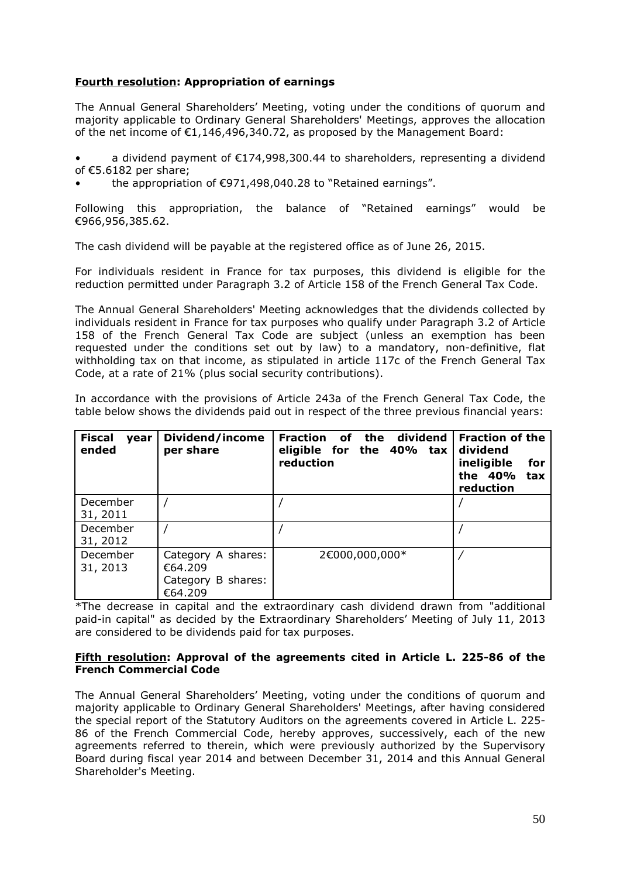**Fourth resolution: Appropriation of earnings**

The Annual General Shareholders' Meeting, voting under the conditions of quorum and majority applicable to Ordinary General Shareholders' Meetings, approves the allocation of the net income of €1,146,496,340.72, as proposed by the Management Board:

- a dividend payment of €174,998,300.44 to shareholders, representing a dividend of €5.6182 per share;
- the appropriation of €971,498,040.28 to "Retained earnings".

Following this appropriation, the balance of "Retained earnings" would be €966,956,385.62.

The cash dividend will be payable at the registered office as of June 26, 2015.

For individuals resident in France for tax purposes, this dividend is eligible for the reduction permitted under Paragraph 3.2 of Article 158 of the French General Tax Code.

The Annual General Shareholders' Meeting acknowledges that the dividends collected by individuals resident in France for tax purposes who qualify under Paragraph 3.2 of Article 158 of the French General Tax Code are subject (unless an exemption has been requested under the conditions set out by law) to a mandatory, non-definitive, flat withholding tax on that income, as stipulated in article 117c of the French General Tax Code, at a rate of 21% (plus social security contributions).

In accordance with the provisions of Article 243a of the French General Tax Code, the table below shows the dividends paid out in respect of the three previous financial years:

| Fiscal year ended | Dividend/income per share | Fraction of the dividend eligible for the 40% tax reduction | Fraction of the dividend ineligible for the 40% tax reduction |
|---|---|---|---|
| December 31, 2011 | / | / | / |
| December 31, 2012 | / | / | / |
| December 31, 2013 | Category A shares: €64.209<br>Category B shares: €64.209 | 2€000,000,000* | / |

*The decrease in capital and the extraordinary cash dividend drawn from "additional paid-in capital" as decided by the Extraordinary Shareholders' Meeting of July 11, 2013 are considered to be dividends paid for tax purposes.

**Fifth resolution: Approval of the agreements cited in Article L. 225-86 of the French Commercial Code**

The Annual General Shareholders' Meeting, voting under the conditions of quorum and majority applicable to Ordinary General Shareholders' Meetings, after having considered the special report of the Statutory Auditors on the agreements covered in Article L. 225-86 of the French Commercial Code, hereby approves, successively, each of the new agreements referred to therein, which were previously authorized by the Supervisory Board during fiscal year 2014 and between December 31, 2014 and this Annual General Shareholder's Meeting.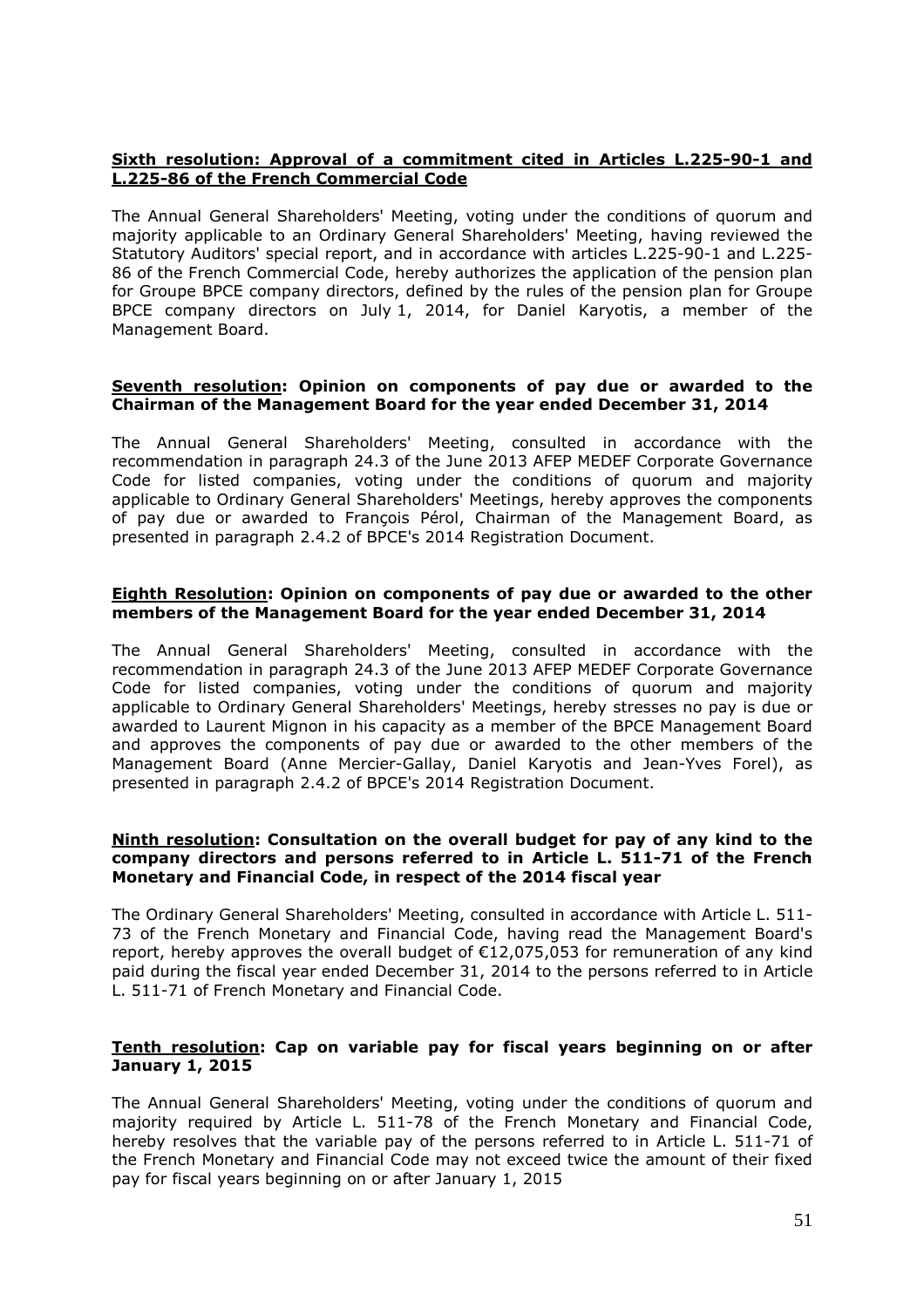**Sixth resolution: Approval of a commitment cited in Articles L.225-90-1 and L.225-86 of the French Commercial Code**

The Annual General Shareholders' Meeting, voting under the conditions of quorum and majority applicable to an Ordinary General Shareholders' Meeting, having reviewed the Statutory Auditors' special report, and in accordance with articles L.225-90-1 and L.225-86 of the French Commercial Code, hereby authorizes the application of the pension plan for Groupe BPCE company directors, defined by the rules of the pension plan for Groupe BPCE company directors on July 1, 2014, for Daniel Karyotis, a member of the Management Board.

**Seventh resolution: Opinion on components of pay due or awarded to the Chairman of the Management Board for the year ended December 31, 2014**

The Annual General Shareholders' Meeting, consulted in accordance with the recommendation in paragraph 24.3 of the June 2013 AFEP MEDEF Corporate Governance Code for listed companies, voting under the conditions of quorum and majority applicable to Ordinary General Shareholders' Meetings, hereby approves the components of pay due or awarded to François Pérol, Chairman of the Management Board, as presented in paragraph 2.4.2 of BPCE's 2014 Registration Document.

**Eighth Resolution: Opinion on components of pay due or awarded to the other members of the Management Board for the year ended December 31, 2014**

The Annual General Shareholders' Meeting, consulted in accordance with the recommendation in paragraph 24.3 of the June 2013 AFEP MEDEF Corporate Governance Code for listed companies, voting under the conditions of quorum and majority applicable to Ordinary General Shareholders' Meetings, hereby stresses no pay is due or awarded to Laurent Mignon in his capacity as a member of the BPCE Management Board and approves the components of pay due or awarded to the other members of the Management Board (Anne Mercier-Gallay, Daniel Karyotis and Jean-Yves Forel), as presented in paragraph 2.4.2 of BPCE's 2014 Registration Document.

**Ninth resolution: Consultation on the overall budget for pay of any kind to the company directors and persons referred to in Article L. 511-71 of the French Monetary and Financial Code, in respect of the 2014 fiscal year**

The Ordinary General Shareholders' Meeting, consulted in accordance with Article L. 511-73 of the French Monetary and Financial Code, having read the Management Board's report, hereby approves the overall budget of €12,075,053 for remuneration of any kind paid during the fiscal year ended December 31, 2014 to the persons referred to in Article L. 511-71 of French Monetary and Financial Code.

**Tenth resolution: Cap on variable pay for fiscal years beginning on or after January 1, 2015**

The Annual General Shareholders' Meeting, voting under the conditions of quorum and majority required by Article L. 511-78 of the French Monetary and Financial Code, hereby resolves that the variable pay of the persons referred to in Article L. 511-71 of the French Monetary and Financial Code may not exceed twice the amount of their fixed pay for fiscal years beginning on or after January 1, 2015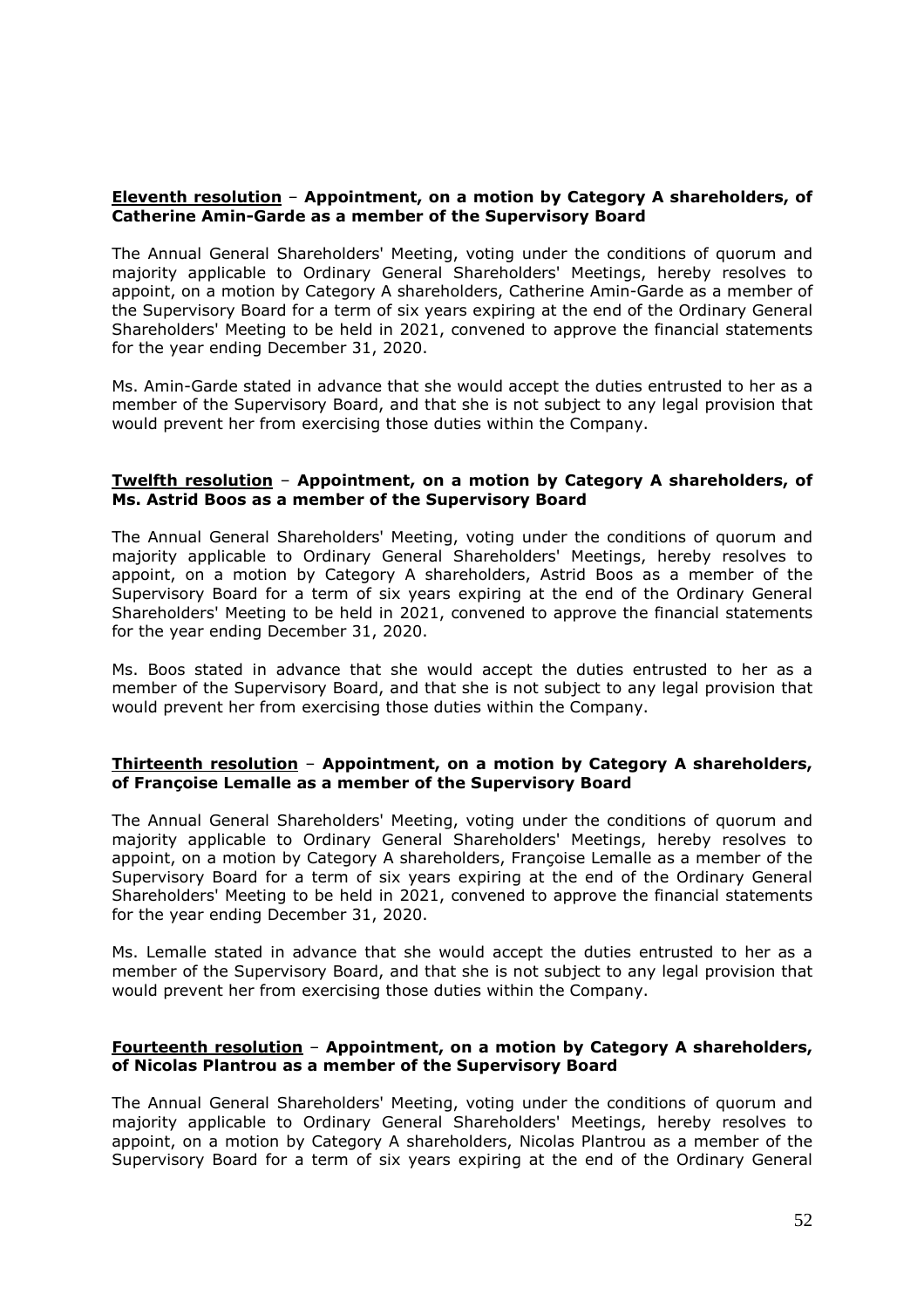**<u>Eleventh resolution</u> – Appointment, on a motion by Category A shareholders, of Catherine Amin-Garde as a member of the Supervisory Board**

The Annual General Shareholders' Meeting, voting under the conditions of quorum and majority applicable to Ordinary General Shareholders' Meetings, hereby resolves to appoint, on a motion by Category A shareholders, Catherine Amin-Garde as a member of the Supervisory Board for a term of six years expiring at the end of the Ordinary General Shareholders' Meeting to be held in 2021, convened to approve the financial statements for the year ending December 31, 2020.

Ms. Amin-Garde stated in advance that she would accept the duties entrusted to her as a member of the Supervisory Board, and that she is not subject to any legal provision that would prevent her from exercising those duties within the Company.

**<u>Twelfth resolution</u> – Appointment, on a motion by Category A shareholders, of Ms. Astrid Boos as a member of the Supervisory Board**

The Annual General Shareholders' Meeting, voting under the conditions of quorum and majority applicable to Ordinary General Shareholders' Meetings, hereby resolves to appoint, on a motion by Category A shareholders, Astrid Boos as a member of the Supervisory Board for a term of six years expiring at the end of the Ordinary General Shareholders' Meeting to be held in 2021, convened to approve the financial statements for the year ending December 31, 2020.

Ms. Boos stated in advance that she would accept the duties entrusted to her as a member of the Supervisory Board, and that she is not subject to any legal provision that would prevent her from exercising those duties within the Company.

**<u>Thirteenth resolution</u> – Appointment, on a motion by Category A shareholders, of Françoise Lemalle as a member of the Supervisory Board**

The Annual General Shareholders' Meeting, voting under the conditions of quorum and majority applicable to Ordinary General Shareholders' Meetings, hereby resolves to appoint, on a motion by Category A shareholders, Françoise Lemalle as a member of the Supervisory Board for a term of six years expiring at the end of the Ordinary General Shareholders' Meeting to be held in 2021, convened to approve the financial statements for the year ending December 31, 2020.

Ms. Lemalle stated in advance that she would accept the duties entrusted to her as a member of the Supervisory Board, and that she is not subject to any legal provision that would prevent her from exercising those duties within the Company.

**<u>Fourteenth resolution</u> – Appointment, on a motion by Category A shareholders, of Nicolas Plantrou as a member of the Supervisory Board**

The Annual General Shareholders' Meeting, voting under the conditions of quorum and majority applicable to Ordinary General Shareholders' Meetings, hereby resolves to appoint, on a motion by Category A shareholders, Nicolas Plantrou as a member of the Supervisory Board for a term of six years expiring at the end of the Ordinary General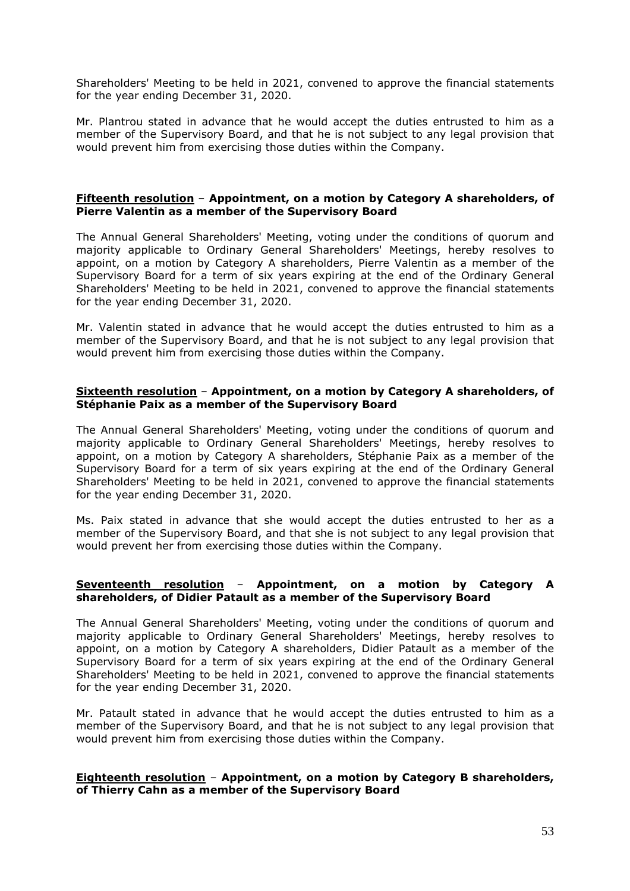Shareholders' Meeting to be held in 2021, convened to approve the financial statements for the year ending December 31, 2020.

Mr. Plantrou stated in advance that he would accept the duties entrusted to him as a member of the Supervisory Board, and that he is not subject to any legal provision that would prevent him from exercising those duties within the Company.

**Fifteenth resolution** – **Appointment, on a motion by Category A shareholders, of Pierre Valentin as a member of the Supervisory Board**

The Annual General Shareholders' Meeting, voting under the conditions of quorum and majority applicable to Ordinary General Shareholders' Meetings, hereby resolves to appoint, on a motion by Category A shareholders, Pierre Valentin as a member of the Supervisory Board for a term of six years expiring at the end of the Ordinary General Shareholders' Meeting to be held in 2021, convened to approve the financial statements for the year ending December 31, 2020.

Mr. Valentin stated in advance that he would accept the duties entrusted to him as a member of the Supervisory Board, and that he is not subject to any legal provision that would prevent him from exercising those duties within the Company.

**Sixteenth resolution** – **Appointment, on a motion by Category A shareholders, of Stéphanie Paix as a member of the Supervisory Board**

The Annual General Shareholders' Meeting, voting under the conditions of quorum and majority applicable to Ordinary General Shareholders' Meetings, hereby resolves to appoint, on a motion by Category A shareholders, Stéphanie Paix as a member of the Supervisory Board for a term of six years expiring at the end of the Ordinary General Shareholders' Meeting to be held in 2021, convened to approve the financial statements for the year ending December 31, 2020.

Ms. Paix stated in advance that she would accept the duties entrusted to her as a member of the Supervisory Board, and that she is not subject to any legal provision that would prevent her from exercising those duties within the Company.

**Seventeenth resolution** – **Appointment, on a motion by Category A shareholders, of Didier Patault as a member of the Supervisory Board**

The Annual General Shareholders' Meeting, voting under the conditions of quorum and majority applicable to Ordinary General Shareholders' Meetings, hereby resolves to appoint, on a motion by Category A shareholders, Didier Patault as a member of the Supervisory Board for a term of six years expiring at the end of the Ordinary General Shareholders' Meeting to be held in 2021, convened to approve the financial statements for the year ending December 31, 2020.

Mr. Patault stated in advance that he would accept the duties entrusted to him as a member of the Supervisory Board, and that he is not subject to any legal provision that would prevent him from exercising those duties within the Company.

**Eighteenth resolution** – **Appointment, on a motion by Category B shareholders, of Thierry Cahn as a member of the Supervisory Board**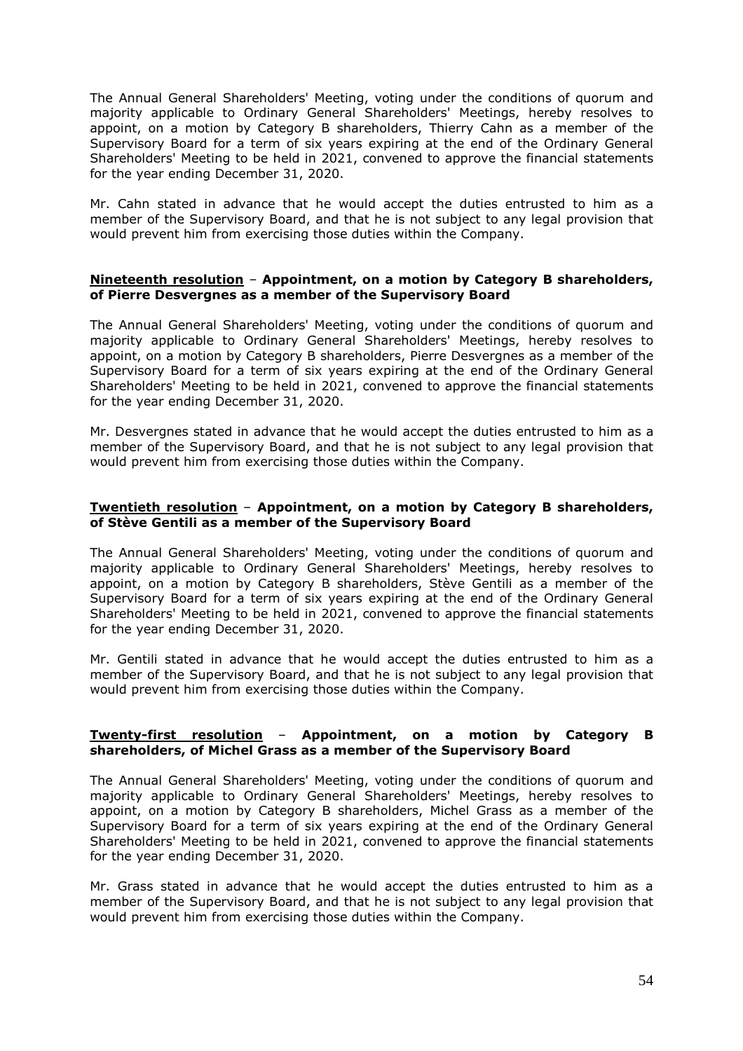The Annual General Shareholders' Meeting, voting under the conditions of quorum and majority applicable to Ordinary General Shareholders' Meetings, hereby resolves to appoint, on a motion by Category B shareholders, Thierry Cahn as a member of the Supervisory Board for a term of six years expiring at the end of the Ordinary General Shareholders' Meeting to be held in 2021, convened to approve the financial statements for the year ending December 31, 2020.

Mr. Cahn stated in advance that he would accept the duties entrusted to him as a member of the Supervisory Board, and that he is not subject to any legal provision that would prevent him from exercising those duties within the Company.

**Nineteenth resolution** – **Appointment, on a motion by Category B shareholders, of Pierre Desvergnes as a member of the Supervisory Board**

The Annual General Shareholders' Meeting, voting under the conditions of quorum and majority applicable to Ordinary General Shareholders' Meetings, hereby resolves to appoint, on a motion by Category B shareholders, Pierre Desvergnes as a member of the Supervisory Board for a term of six years expiring at the end of the Ordinary General Shareholders' Meeting to be held in 2021, convened to approve the financial statements for the year ending December 31, 2020.

Mr. Desvergnes stated in advance that he would accept the duties entrusted to him as a member of the Supervisory Board, and that he is not subject to any legal provision that would prevent him from exercising those duties within the Company.

**Twentieth resolution** – **Appointment, on a motion by Category B shareholders, of Stève Gentili as a member of the Supervisory Board**

The Annual General Shareholders' Meeting, voting under the conditions of quorum and majority applicable to Ordinary General Shareholders' Meetings, hereby resolves to appoint, on a motion by Category B shareholders, Stève Gentili as a member of the Supervisory Board for a term of six years expiring at the end of the Ordinary General Shareholders' Meeting to be held in 2021, convened to approve the financial statements for the year ending December 31, 2020.

Mr. Gentili stated in advance that he would accept the duties entrusted to him as a member of the Supervisory Board, and that he is not subject to any legal provision that would prevent him from exercising those duties within the Company.

**Twenty-first resolution** – **Appointment, on a motion by Category B shareholders, of Michel Grass as a member of the Supervisory Board**

The Annual General Shareholders' Meeting, voting under the conditions of quorum and majority applicable to Ordinary General Shareholders' Meetings, hereby resolves to appoint, on a motion by Category B shareholders, Michel Grass as a member of the Supervisory Board for a term of six years expiring at the end of the Ordinary General Shareholders' Meeting to be held in 2021, convened to approve the financial statements for the year ending December 31, 2020.

Mr. Grass stated in advance that he would accept the duties entrusted to him as a member of the Supervisory Board, and that he is not subject to any legal provision that would prevent him from exercising those duties within the Company.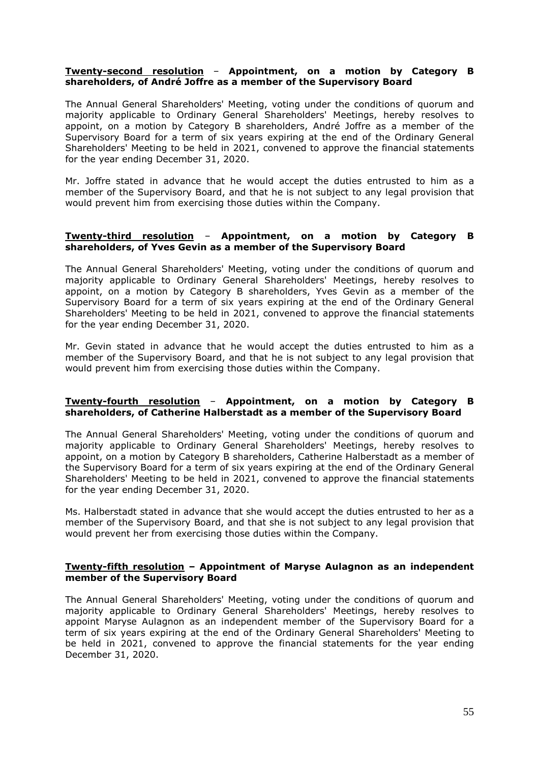**<u>Twenty-second resolution</u> – Appointment, on a motion by Category B shareholders, of André Joffre as a member of the Supervisory Board**

The Annual General Shareholders' Meeting, voting under the conditions of quorum and majority applicable to Ordinary General Shareholders' Meetings, hereby resolves to appoint, on a motion by Category B shareholders, André Joffre as a member of the Supervisory Board for a term of six years expiring at the end of the Ordinary General Shareholders' Meeting to be held in 2021, convened to approve the financial statements for the year ending December 31, 2020.

Mr. Joffre stated in advance that he would accept the duties entrusted to him as a member of the Supervisory Board, and that he is not subject to any legal provision that would prevent him from exercising those duties within the Company.

**<u>Twenty-third resolution</u> – Appointment, on a motion by Category B shareholders, of Yves Gevin as a member of the Supervisory Board**

The Annual General Shareholders' Meeting, voting under the conditions of quorum and majority applicable to Ordinary General Shareholders' Meetings, hereby resolves to appoint, on a motion by Category B shareholders, Yves Gevin as a member of the Supervisory Board for a term of six years expiring at the end of the Ordinary General Shareholders' Meeting to be held in 2021, convened to approve the financial statements for the year ending December 31, 2020.

Mr. Gevin stated in advance that he would accept the duties entrusted to him as a member of the Supervisory Board, and that he is not subject to any legal provision that would prevent him from exercising those duties within the Company.

**<u>Twenty-fourth resolution</u> – Appointment, on a motion by Category B shareholders, of Catherine Halberstadt as a member of the Supervisory Board**

The Annual General Shareholders' Meeting, voting under the conditions of quorum and majority applicable to Ordinary General Shareholders' Meetings, hereby resolves to appoint, on a motion by Category B shareholders, Catherine Halberstadt as a member of the Supervisory Board for a term of six years expiring at the end of the Ordinary General Shareholders' Meeting to be held in 2021, convened to approve the financial statements for the year ending December 31, 2020.

Ms. Halberstadt stated in advance that she would accept the duties entrusted to her as a member of the Supervisory Board, and that she is not subject to any legal provision that would prevent her from exercising those duties within the Company.

**<u>Twenty-fifth resolution</u> – Appointment of Maryse Aulagnon as an independent member of the Supervisory Board**

The Annual General Shareholders' Meeting, voting under the conditions of quorum and majority applicable to Ordinary General Shareholders' Meetings, hereby resolves to appoint Maryse Aulagnon as an independent member of the Supervisory Board for a term of six years expiring at the end of the Ordinary General Shareholders' Meeting to be held in 2021, convened to approve the financial statements for the year ending December 31, 2020.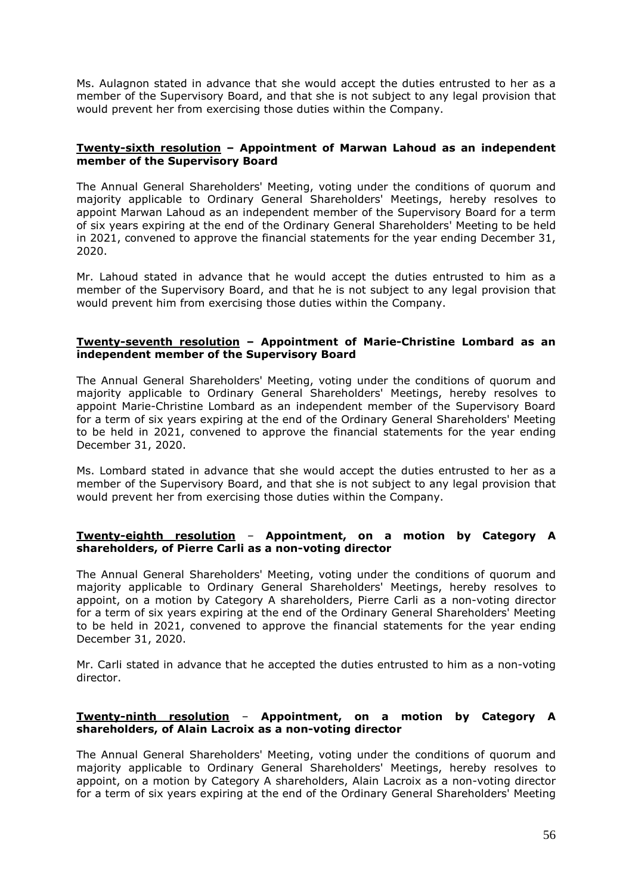Ms. Aulagnon stated in advance that she would accept the duties entrusted to her as a member of the Supervisory Board, and that she is not subject to any legal provision that would prevent her from exercising those duties within the Company.

**<u>Twenty-sixth resolution</u> – Appointment of Marwan Lahoud as an independent member of the Supervisory Board**

The Annual General Shareholders' Meeting, voting under the conditions of quorum and majority applicable to Ordinary General Shareholders' Meetings, hereby resolves to appoint Marwan Lahoud as an independent member of the Supervisory Board for a term of six years expiring at the end of the Ordinary General Shareholders' Meeting to be held in 2021, convened to approve the financial statements for the year ending December 31, 2020.

Mr. Lahoud stated in advance that he would accept the duties entrusted to him as a member of the Supervisory Board, and that he is not subject to any legal provision that would prevent him from exercising those duties within the Company.

**<u>Twenty-seventh resolution</u> – Appointment of Marie-Christine Lombard as an independent member of the Supervisory Board**

The Annual General Shareholders' Meeting, voting under the conditions of quorum and majority applicable to Ordinary General Shareholders' Meetings, hereby resolves to appoint Marie-Christine Lombard as an independent member of the Supervisory Board for a term of six years expiring at the end of the Ordinary General Shareholders' Meeting to be held in 2021, convened to approve the financial statements for the year ending December 31, 2020.

Ms. Lombard stated in advance that she would accept the duties entrusted to her as a member of the Supervisory Board, and that she is not subject to any legal provision that would prevent her from exercising those duties within the Company.

**<u>Twenty-eighth resolution</u> – Appointment, on a motion by Category A shareholders, of Pierre Carli as a non-voting director**

The Annual General Shareholders' Meeting, voting under the conditions of quorum and majority applicable to Ordinary General Shareholders' Meetings, hereby resolves to appoint, on a motion by Category A shareholders, Pierre Carli as a non-voting director for a term of six years expiring at the end of the Ordinary General Shareholders' Meeting to be held in 2021, convened to approve the financial statements for the year ending December 31, 2020.

Mr. Carli stated in advance that he accepted the duties entrusted to him as a non-voting director.

**<u>Twenty-ninth resolution</u> – Appointment, on a motion by Category A shareholders, of Alain Lacroix as a non-voting director**

The Annual General Shareholders' Meeting, voting under the conditions of quorum and majority applicable to Ordinary General Shareholders' Meetings, hereby resolves to appoint, on a motion by Category A shareholders, Alain Lacroix as a non-voting director for a term of six years expiring at the end of the Ordinary General Shareholders' Meeting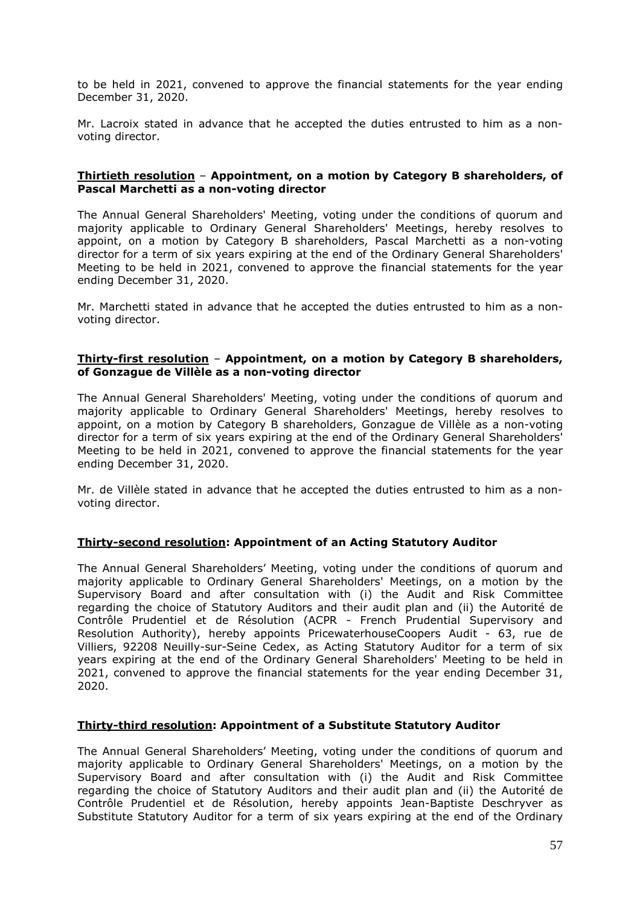to be held in 2021, convened to approve the financial statements for the year ending December 31, 2020.

Mr. Lacroix stated in advance that he accepted the duties entrusted to him as a non-voting director.

**Thirtieth resolution** – **Appointment, on a motion by Category B shareholders, of Pascal Marchetti as a non-voting director**

The Annual General Shareholders' Meeting, voting under the conditions of quorum and majority applicable to Ordinary General Shareholders' Meetings, hereby resolves to appoint, on a motion by Category B shareholders, Pascal Marchetti as a non-voting director for a term of six years expiring at the end of the Ordinary General Shareholders' Meeting to be held in 2021, convened to approve the financial statements for the year ending December 31, 2020.

Mr. Marchetti stated in advance that he accepted the duties entrusted to him as a non-voting director.

**Thirty-first resolution** – **Appointment, on a motion by Category B shareholders, of Gonzague de Villèle as a non-voting director**

The Annual General Shareholders' Meeting, voting under the conditions of quorum and majority applicable to Ordinary General Shareholders' Meetings, hereby resolves to appoint, on a motion by Category B shareholders, Gonzague de Villèle as a non-voting director for a term of six years expiring at the end of the Ordinary General Shareholders' Meeting to be held in 2021, convened to approve the financial statements for the year ending December 31, 2020.

Mr. de Villèle stated in advance that he accepted the duties entrusted to him as a non-voting director.

**Thirty-second resolution: Appointment of an Acting Statutory Auditor**

The Annual General Shareholders' Meeting, voting under the conditions of quorum and majority applicable to Ordinary General Shareholders' Meetings, on a motion by the Supervisory Board and after consultation with (i) the Audit and Risk Committee regarding the choice of Statutory Auditors and their audit plan and (ii) the Autorité de Contrôle Prudentiel et de Résolution (ACPR - French Prudential Supervisory and Resolution Authority), hereby appoints PricewaterhouseCoopers Audit - 63, rue de Villiers, 92208 Neuilly-sur-Seine Cedex, as Acting Statutory Auditor for a term of six years expiring at the end of the Ordinary General Shareholders' Meeting to be held in 2021, convened to approve the financial statements for the year ending December 31, 2020.

**Thirty-third resolution: Appointment of a Substitute Statutory Auditor**

The Annual General Shareholders' Meeting, voting under the conditions of quorum and majority applicable to Ordinary General Shareholders' Meetings, on a motion by the Supervisory Board and after consultation with (i) the Audit and Risk Committee regarding the choice of Statutory Auditors and their audit plan and (ii) the Autorité de Contrôle Prudentiel et de Résolution, hereby appoints Jean-Baptiste Deschryver as Substitute Statutory Auditor for a term of six years expiring at the end of the Ordinary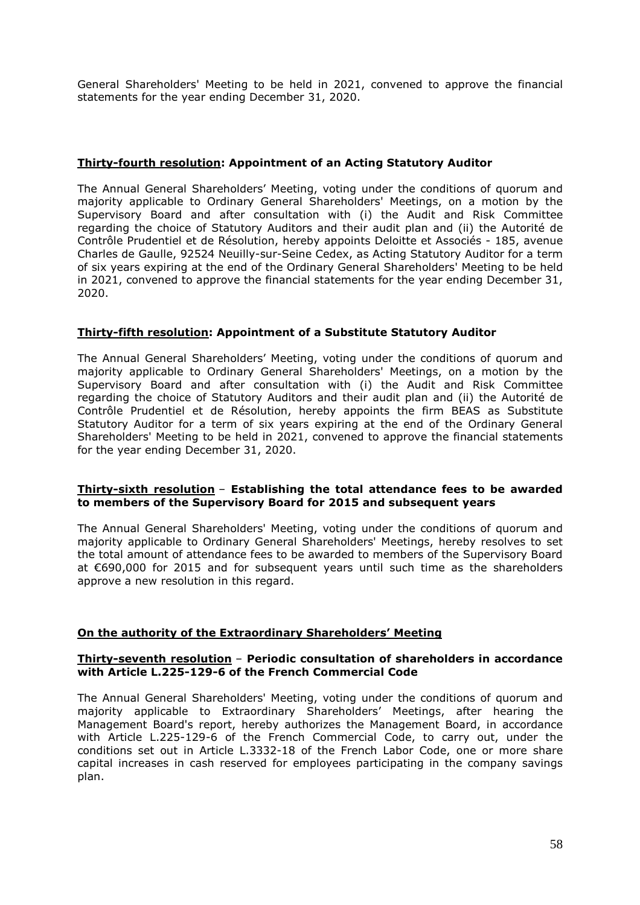General Shareholders' Meeting to be held in 2021, convened to approve the financial statements for the year ending December 31, 2020.

### **Thirty-fourth resolution: Appointment of an Acting Statutory Auditor**

The Annual General Shareholders' Meeting, voting under the conditions of quorum and majority applicable to Ordinary General Shareholders' Meetings, on a motion by the Supervisory Board and after consultation with (i) the Audit and Risk Committee regarding the choice of Statutory Auditors and their audit plan and (ii) the Autorité de Contrôle Prudentiel et de Résolution, hereby appoints Deloitte et Associés - 185, avenue Charles de Gaulle, 92524 Neuilly-sur-Seine Cedex, as Acting Statutory Auditor for a term of six years expiring at the end of the Ordinary General Shareholders' Meeting to be held in 2021, convened to approve the financial statements for the year ending December 31, 2020.

### **Thirty-fifth resolution: Appointment of a Substitute Statutory Auditor**

The Annual General Shareholders' Meeting, voting under the conditions of quorum and majority applicable to Ordinary General Shareholders' Meetings, on a motion by the Supervisory Board and after consultation with (i) the Audit and Risk Committee regarding the choice of Statutory Auditors and their audit plan and (ii) the Autorité de Contrôle Prudentiel et de Résolution, hereby appoints the firm BEAS as Substitute Statutory Auditor for a term of six years expiring at the end of the Ordinary General Shareholders' Meeting to be held in 2021, convened to approve the financial statements for the year ending December 31, 2020.

### **Thirty-sixth resolution – Establishing the total attendance fees to be awarded to members of the Supervisory Board for 2015 and subsequent years**

The Annual General Shareholders' Meeting, voting under the conditions of quorum and majority applicable to Ordinary General Shareholders' Meetings, hereby resolves to set the total amount of attendance fees to be awarded to members of the Supervisory Board at €690,000 for 2015 and for subsequent years until such time as the shareholders approve a new resolution in this regard.

## **On the authority of the Extraordinary Shareholders' Meeting**

### **Thirty-seventh resolution – Periodic consultation of shareholders in accordance with Article L.225-129-6 of the French Commercial Code**

The Annual General Shareholders' Meeting, voting under the conditions of quorum and majority applicable to Extraordinary Shareholders' Meetings, after hearing the Management Board's report, hereby authorizes the Management Board, in accordance with Article L.225-129-6 of the French Commercial Code, to carry out, under the conditions set out in Article L.3332-18 of the French Labor Code, one or more share capital increases in cash reserved for employees participating in the company savings plan.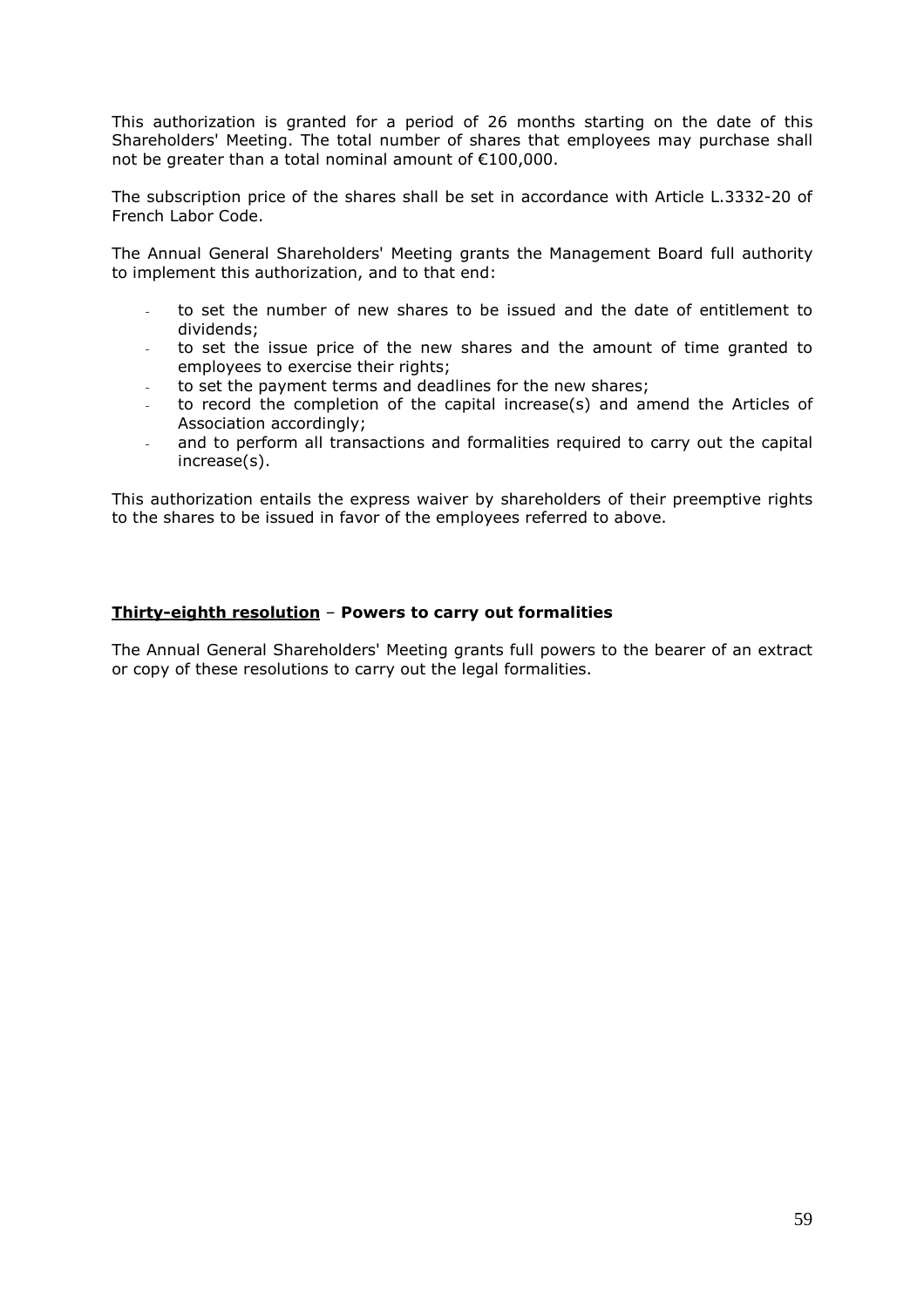This authorization is granted for a period of 26 months starting on the date of this Shareholders' Meeting. The total number of shares that employees may purchase shall not be greater than a total nominal amount of €100,000.

The subscription price of the shares shall be set in accordance with Article L.3332-20 of French Labor Code.

The Annual General Shareholders' Meeting grants the Management Board full authority to implement this authorization, and to that end:

- to set the number of new shares to be issued and the date of entitlement to dividends;
- to set the issue price of the new shares and the amount of time granted to employees to exercise their rights;
- to set the payment terms and deadlines for the new shares;
- to record the completion of the capital increase(s) and amend the Articles of Association accordingly;
- and to perform all transactions and formalities required to carry out the capital increase(s).

This authorization entails the express waiver by shareholders of their preemptive rights to the shares to be issued in favor of the employees referred to above.

**Thirty-eighth resolution** – **Powers to carry out formalities**

The Annual General Shareholders' Meeting grants full powers to the bearer of an extract or copy of these resolutions to carry out the legal formalities.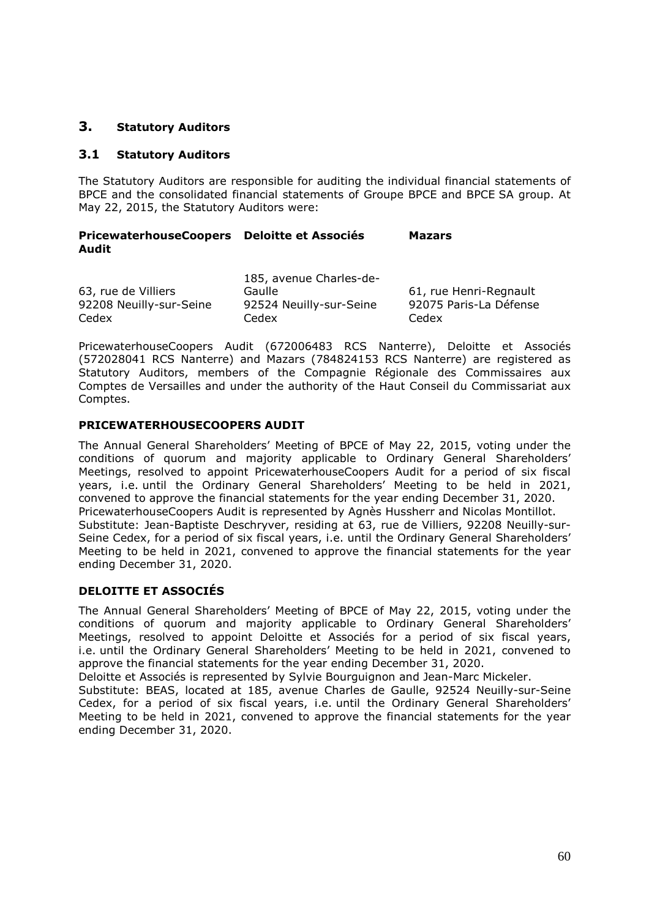# 3. Statutory Auditors

## 3.1 Statutory Auditors

The Statutory Auditors are responsible for auditing the individual financial statements of BPCE and the consolidated financial statements of Groupe BPCE and BPCE SA group. At May 22, 2015, the Statutory Auditors were:

| PricewaterhouseCoopers Audit | Deloitte et Associés | Mazars |
| --- | --- | --- |
| 63, rue de Villiers<br>92208 Neuilly-sur-Seine Cedex | 185, avenue Charles-de-Gaulle<br>92524 Neuilly-sur-Seine Cedex | 61, rue Henri-Regnault<br>92075 Paris-La Défense Cedex |

PricewaterhouseCoopers Audit (672006483 RCS Nanterre), Deloitte et Associés (572028041 RCS Nanterre) and Mazars (784824153 RCS Nanterre) are registered as Statutory Auditors, members of the Compagnie Régionale des Commissaires aux Comptes de Versailles and under the authority of the Haut Conseil du Commissariat aux Comptes.

**PRICEWATERHOUSECOOPERS AUDIT**

The Annual General Shareholders' Meeting of BPCE of May 22, 2015, voting under the conditions of quorum and majority applicable to Ordinary General Shareholders' Meetings, resolved to appoint PricewaterhouseCoopers Audit for a period of six fiscal years, i.e. until the Ordinary General Shareholders' Meeting to be held in 2021, convened to approve the financial statements for the year ending December 31, 2020.
PricewaterhouseCoopers Audit is represented by Agnès Hussherr and Nicolas Montillot.
Substitute: Jean-Baptiste Deschryver, residing at 63, rue de Villiers, 92208 Neuilly-sur-Seine Cedex, for a period of six fiscal years, i.e. until the Ordinary General Shareholders' Meeting to be held in 2021, convened to approve the financial statements for the year ending December 31, 2020.

**DELOITTE ET ASSOCIÉS**

The Annual General Shareholders' Meeting of BPCE of May 22, 2015, voting under the conditions of quorum and majority applicable to Ordinary General Shareholders' Meetings, resolved to appoint Deloitte et Associés for a period of six fiscal years, i.e. until the Ordinary General Shareholders' Meeting to be held in 2021, convened to approve the financial statements for the year ending December 31, 2020.
Deloitte et Associés is represented by Sylvie Bourguignon and Jean-Marc Mickeler.
Substitute: BEAS, located at 185, avenue Charles de Gaulle, 92524 Neuilly-sur-Seine Cedex, for a period of six fiscal years, i.e. until the Ordinary General Shareholders' Meeting to be held in 2021, convened to approve the financial statements for the year ending December 31, 2020.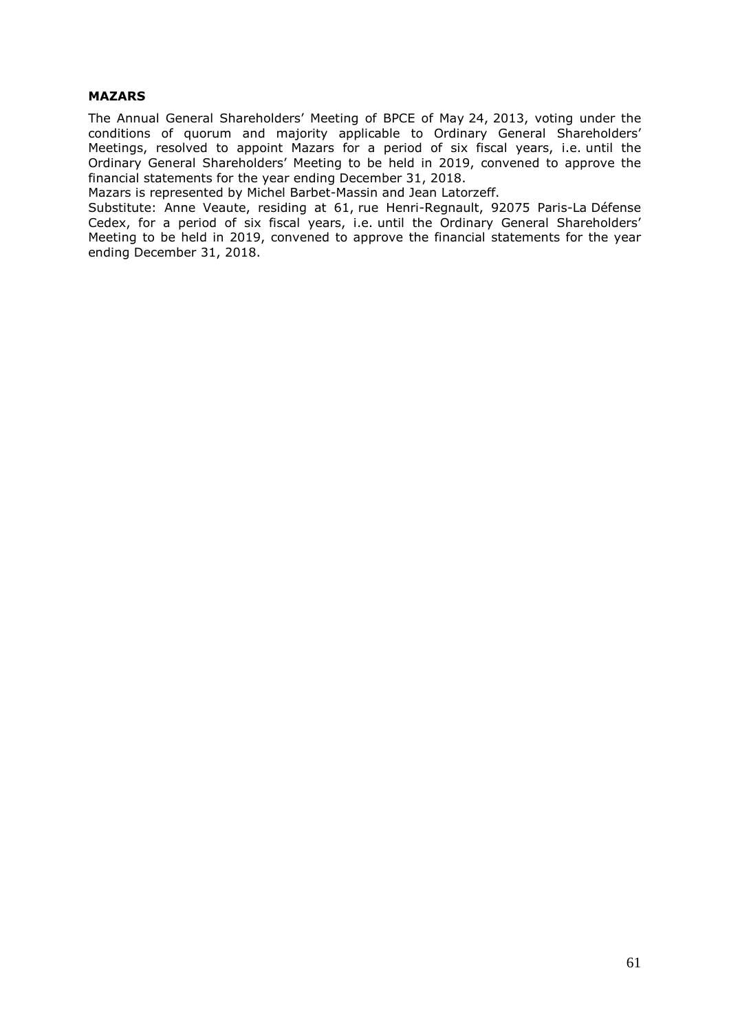**MAZARS**

The Annual General Shareholders' Meeting of BPCE of May 24, 2013, voting under the conditions of quorum and majority applicable to Ordinary General Shareholders' Meetings, resolved to appoint Mazars for a period of six fiscal years, i.e. until the Ordinary General Shareholders' Meeting to be held in 2019, convened to approve the financial statements for the year ending December 31, 2018.

Mazars is represented by Michel Barbet-Massin and Jean Latorzeff.

Substitute: Anne Veaute, residing at 61, rue Henri-Regnault, 92075 Paris-La Défense Cedex, for a period of six fiscal years, i.e. until the Ordinary General Shareholders' Meeting to be held in 2019, convened to approve the financial statements for the year ending December 31, 2018.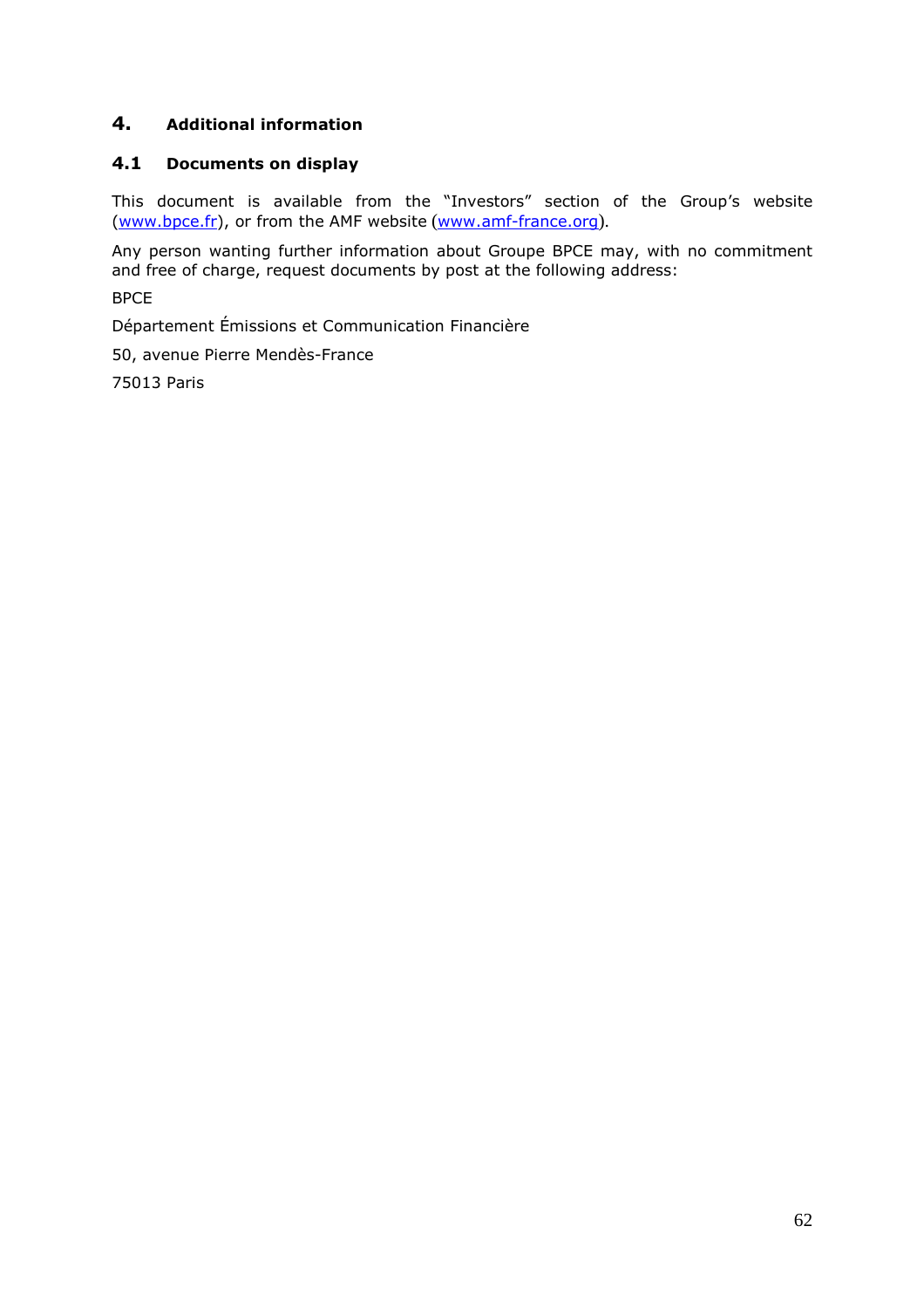# 4. Additional information

## 4.1 Documents on display

This document is available from the “Investors” section of the Group’s website (www.bpce.fr), or from the AMF website (www.amf-france.org).

Any person wanting further information about Groupe BPCE may, with no commitment and free of charge, request documents by post at the following address:

BPCE

Département Émissions et Communication Financière

50, avenue Pierre Mendès-France

75013 Paris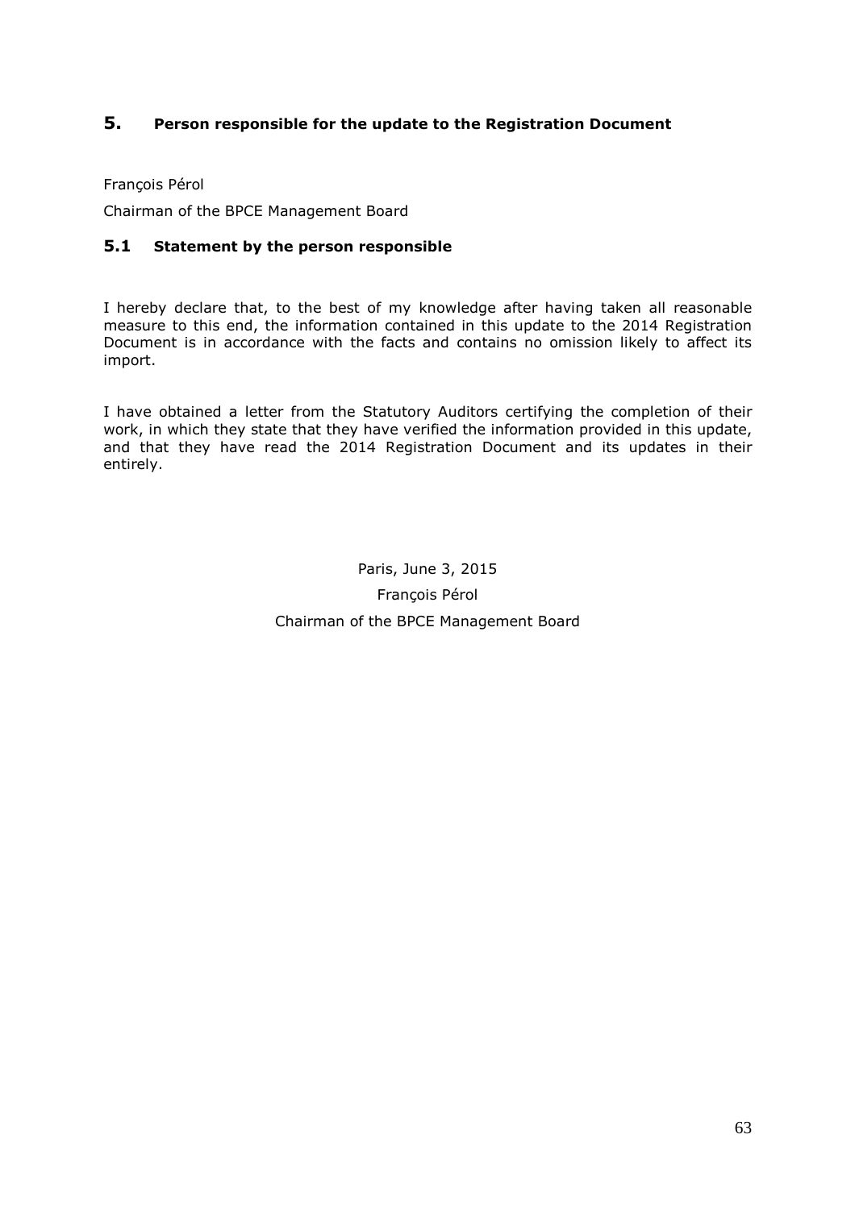## 5. Person responsible for the update to the Registration Document

François Pérol

Chairman of the BPCE Management Board

### 5.1 Statement by the person responsible

I hereby declare that, to the best of my knowledge after having taken all reasonable measure to this end, the information contained in this update to the 2014 Registration Document is in accordance with the facts and contains no omission likely to affect its import.

I have obtained a letter from the Statutory Auditors certifying the completion of their work, in which they state that they have verified the information provided in this update, and that they have read the 2014 Registration Document and its updates in their entirely.

Paris, June 3, 2015

François Pérol

Chairman of the BPCE Management Board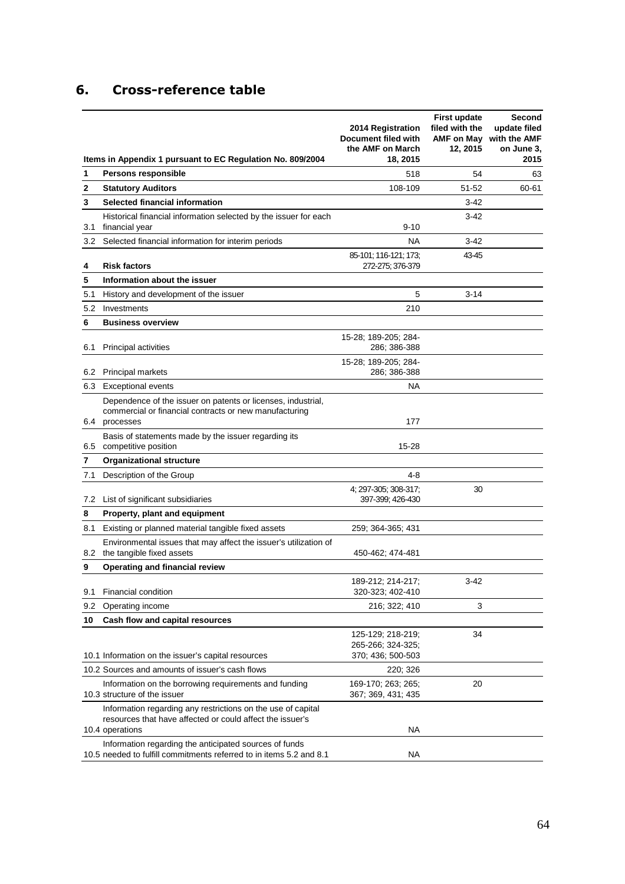## 6. Cross-reference table

| | Items in Appendix 1 pursuant to EC Regulation No. 809/2004 | 2014 Registration Document filed with the AMF on March 18, 2015 | First update filed with the AMF on May 12, 2015 | Second update filed with the AMF on June 3, 2015 |
|---|---|---|---|---|
| 1 | **Persons responsible** | 518 | 54 | 63 |
| 2 | **Statutory Auditors** | 108-109 | 51-52 | 60-61 |
| 3 | **Selected financial information** | | 3-42 | |
| 3.1 | Historical financial information selected by the issuer for each financial year | 9-10 | 3-42 | |
| 3.2 | Selected financial information for interim periods | NA | 3-42 | |
| 4 | **Risk factors** | 85-101; 116-121; 173; 272-275; 376-379 | 43-45 | |
| 5 | **Information about the issuer** | | | |
| 5.1 | History and development of the issuer | 5 | 3-14 | |
| 5.2 | Investments | 210 | | |
| 6 | **Business overview** | | | |
| 6.1 | Principal activities | 15-28; 189-205; 284-286; 386-388 | | |
| 6.2 | Principal markets | 15-28; 189-205; 284-286; 386-388 | | |
| 6.3 | Exceptional events | NA | | |
| 6.4 | Dependence of the issuer on patents or licenses, industrial, commercial or financial contracts or new manufacturing processes | 177 | | |
| 6.5 | Basis of statements made by the issuer regarding its competitive position | 15-28 | | |
| 7 | **Organizational structure** | | | |
| 7.1 | Description of the Group | 4-8 | | |
| 7.2 | List of significant subsidiaries | 4; 297-305; 308-317; 397-399; 426-430 | 30 | |
| 8 | **Property, plant and equipment** | | | |
| 8.1 | Existing or planned material tangible fixed assets | 259; 364-365; 431 | | |
| 8.2 | Environmental issues that may affect the issuer's utilization of the tangible fixed assets | 450-462; 474-481 | | |
| 9 | **Operating and financial review** | | | |
| 9.1 | Financial condition | 189-212; 214-217; 320-323; 402-410 | 3-42 | |
| 9.2 | Operating income | 216; 322; 410 | 3 | |
| 10 | **Cash flow and capital resources** | | | |
| 10.1 | Information on the issuer's capital resources | 125-129; 218-219; 265-266; 324-325; 370; 436; 500-503 | 34 | |
| 10.2 | Sources and amounts of issuer's cash flows | 220; 326 | | |
| 10.3 | Information on the borrowing requirements and funding structure of the issuer | 169-170; 263; 265; 367; 369, 431; 435 | 20 | |
| 10.4 | Information regarding any restrictions on the use of capital resources that have affected or could affect the issuer's operations | NA | | |
| 10.5 | Information regarding the anticipated sources of funds needed to fulfill commitments referred to in items 5.2 and 8.1 | NA | | |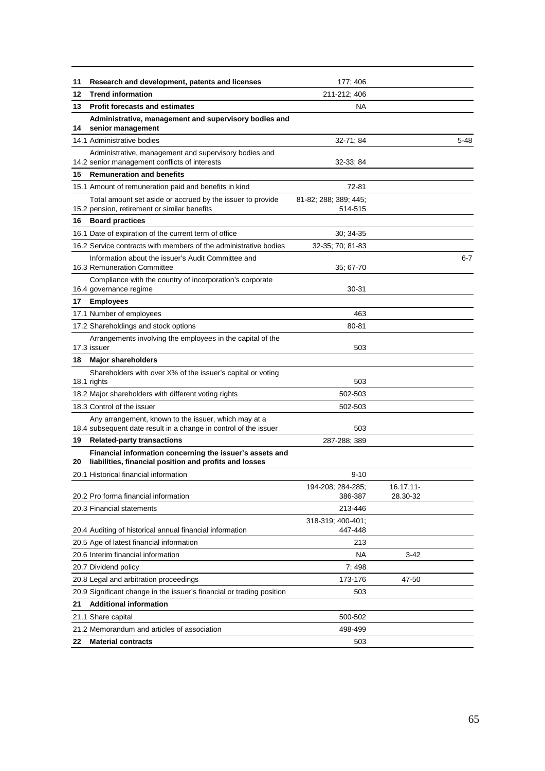| | | | | |
|---|---|---|---|---|
| **11** | **Research and development, patents and licenses** | 177; 406 | | |
| **12** | **Trend information** | 211-212; 406 | | |
| **13** | **Profit forecasts and estimates** | NA | | |
| **14** | **Administrative, management and supervisory bodies and senior management** | | | |
| 14.1 | Administrative bodies | 32-71; 84 | | 5-48 |
| 14.2 | Administrative, management and supervisory bodies and senior management conflicts of interests | 32-33; 84 | | |
| **15** | **Remuneration and benefits** | | | |
| 15.1 | Amount of remuneration paid and benefits in kind | 72-81 | | |
| 15.2 | Total amount set aside or accrued by the issuer to provide pension, retirement or similar benefits | 81-82; 288; 389; 445; 514-515 | | |
| **16** | **Board practices** | | | |
| 16.1 | Date of expiration of the current term of office | 30; 34-35 | | |
| 16.2 | Service contracts with members of the administrative bodies | 32-35; 70; 81-83 | | |
| 16.3 | Information about the issuer's Audit Committee and Remuneration Committee | 35; 67-70 | | 6-7 |
| 16.4 | Compliance with the country of incorporation's corporate governance regime | 30-31 | | |
| **17** | **Employees** | | | |
| 17.1 | Number of employees | 463 | | |
| 17.2 | Shareholdings and stock options | 80-81 | | |
| 17.3 | Arrangements involving the employees in the capital of the issuer | 503 | | |
| **18** | **Major shareholders** | | | |
| 18.1 | Shareholders with over X% of the issuer's capital or voting rights | 503 | | |
| 18.2 | Major shareholders with different voting rights | 502-503 | | |
| 18.3 | Control of the issuer | 502-503 | | |
| 18.4 | Any arrangement, known to the issuer, which may at a subsequent date result in a change in control of the issuer | 503 | | |
| **19** | **Related-party transactions** | 287-288; 389 | | |
| **20** | **Financial information concerning the issuer's assets and liabilities, financial position and profits and losses** | | | |
| 20.1 | Historical financial information | 9-10 | | |
| 20.2 | Pro forma financial information | 194-208; 284-285; 386-387 | 16.17.11-28.30-32 | |
| 20.3 | Financial statements | 213-446 | | |
| 20.4 | Auditing of historical annual financial information | 318-319; 400-401; 447-448 | | |
| 20.5 | Age of latest financial information | 213 | | |
| 20.6 | Interim financial information | NA | 3-42 | |
| 20.7 | Dividend policy | 7; 498 | | |
| 20.8 | Legal and arbitration proceedings | 173-176 | 47-50 | |
| 20.9 | Significant change in the issuer's financial or trading position | 503 | | |
| **21** | **Additional information** | | | |
| 21.1 | Share capital | 500-502 | | |
| 21.2 | Memorandum and articles of association | 498-499 | | |
| **22** | **Material contracts** | 503 | | |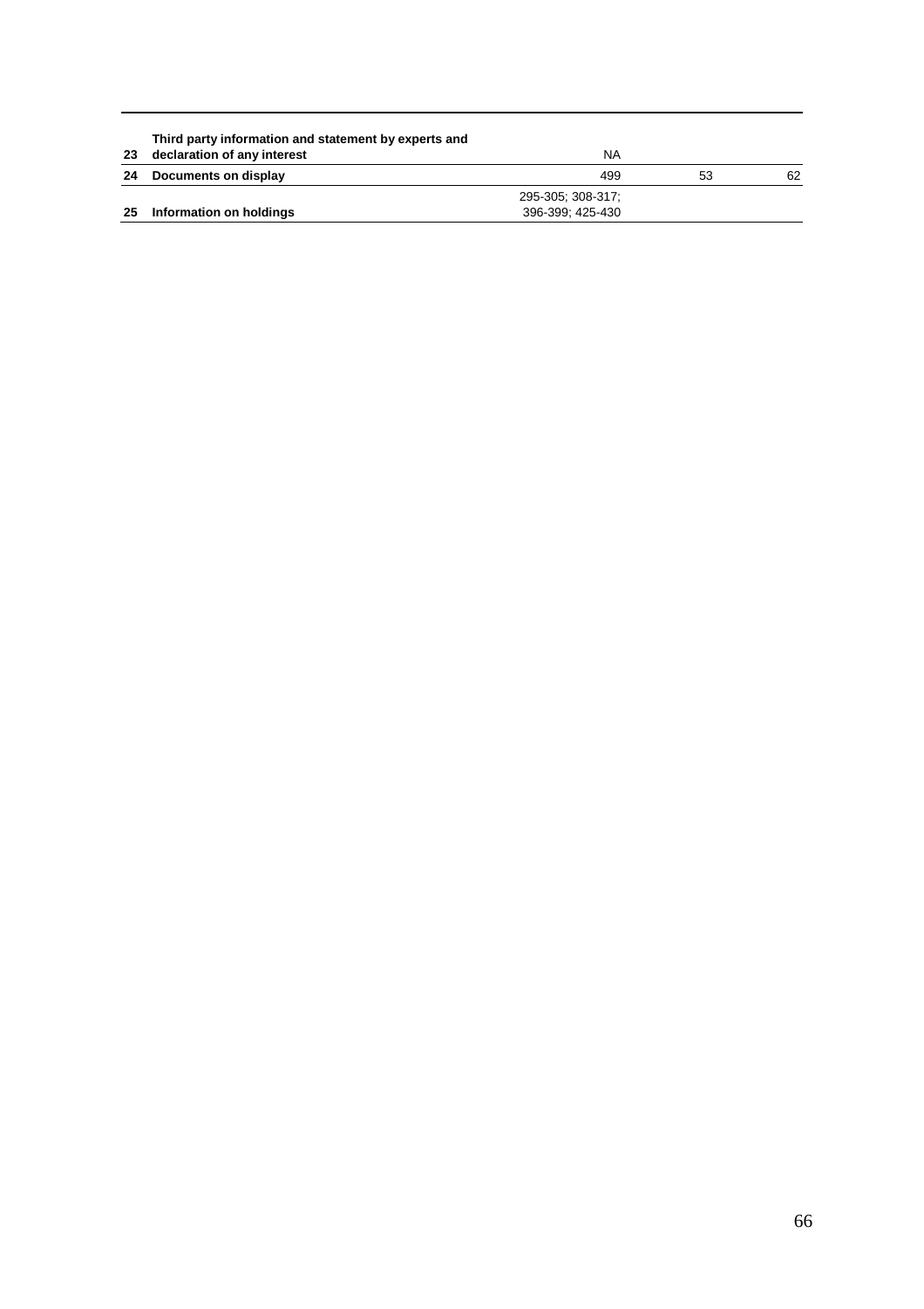| | | | | |
|---|---|---|---|---|
| 23 | Third party information and statement by experts and declaration of any interest | NA | | |
| 24 | Documents on display | 499 | 53 | 62 |
| 25 | Information on holdings | 295-305; 308-317; 396-399; 425-430 | | |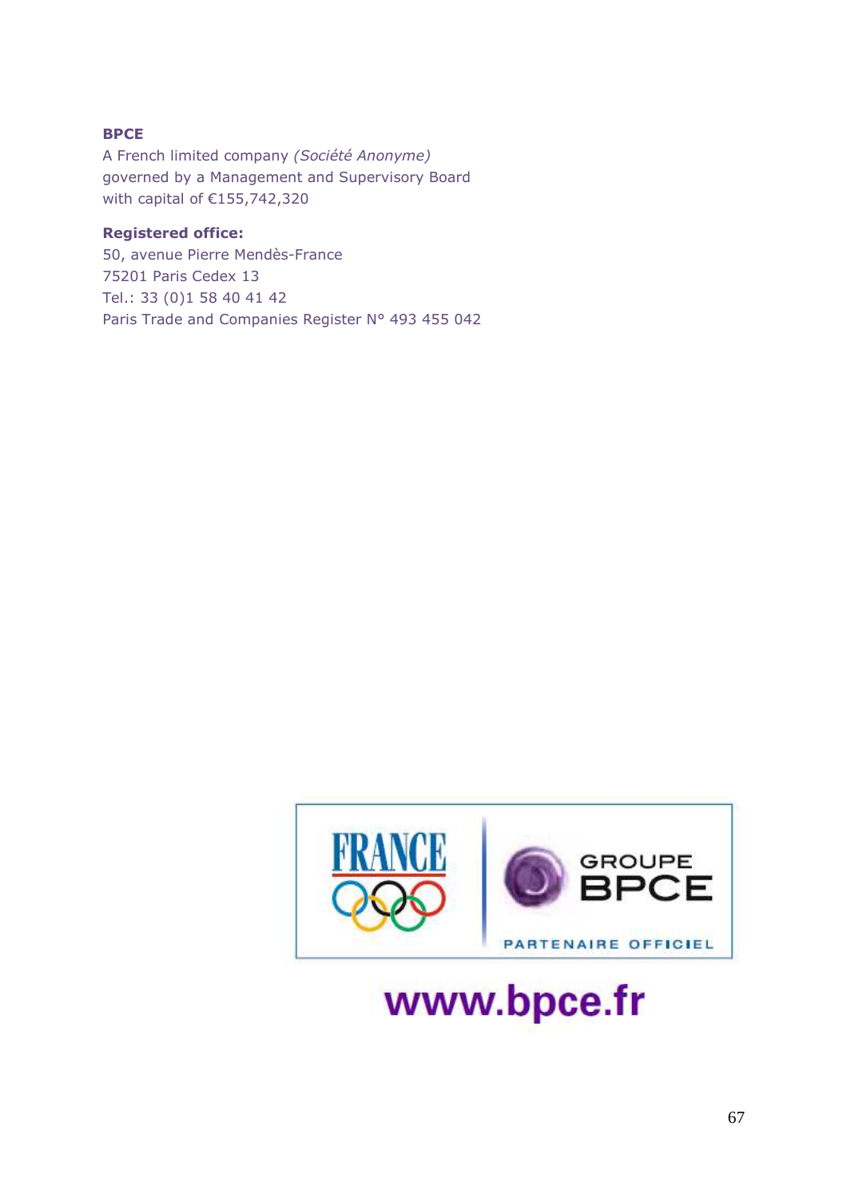**BPCE**

A French limited company *(Société Anonyme)*
governed by a Management and Supervisory Board
with capital of €155,742,320

**Registered office:**

50, avenue Pierre Mendès-France
75201 Paris Cedex 13
Tel.: 33 (0)1 58 40 41 42
Paris Trade and Companies Register N° 493 455 042

FRANCE

GROUPE BPCE

PARTENAIRE OFFICIEL

www.bpce.fr